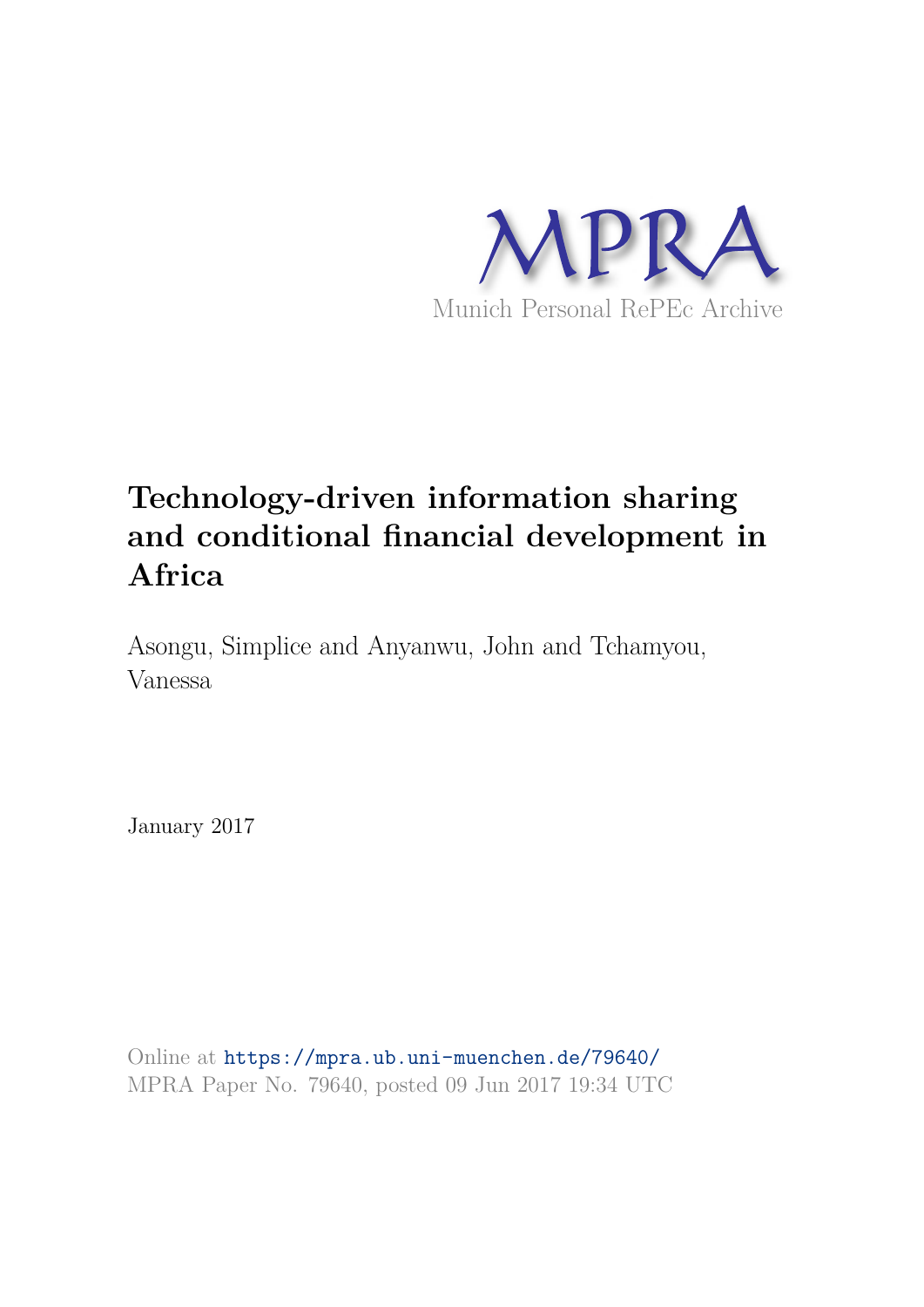MPRA

Munich Personal RePEc Archive

# Technology-driven information sharing and conditional financial development in Africa

Asongu, Simplice and Anyanwu, John and Tchamyou, Vanessa

January 2017

Online at https://mpra.ub.uni-muenchen.de/79640/
MPRA Paper No. 79640, posted 09 Jun 2017 19:34 UTC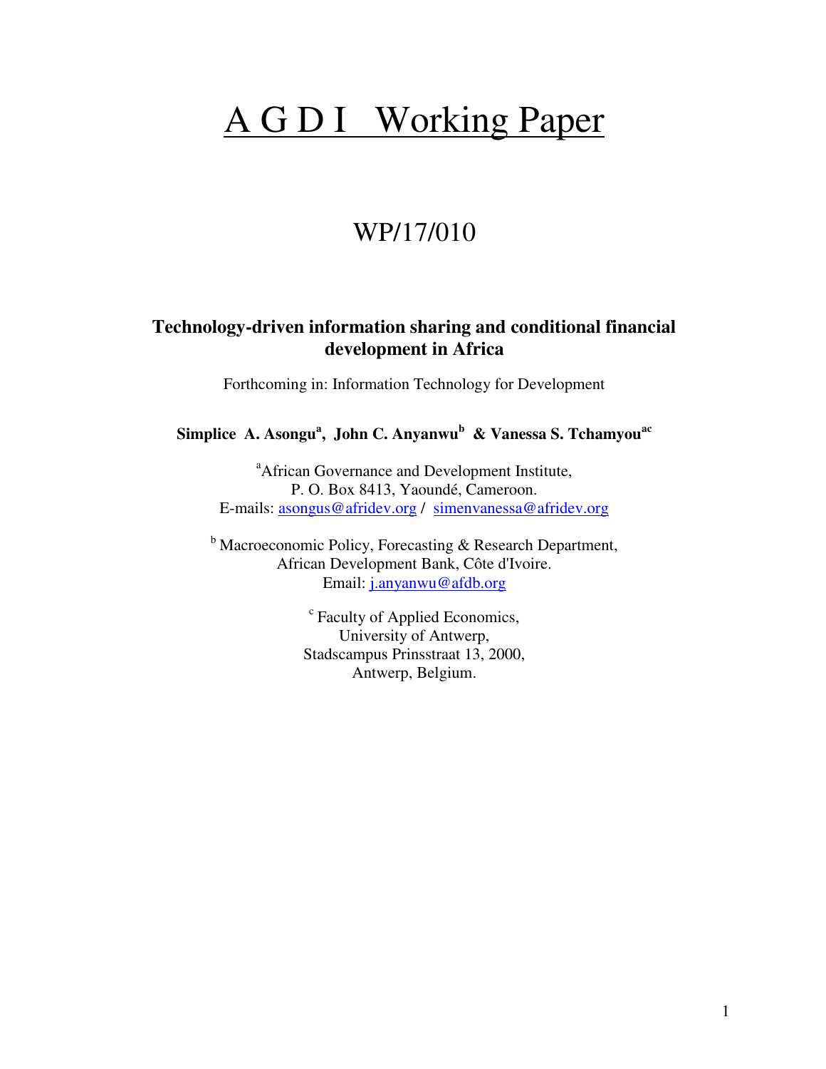# A G D I Working Paper

## WP/17/010

**Technology-driven information sharing and conditional financial development in Africa**

Forthcoming in: Information Technology for Development

**Simplice A. Asongu[a], John C. Anyanwu[b] & Vanessa S. Tchamyou[ac]**

[a]African Governance and Development Institute,
P. O. Box 8413, Yaoundé, Cameroon.
E-mails: asongus@afridev.org / simenvanessa@afridev.org

[b] Macroeconomic Policy, Forecasting & Research Department,
African Development Bank, Côte d'Ivoire.
Email: j.anyanwu@afdb.org

[c] Faculty of Applied Economics,
University of Antwerp,
Stadscampus Prinsstraat 13, 2000,
Antwerp, Belgium.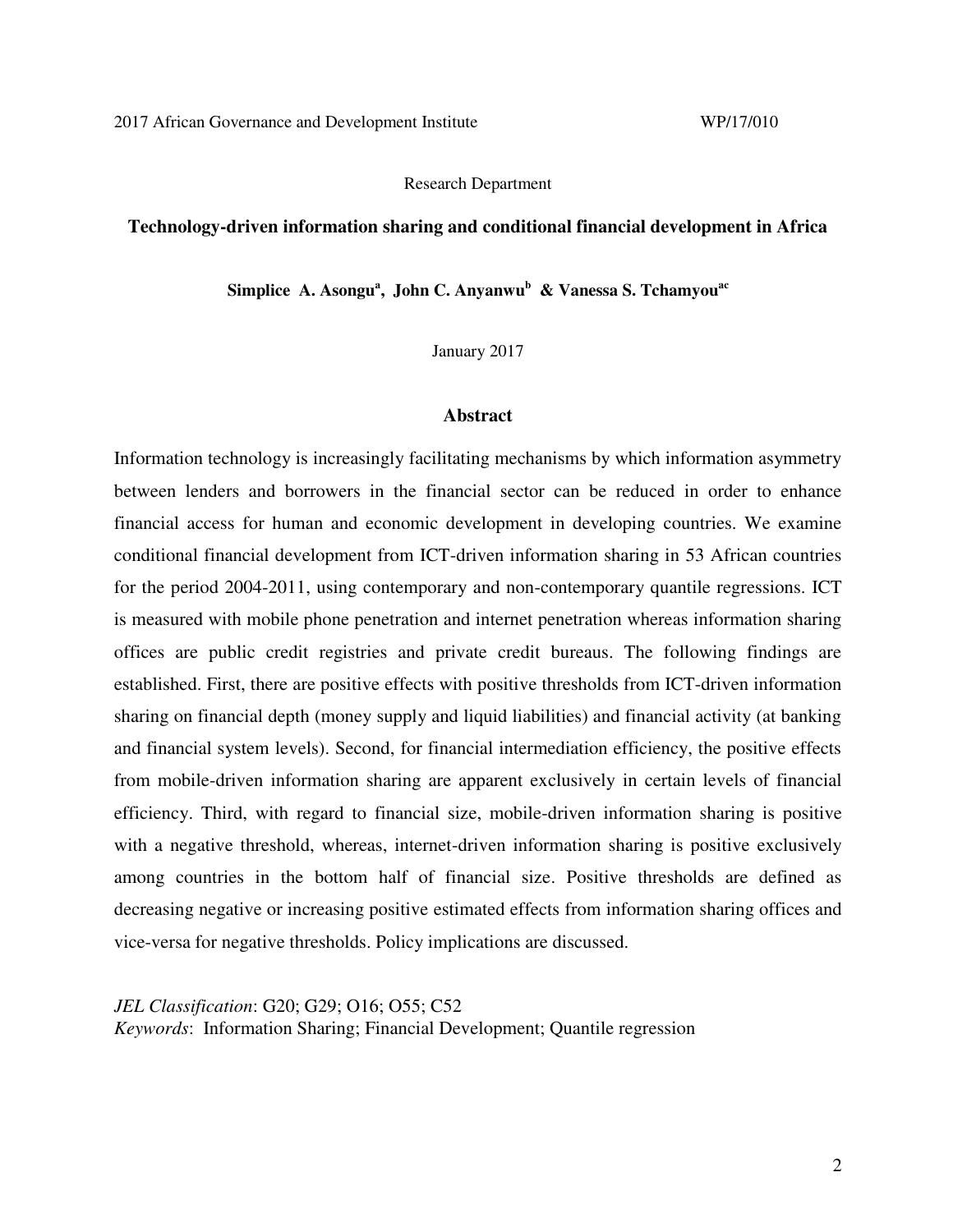Research Department

**Technology-driven information sharing and conditional financial development in Africa**

**Simplice A. Asongu[a], John C. Anyanwu[b] & Vanessa S. Tchamyou[ac]**

January 2017

## Abstract

Information technology is increasingly facilitating mechanisms by which information asymmetry between lenders and borrowers in the financial sector can be reduced in order to enhance financial access for human and economic development in developing countries. We examine conditional financial development from ICT-driven information sharing in 53 African countries for the period 2004-2011, using contemporary and non-contemporary quantile regressions. ICT is measured with mobile phone penetration and internet penetration whereas information sharing offices are public credit registries and private credit bureaus. The following findings are established. First, there are positive effects with positive thresholds from ICT-driven information sharing on financial depth (money supply and liquid liabilities) and financial activity (at banking and financial system levels). Second, for financial intermediation efficiency, the positive effects from mobile-driven information sharing are apparent exclusively in certain levels of financial efficiency. Third, with regard to financial size, mobile-driven information sharing is positive with a negative threshold, whereas, internet-driven information sharing is positive exclusively among countries in the bottom half of financial size. Positive thresholds are defined as decreasing negative or increasing positive estimated effects from information sharing offices and vice-versa for negative thresholds. Policy implications are discussed.

*JEL Classification*: G20; G29; O16; O55; C52
*Keywords*: Information Sharing; Financial Development; Quantile regression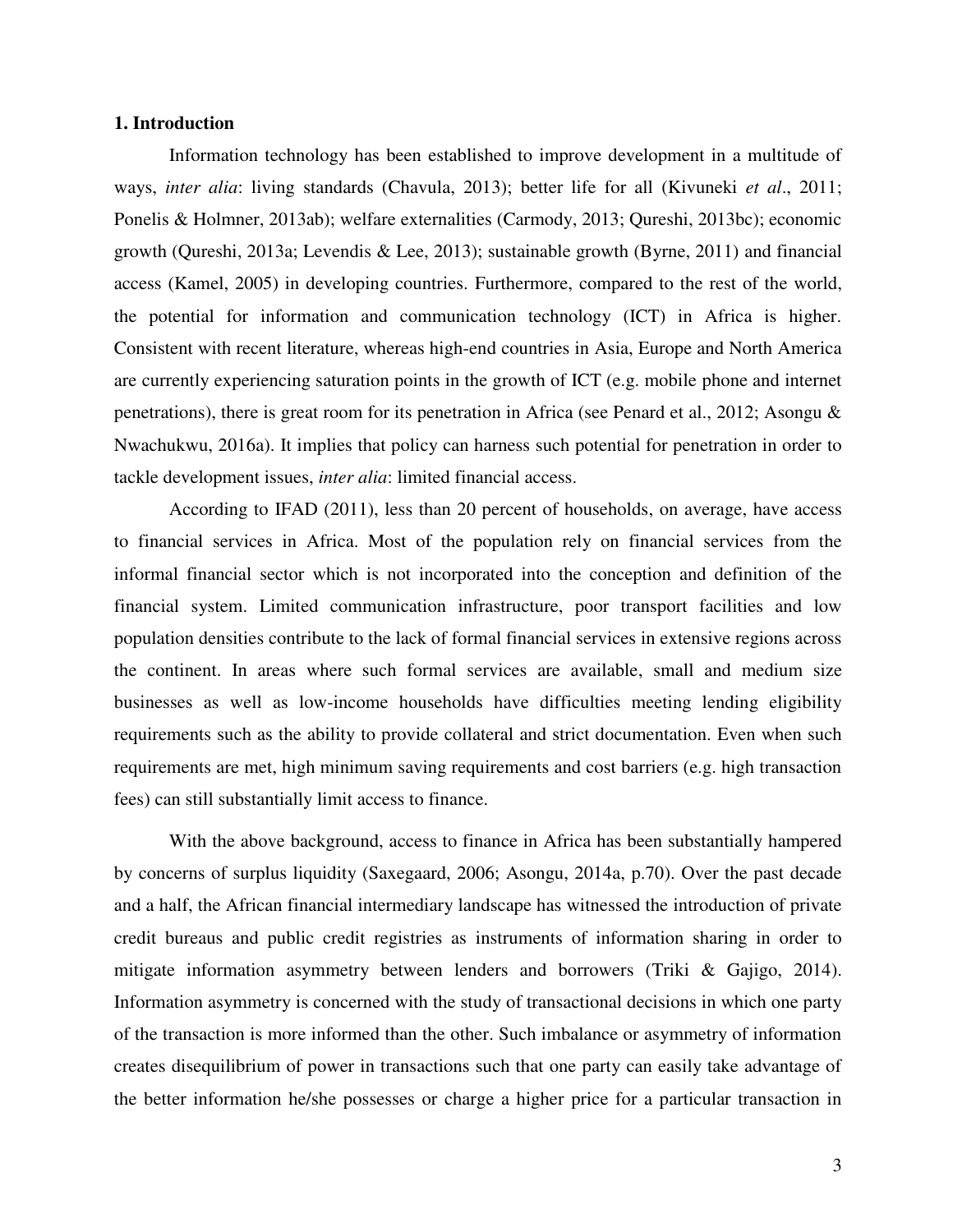## 1. Introduction

Information technology has been established to improve development in a multitude of ways, *inter alia*: living standards (Chavula, 2013); better life for all (Kivuneki *et al*., 2011; Ponelis & Holmner, 2013ab); welfare externalities (Carmody, 2013; Qureshi, 2013bc); economic growth (Qureshi, 2013a; Levendis & Lee, 2013); sustainable growth (Byrne, 2011) and financial access (Kamel, 2005) in developing countries. Furthermore, compared to the rest of the world, the potential for information and communication technology (ICT) in Africa is higher. Consistent with recent literature, whereas high-end countries in Asia, Europe and North America are currently experiencing saturation points in the growth of ICT (e.g. mobile phone and internet penetrations), there is great room for its penetration in Africa (see Penard et al., 2012; Asongu & Nwachukwu, 2016a). It implies that policy can harness such potential for penetration in order to tackle development issues, *inter alia*: limited financial access.

According to IFAD (2011), less than 20 percent of households, on average, have access to financial services in Africa. Most of the population rely on financial services from the informal financial sector which is not incorporated into the conception and definition of the financial system. Limited communication infrastructure, poor transport facilities and low population densities contribute to the lack of formal financial services in extensive regions across the continent. In areas where such formal services are available, small and medium size businesses as well as low-income households have difficulties meeting lending eligibility requirements such as the ability to provide collateral and strict documentation. Even when such requirements are met, high minimum saving requirements and cost barriers (e.g. high transaction fees) can still substantially limit access to finance.

With the above background, access to finance in Africa has been substantially hampered by concerns of surplus liquidity (Saxegaard, 2006; Asongu, 2014a, p.70). Over the past decade and a half, the African financial intermediary landscape has witnessed the introduction of private credit bureaus and public credit registries as instruments of information sharing in order to mitigate information asymmetry between lenders and borrowers (Triki & Gajigo, 2014). Information asymmetry is concerned with the study of transactional decisions in which one party of the transaction is more informed than the other. Such imbalance or asymmetry of information creates disequilibrium of power in transactions such that one party can easily take advantage of the better information he/she possesses or charge a higher price for a particular transaction in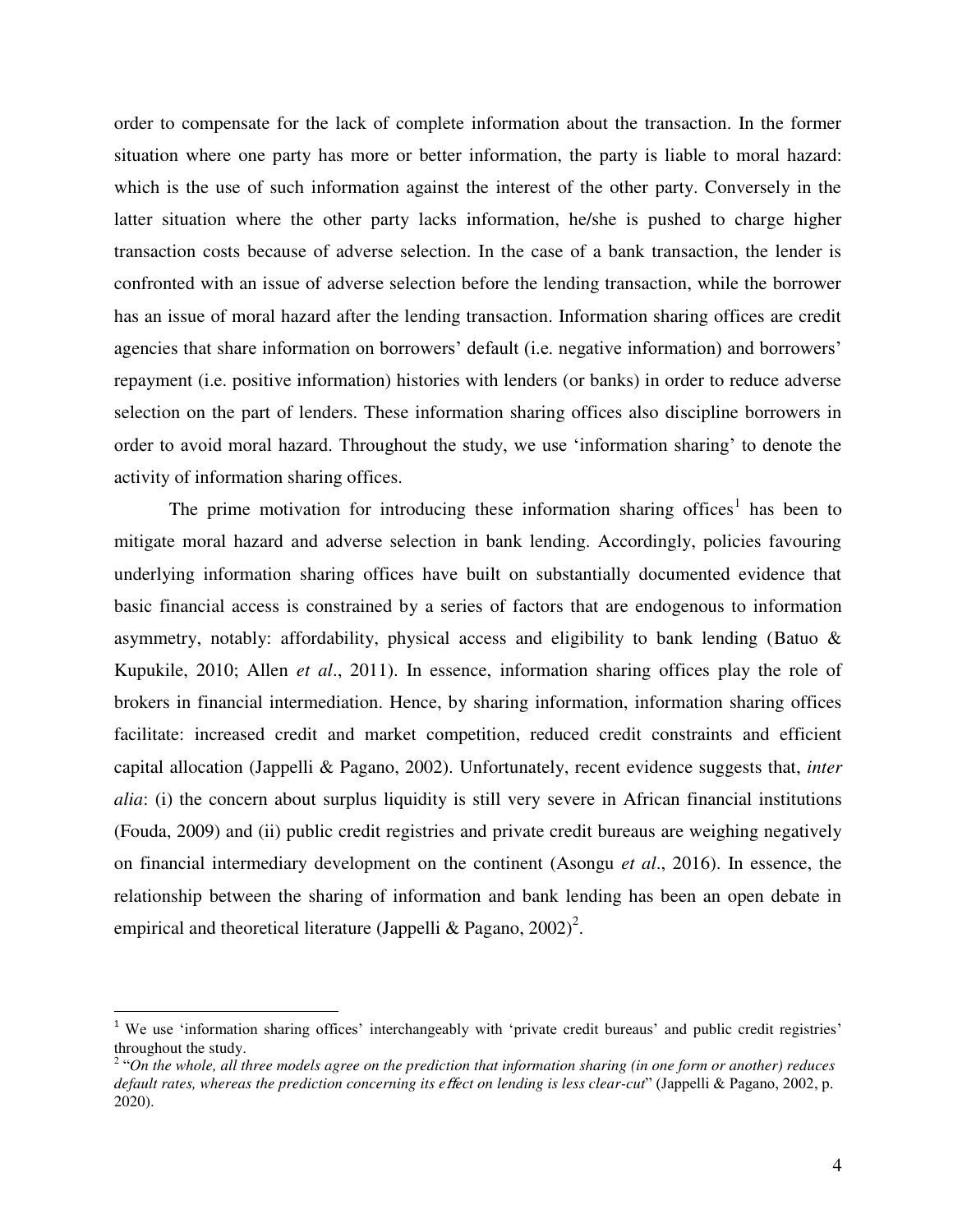order to compensate for the lack of complete information about the transaction. In the former situation where one party has more or better information, the party is liable to moral hazard: which is the use of such information against the interest of the other party. Conversely in the latter situation where the other party lacks information, he/she is pushed to charge higher transaction costs because of adverse selection. In the case of a bank transaction, the lender is confronted with an issue of adverse selection before the lending transaction, while the borrower has an issue of moral hazard after the lending transaction. Information sharing offices are credit agencies that share information on borrowers' default (i.e. negative information) and borrowers' repayment (i.e. positive information) histories with lenders (or banks) in order to reduce adverse selection on the part of lenders. These information sharing offices also discipline borrowers in order to avoid moral hazard. Throughout the study, we use 'information sharing' to denote the activity of information sharing offices.

The prime motivation for introducing these information sharing offices[1] has been to mitigate moral hazard and adverse selection in bank lending. Accordingly, policies favouring underlying information sharing offices have built on substantially documented evidence that basic financial access is constrained by a series of factors that are endogenous to information asymmetry, notably: affordability, physical access and eligibility to bank lending (Batuo & Kupukile, 2010; Allen *et al*., 2011). In essence, information sharing offices play the role of brokers in financial intermediation. Hence, by sharing information, information sharing offices facilitate: increased credit and market competition, reduced credit constraints and efficient capital allocation (Jappelli & Pagano, 2002). Unfortunately, recent evidence suggests that, *inter alia*: (i) the concern about surplus liquidity is still very severe in African financial institutions (Fouda, 2009) and (ii) public credit registries and private credit bureaus are weighing negatively on financial intermediary development on the continent (Asongu *et al*., 2016). In essence, the relationship between the sharing of information and bank lending has been an open debate in empirical and theoretical literature (Jappelli & Pagano, 2002)[2].

---

[1] We use 'information sharing offices' interchangeably with 'private credit bureaus' and public credit registries' throughout the study.

[2] "*On the whole, all three models agree on the prediction that information sharing (in one form or another) reduces default rates, whereas the prediction concerning its effect on lending is less clear-cut*" (Jappelli & Pagano, 2002, p. 2020).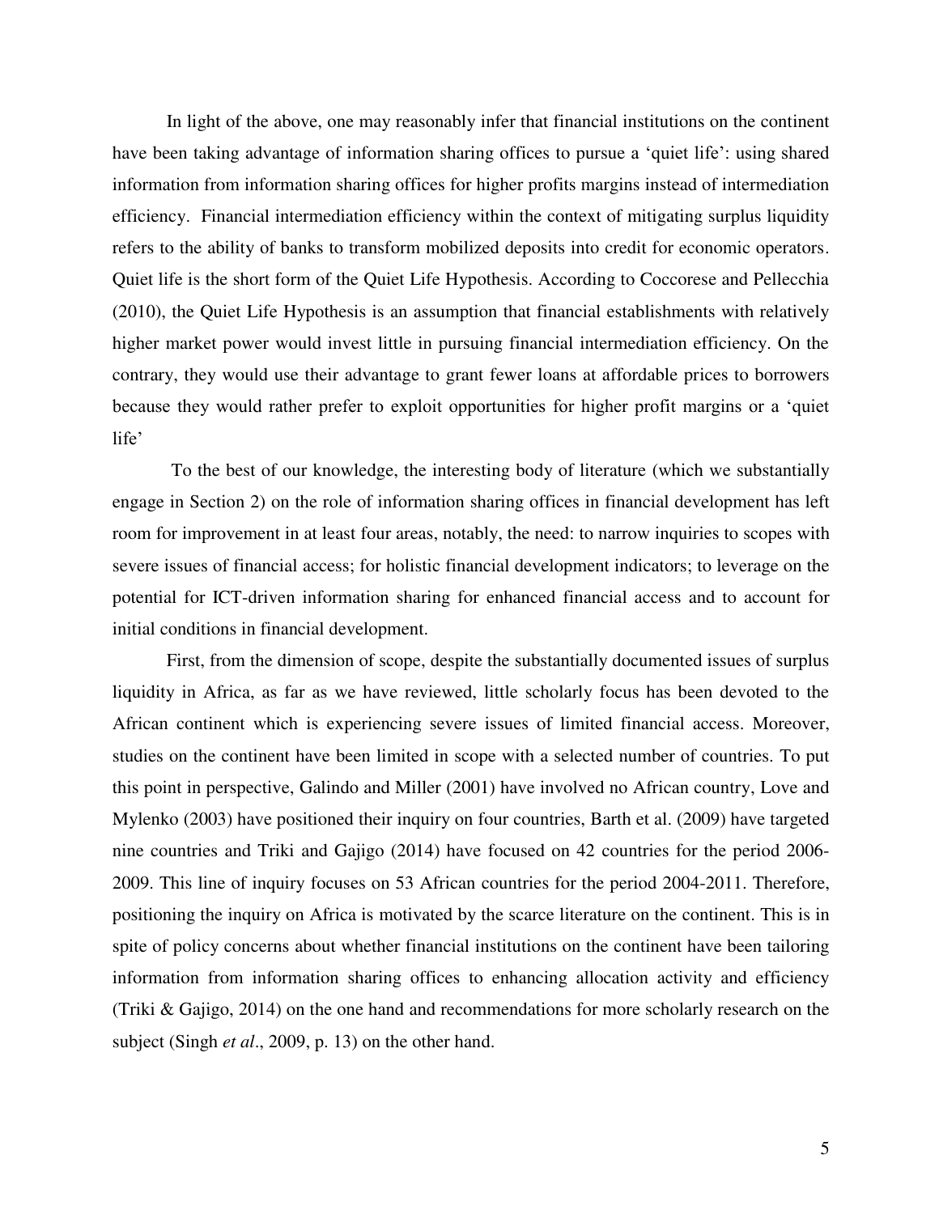In light of the above, one may reasonably infer that financial institutions on the continent have been taking advantage of information sharing offices to pursue a 'quiet life': using shared information from information sharing offices for higher profits margins instead of intermediation efficiency. Financial intermediation efficiency within the context of mitigating surplus liquidity refers to the ability of banks to transform mobilized deposits into credit for economic operators. Quiet life is the short form of the Quiet Life Hypothesis. According to Coccorese and Pellecchia (2010), the Quiet Life Hypothesis is an assumption that financial establishments with relatively higher market power would invest little in pursuing financial intermediation efficiency. On the contrary, they would use their advantage to grant fewer loans at affordable prices to borrowers because they would rather prefer to exploit opportunities for higher profit margins or a 'quiet life'

To the best of our knowledge, the interesting body of literature (which we substantially engage in Section 2) on the role of information sharing offices in financial development has left room for improvement in at least four areas, notably, the need: to narrow inquiries to scopes with severe issues of financial access; for holistic financial development indicators; to leverage on the potential for ICT-driven information sharing for enhanced financial access and to account for initial conditions in financial development.

First, from the dimension of scope, despite the substantially documented issues of surplus liquidity in Africa, as far as we have reviewed, little scholarly focus has been devoted to the African continent which is experiencing severe issues of limited financial access. Moreover, studies on the continent have been limited in scope with a selected number of countries. To put this point in perspective, Galindo and Miller (2001) have involved no African country, Love and Mylenko (2003) have positioned their inquiry on four countries, Barth et al. (2009) have targeted nine countries and Triki and Gajigo (2014) have focused on 42 countries for the period 2006-2009. This line of inquiry focuses on 53 African countries for the period 2004-2011. Therefore, positioning the inquiry on Africa is motivated by the scarce literature on the continent. This is in spite of policy concerns about whether financial institutions on the continent have been tailoring information from information sharing offices to enhancing allocation activity and efficiency (Triki & Gajigo, 2014) on the one hand and recommendations for more scholarly research on the subject (Singh *et al*., 2009, p. 13) on the other hand.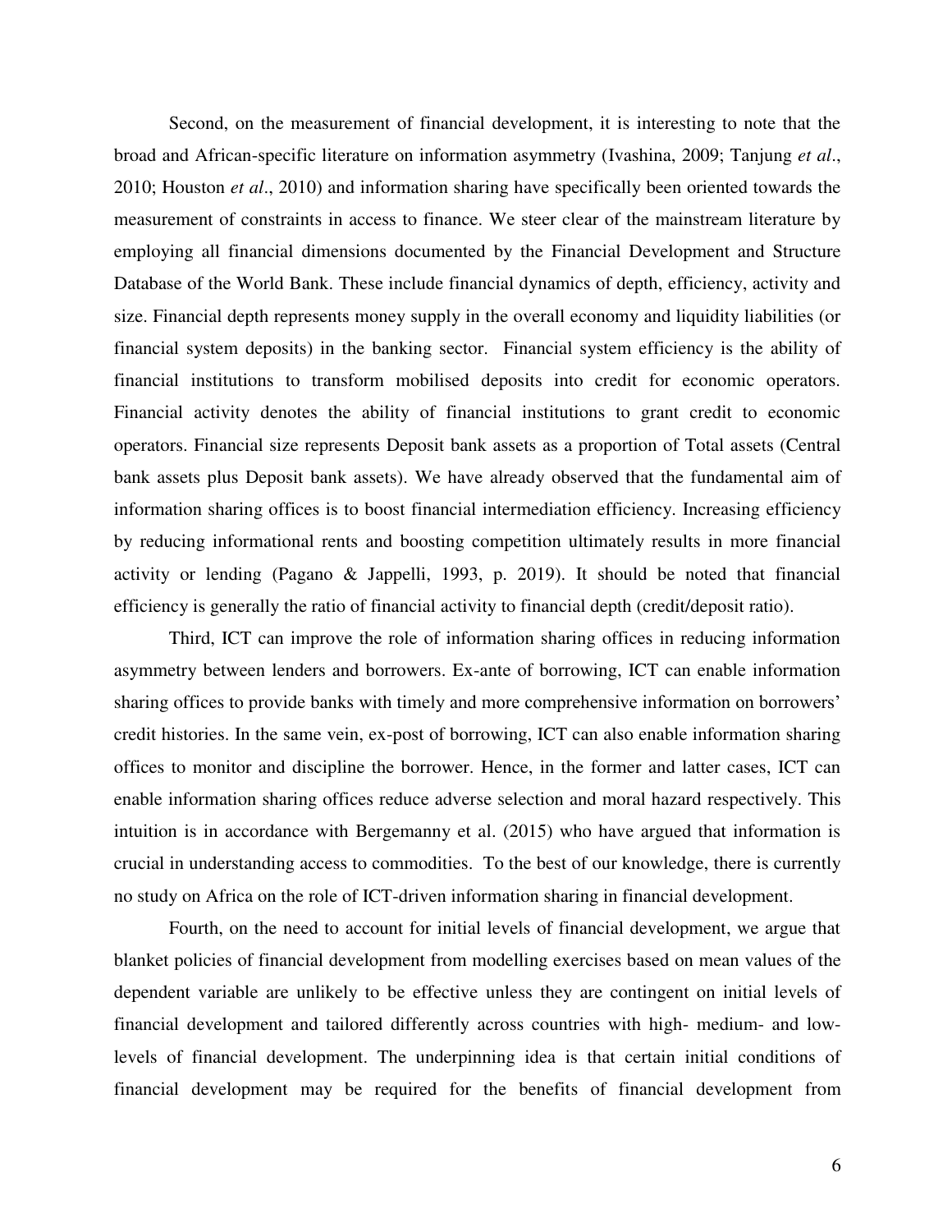Second, on the measurement of financial development, it is interesting to note that the broad and African-specific literature on information asymmetry (Ivashina, 2009; Tanjung *et al*., 2010; Houston *et al*., 2010) and information sharing have specifically been oriented towards the measurement of constraints in access to finance. We steer clear of the mainstream literature by employing all financial dimensions documented by the Financial Development and Structure Database of the World Bank. These include financial dynamics of depth, efficiency, activity and size. Financial depth represents money supply in the overall economy and liquidity liabilities (or financial system deposits) in the banking sector. Financial system efficiency is the ability of financial institutions to transform mobilised deposits into credit for economic operators. Financial activity denotes the ability of financial institutions to grant credit to economic operators. Financial size represents Deposit bank assets as a proportion of Total assets (Central bank assets plus Deposit bank assets). We have already observed that the fundamental aim of information sharing offices is to boost financial intermediation efficiency. Increasing efficiency by reducing informational rents and boosting competition ultimately results in more financial activity or lending (Pagano & Jappelli, 1993, p. 2019). It should be noted that financial efficiency is generally the ratio of financial activity to financial depth (credit/deposit ratio).

Third, ICT can improve the role of information sharing offices in reducing information asymmetry between lenders and borrowers. Ex-ante of borrowing, ICT can enable information sharing offices to provide banks with timely and more comprehensive information on borrowers' credit histories. In the same vein, ex-post of borrowing, ICT can also enable information sharing offices to monitor and discipline the borrower. Hence, in the former and latter cases, ICT can enable information sharing offices reduce adverse selection and moral hazard respectively. This intuition is in accordance with Bergemanny et al. (2015) who have argued that information is crucial in understanding access to commodities. To the best of our knowledge, there is currently no study on Africa on the role of ICT-driven information sharing in financial development.

Fourth, on the need to account for initial levels of financial development, we argue that blanket policies of financial development from modelling exercises based on mean values of the dependent variable are unlikely to be effective unless they are contingent on initial levels of financial development and tailored differently across countries with high- medium- and low-levels of financial development. The underpinning idea is that certain initial conditions of financial development may be required for the benefits of financial development from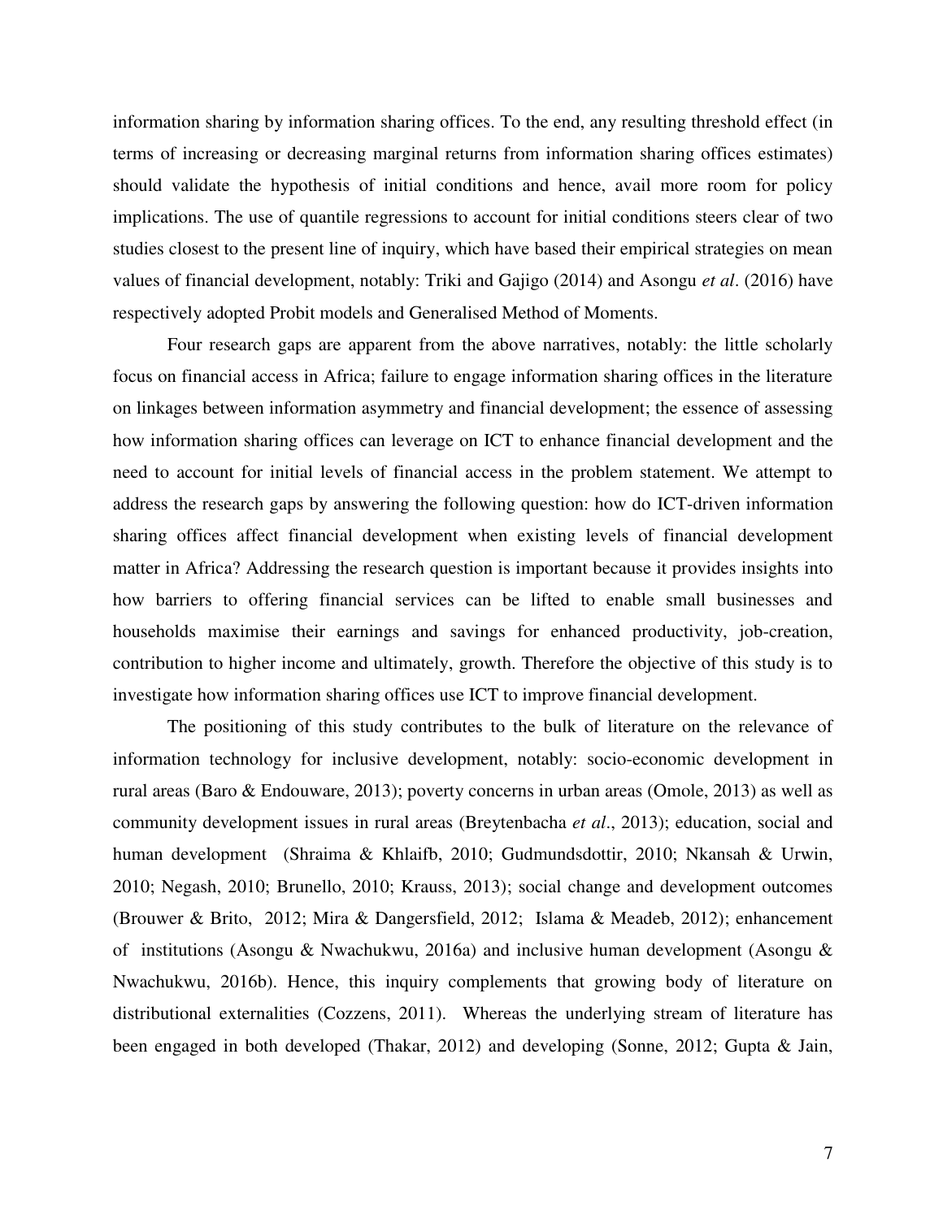information sharing by information sharing offices. To the end, any resulting threshold effect (in terms of increasing or decreasing marginal returns from information sharing offices estimates) should validate the hypothesis of initial conditions and hence, avail more room for policy implications. The use of quantile regressions to account for initial conditions steers clear of two studies closest to the present line of inquiry, which have based their empirical strategies on mean values of financial development, notably: Triki and Gajigo (2014) and Asongu *et al*. (2016) have respectively adopted Probit models and Generalised Method of Moments.

Four research gaps are apparent from the above narratives, notably: the little scholarly focus on financial access in Africa; failure to engage information sharing offices in the literature on linkages between information asymmetry and financial development; the essence of assessing how information sharing offices can leverage on ICT to enhance financial development and the need to account for initial levels of financial access in the problem statement. We attempt to address the research gaps by answering the following question: how do ICT-driven information sharing offices affect financial development when existing levels of financial development matter in Africa? Addressing the research question is important because it provides insights into how barriers to offering financial services can be lifted to enable small businesses and households maximise their earnings and savings for enhanced productivity, job-creation, contribution to higher income and ultimately, growth. Therefore the objective of this study is to investigate how information sharing offices use ICT to improve financial development.

The positioning of this study contributes to the bulk of literature on the relevance of information technology for inclusive development, notably: socio-economic development in rural areas (Baro & Endouware, 2013); poverty concerns in urban areas (Omole, 2013) as well as community development issues in rural areas (Breytenbacha *et al*., 2013); education, social and human development (Shraima & Khlaifb, 2010; Gudmundsdottir, 2010; Nkansah & Urwin, 2010; Negash, 2010; Brunello, 2010; Krauss, 2013); social change and development outcomes (Brouwer & Brito, 2012; Mira & Dangersfield, 2012; Islama & Meadeb, 2012); enhancement of institutions (Asongu & Nwachukwu, 2016a) and inclusive human development (Asongu & Nwachukwu, 2016b). Hence, this inquiry complements that growing body of literature on distributional externalities (Cozzens, 2011). Whereas the underlying stream of literature has been engaged in both developed (Thakar, 2012) and developing (Sonne, 2012; Gupta & Jain,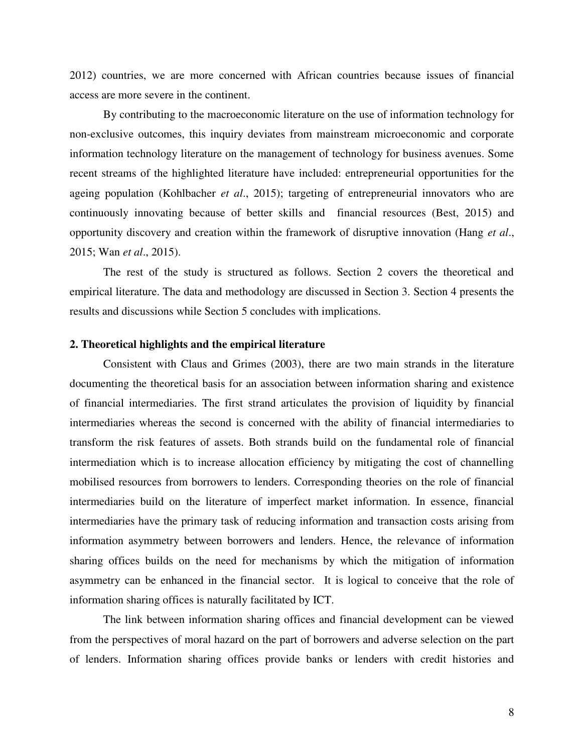2012) countries, we are more concerned with African countries because issues of financial access are more severe in the continent.

By contributing to the macroeconomic literature on the use of information technology for non-exclusive outcomes, this inquiry deviates from mainstream microeconomic and corporate information technology literature on the management of technology for business avenues. Some recent streams of the highlighted literature have included: entrepreneurial opportunities for the ageing population (Kohlbacher *et al*., 2015); targeting of entrepreneurial innovators who are continuously innovating because of better skills and financial resources (Best, 2015) and opportunity discovery and creation within the framework of disruptive innovation (Hang *et al*., 2015; Wan *et al*., 2015).

The rest of the study is structured as follows. Section 2 covers the theoretical and empirical literature. The data and methodology are discussed in Section 3. Section 4 presents the results and discussions while Section 5 concludes with implications.

## 2. Theoretical highlights and the empirical literature

Consistent with Claus and Grimes (2003), there are two main strands in the literature documenting the theoretical basis for an association between information sharing and existence of financial intermediaries. The first strand articulates the provision of liquidity by financial intermediaries whereas the second is concerned with the ability of financial intermediaries to transform the risk features of assets. Both strands build on the fundamental role of financial intermediation which is to increase allocation efficiency by mitigating the cost of channelling mobilised resources from borrowers to lenders. Corresponding theories on the role of financial intermediaries build on the literature of imperfect market information. In essence, financial intermediaries have the primary task of reducing information and transaction costs arising from information asymmetry between borrowers and lenders. Hence, the relevance of information sharing offices builds on the need for mechanisms by which the mitigation of information asymmetry can be enhanced in the financial sector. It is logical to conceive that the role of information sharing offices is naturally facilitated by ICT.

The link between information sharing offices and financial development can be viewed from the perspectives of moral hazard on the part of borrowers and adverse selection on the part of lenders. Information sharing offices provide banks or lenders with credit histories and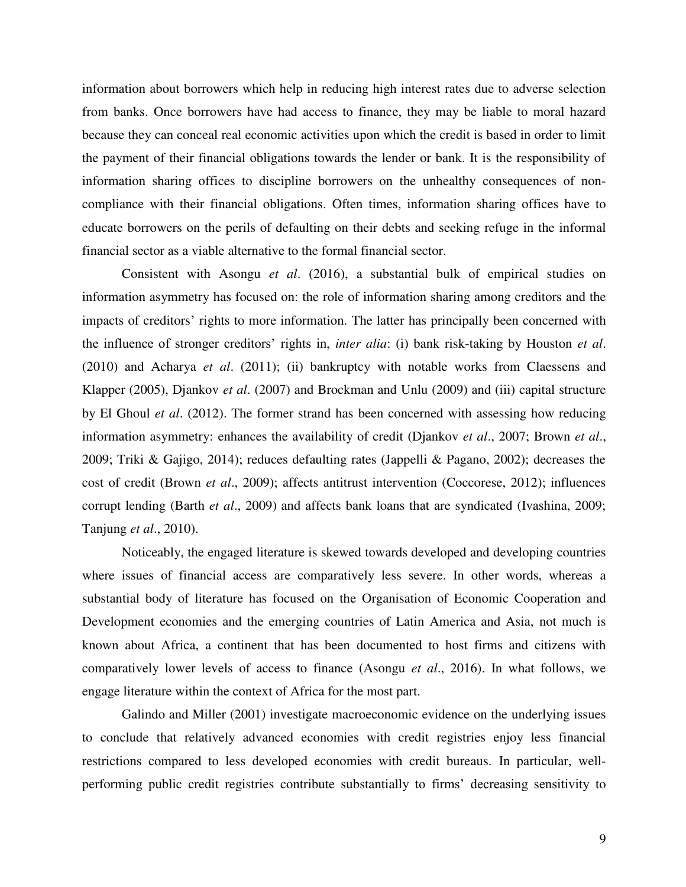information about borrowers which help in reducing high interest rates due to adverse selection from banks. Once borrowers have had access to finance, they may be liable to moral hazard because they can conceal real economic activities upon which the credit is based in order to limit the payment of their financial obligations towards the lender or bank. It is the responsibility of information sharing offices to discipline borrowers on the unhealthy consequences of non-compliance with their financial obligations. Often times, information sharing offices have to educate borrowers on the perils of defaulting on their debts and seeking refuge in the informal financial sector as a viable alternative to the formal financial sector.

Consistent with Asongu *et al*. (2016), a substantial bulk of empirical studies on information asymmetry has focused on: the role of information sharing among creditors and the impacts of creditors' rights to more information. The latter has principally been concerned with the influence of stronger creditors' rights in, *inter alia*: (i) bank risk-taking by Houston *et al*. (2010) and Acharya *et al*. (2011); (ii) bankruptcy with notable works from Claessens and Klapper (2005), Djankov *et al*. (2007) and Brockman and Unlu (2009) and (iii) capital structure by El Ghoul *et al*. (2012). The former strand has been concerned with assessing how reducing information asymmetry: enhances the availability of credit (Djankov *et al*., 2007; Brown *et al*., 2009; Triki & Gajigo, 2014); reduces defaulting rates (Jappelli & Pagano, 2002); decreases the cost of credit (Brown *et al*., 2009); affects antitrust intervention (Coccorese, 2012); influences corrupt lending (Barth *et al*., 2009) and affects bank loans that are syndicated (Ivashina, 2009; Tanjung *et al*., 2010).

Noticeably, the engaged literature is skewed towards developed and developing countries where issues of financial access are comparatively less severe. In other words, whereas a substantial body of literature has focused on the Organisation of Economic Cooperation and Development economies and the emerging countries of Latin America and Asia, not much is known about Africa, a continent that has been documented to host firms and citizens with comparatively lower levels of access to finance (Asongu *et al*., 2016). In what follows, we engage literature within the context of Africa for the most part.

Galindo and Miller (2001) investigate macroeconomic evidence on the underlying issues to conclude that relatively advanced economies with credit registries enjoy less financial restrictions compared to less developed economies with credit bureaus. In particular, well-performing public credit registries contribute substantially to firms' decreasing sensitivity to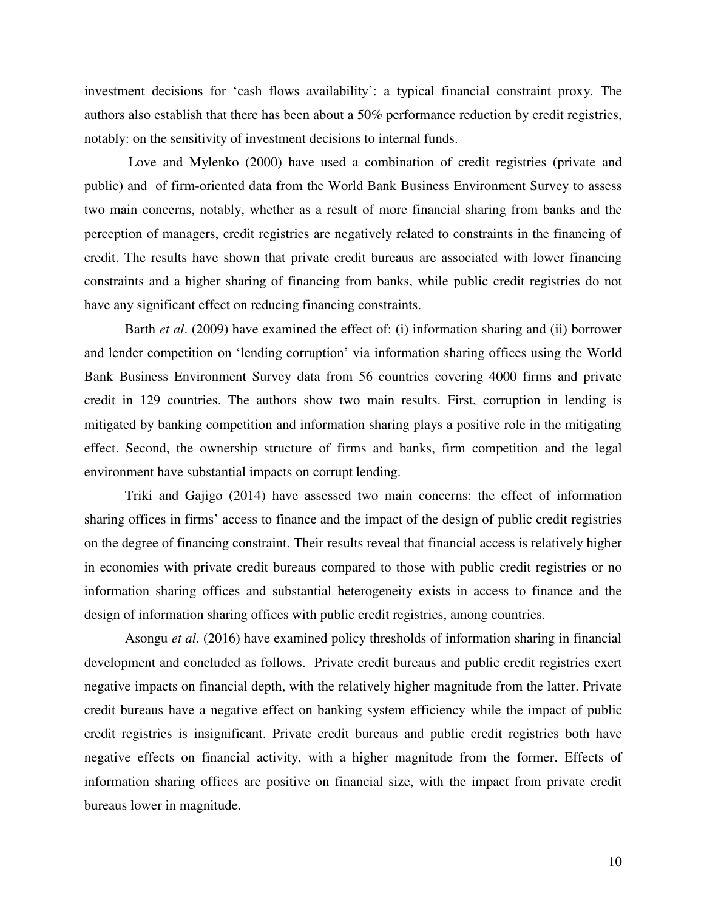investment decisions for 'cash flows availability': a typical financial constraint proxy. The authors also establish that there has been about a 50% performance reduction by credit registries, notably: on the sensitivity of investment decisions to internal funds.

Love and Mylenko (2000) have used a combination of credit registries (private and public) and of firm-oriented data from the World Bank Business Environment Survey to assess two main concerns, notably, whether as a result of more financial sharing from banks and the perception of managers, credit registries are negatively related to constraints in the financing of credit. The results have shown that private credit bureaus are associated with lower financing constraints and a higher sharing of financing from banks, while public credit registries do not have any significant effect on reducing financing constraints.

Barth *et al*. (2009) have examined the effect of: (i) information sharing and (ii) borrower and lender competition on 'lending corruption' via information sharing offices using the World Bank Business Environment Survey data from 56 countries covering 4000 firms and private credit in 129 countries. The authors show two main results. First, corruption in lending is mitigated by banking competition and information sharing plays a positive role in the mitigating effect. Second, the ownership structure of firms and banks, firm competition and the legal environment have substantial impacts on corrupt lending.

Triki and Gajigo (2014) have assessed two main concerns: the effect of information sharing offices in firms' access to finance and the impact of the design of public credit registries on the degree of financing constraint. Their results reveal that financial access is relatively higher in economies with private credit bureaus compared to those with public credit registries or no information sharing offices and substantial heterogeneity exists in access to finance and the design of information sharing offices with public credit registries, among countries.

Asongu *et al*. (2016) have examined policy thresholds of information sharing in financial development and concluded as follows. Private credit bureaus and public credit registries exert negative impacts on financial depth, with the relatively higher magnitude from the latter. Private credit bureaus have a negative effect on banking system efficiency while the impact of public credit registries is insignificant. Private credit bureaus and public credit registries both have negative effects on financial activity, with a higher magnitude from the former. Effects of information sharing offices are positive on financial size, with the impact from private credit bureaus lower in magnitude.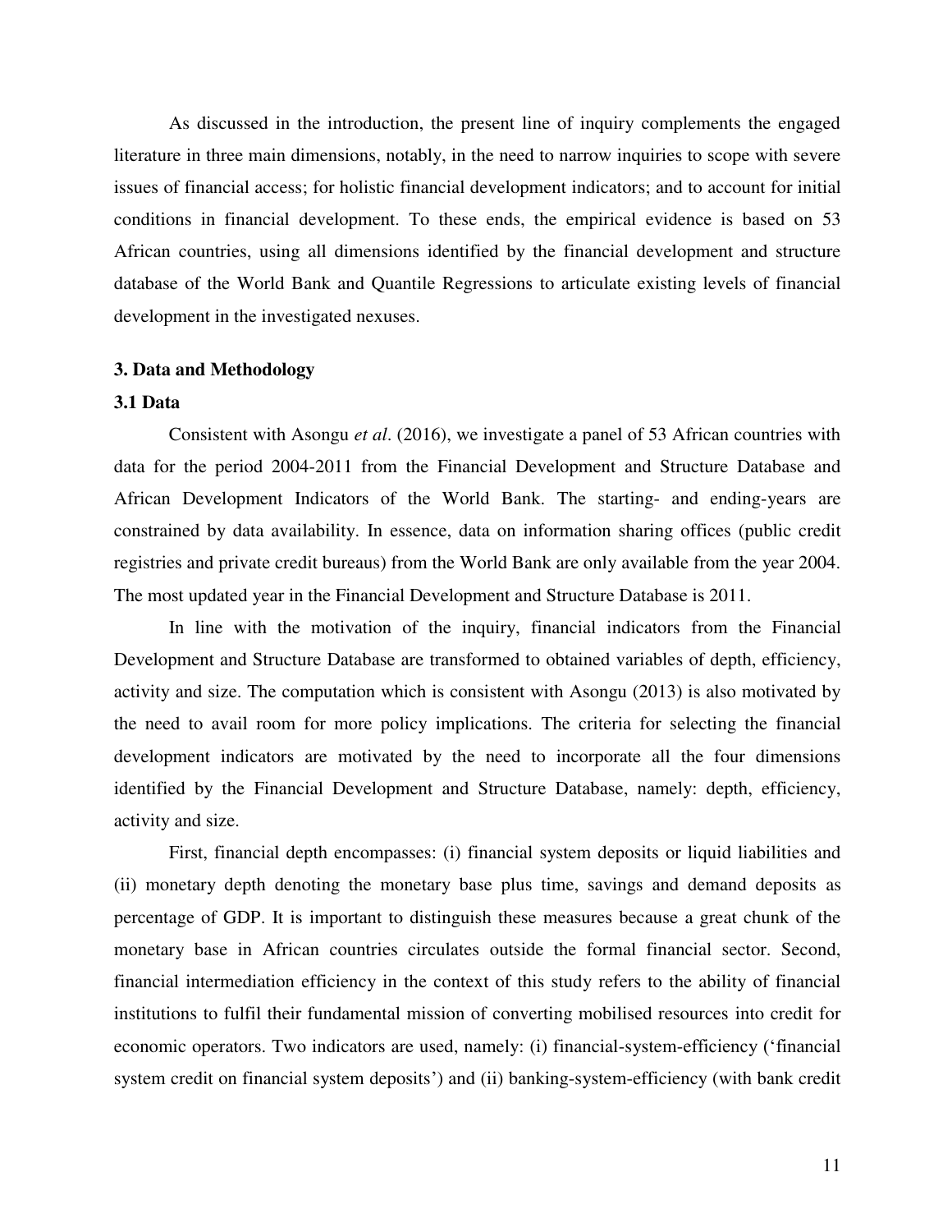As discussed in the introduction, the present line of inquiry complements the engaged literature in three main dimensions, notably, in the need to narrow inquiries to scope with severe issues of financial access; for holistic financial development indicators; and to account for initial conditions in financial development. To these ends, the empirical evidence is based on 53 African countries, using all dimensions identified by the financial development and structure database of the World Bank and Quantile Regressions to articulate existing levels of financial development in the investigated nexuses.

## 3. Data and Methodology

### 3.1 Data

Consistent with Asongu *et al*. (2016), we investigate a panel of 53 African countries with data for the period 2004-2011 from the Financial Development and Structure Database and African Development Indicators of the World Bank. The starting- and ending-years are constrained by data availability. In essence, data on information sharing offices (public credit registries and private credit bureaus) from the World Bank are only available from the year 2004. The most updated year in the Financial Development and Structure Database is 2011.

In line with the motivation of the inquiry, financial indicators from the Financial Development and Structure Database are transformed to obtained variables of depth, efficiency, activity and size. The computation which is consistent with Asongu (2013) is also motivated by the need to avail room for more policy implications. The criteria for selecting the financial development indicators are motivated by the need to incorporate all the four dimensions identified by the Financial Development and Structure Database, namely: depth, efficiency, activity and size.

First, financial depth encompasses: (i) financial system deposits or liquid liabilities and (ii) monetary depth denoting the monetary base plus time, savings and demand deposits as percentage of GDP. It is important to distinguish these measures because a great chunk of the monetary base in African countries circulates outside the formal financial sector. Second, financial intermediation efficiency in the context of this study refers to the ability of financial institutions to fulfil their fundamental mission of converting mobilised resources into credit for economic operators. Two indicators are used, namely: (i) financial-system-efficiency ('financial system credit on financial system deposits') and (ii) banking-system-efficiency (with bank credit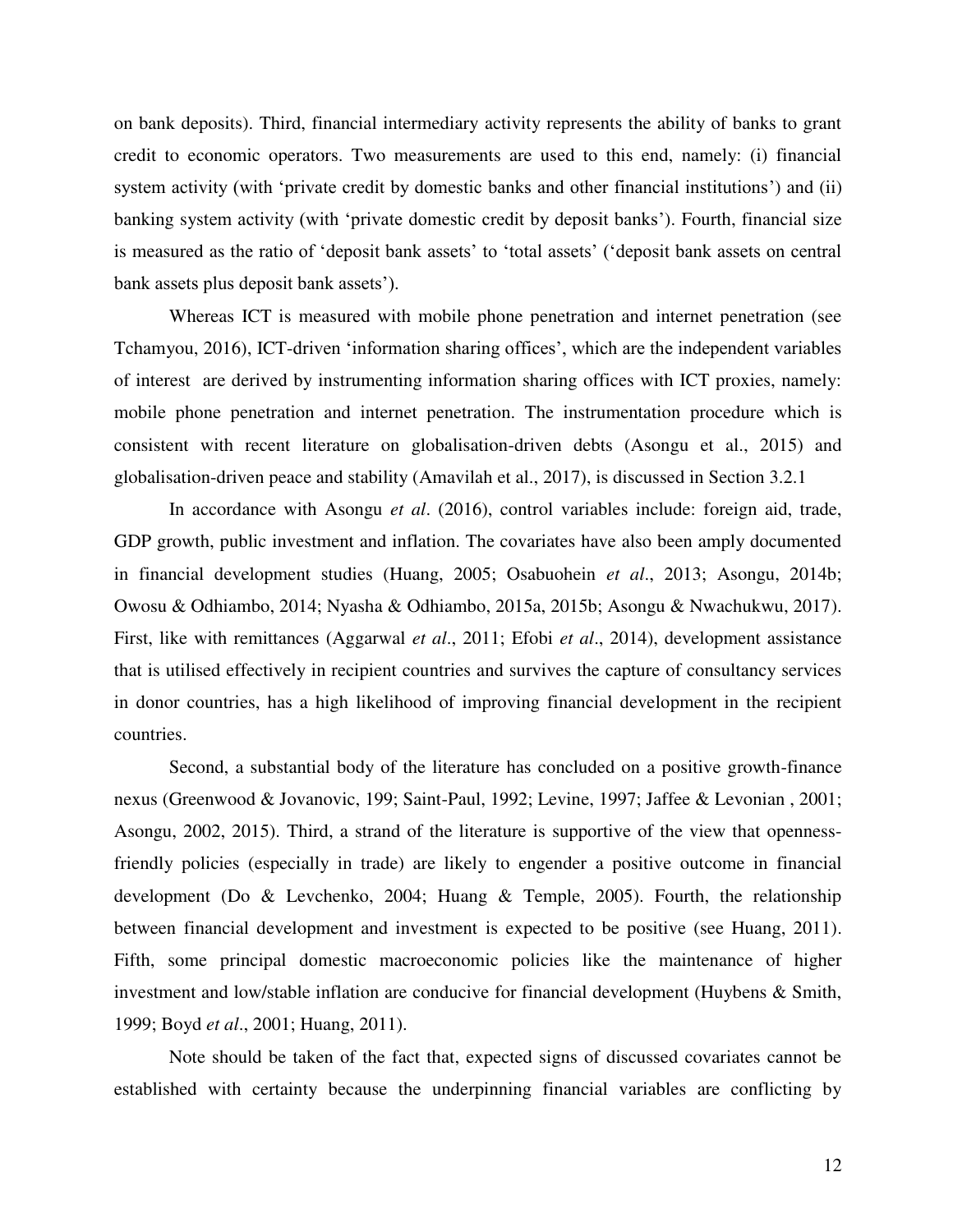on bank deposits). Third, financial intermediary activity represents the ability of banks to grant credit to economic operators. Two measurements are used to this end, namely: (i) financial system activity (with 'private credit by domestic banks and other financial institutions') and (ii) banking system activity (with 'private domestic credit by deposit banks'). Fourth, financial size is measured as the ratio of 'deposit bank assets' to 'total assets' ('deposit bank assets on central bank assets plus deposit bank assets').

Whereas ICT is measured with mobile phone penetration and internet penetration (see Tchamyou, 2016), ICT-driven 'information sharing offices', which are the independent variables of interest are derived by instrumenting information sharing offices with ICT proxies, namely: mobile phone penetration and internet penetration. The instrumentation procedure which is consistent with recent literature on globalisation-driven debts (Asongu et al., 2015) and globalisation-driven peace and stability (Amavilah et al., 2017), is discussed in Section 3.2.1

In accordance with Asongu *et al*. (2016), control variables include: foreign aid, trade, GDP growth, public investment and inflation. The covariates have also been amply documented in financial development studies (Huang, 2005; Osabuohein *et al*., 2013; Asongu, 2014b; Owosu & Odhiambo, 2014; Nyasha & Odhiambo, 2015a, 2015b; Asongu & Nwachukwu, 2017). First, like with remittances (Aggarwal *et al*., 2011; Efobi *et al*., 2014), development assistance that is utilised effectively in recipient countries and survives the capture of consultancy services in donor countries, has a high likelihood of improving financial development in the recipient countries.

Second, a substantial body of the literature has concluded on a positive growth-finance nexus (Greenwood & Jovanovic, 199; Saint-Paul, 1992; Levine, 1997; Jaffee & Levonian , 2001; Asongu, 2002, 2015). Third, a strand of the literature is supportive of the view that openness-friendly policies (especially in trade) are likely to engender a positive outcome in financial development (Do & Levchenko, 2004; Huang & Temple, 2005). Fourth, the relationship between financial development and investment is expected to be positive (see Huang, 2011). Fifth, some principal domestic macroeconomic policies like the maintenance of higher investment and low/stable inflation are conducive for financial development (Huybens & Smith, 1999; Boyd *et al*., 2001; Huang, 2011).

Note should be taken of the fact that, expected signs of discussed covariates cannot be established with certainty because the underpinning financial variables are conflicting by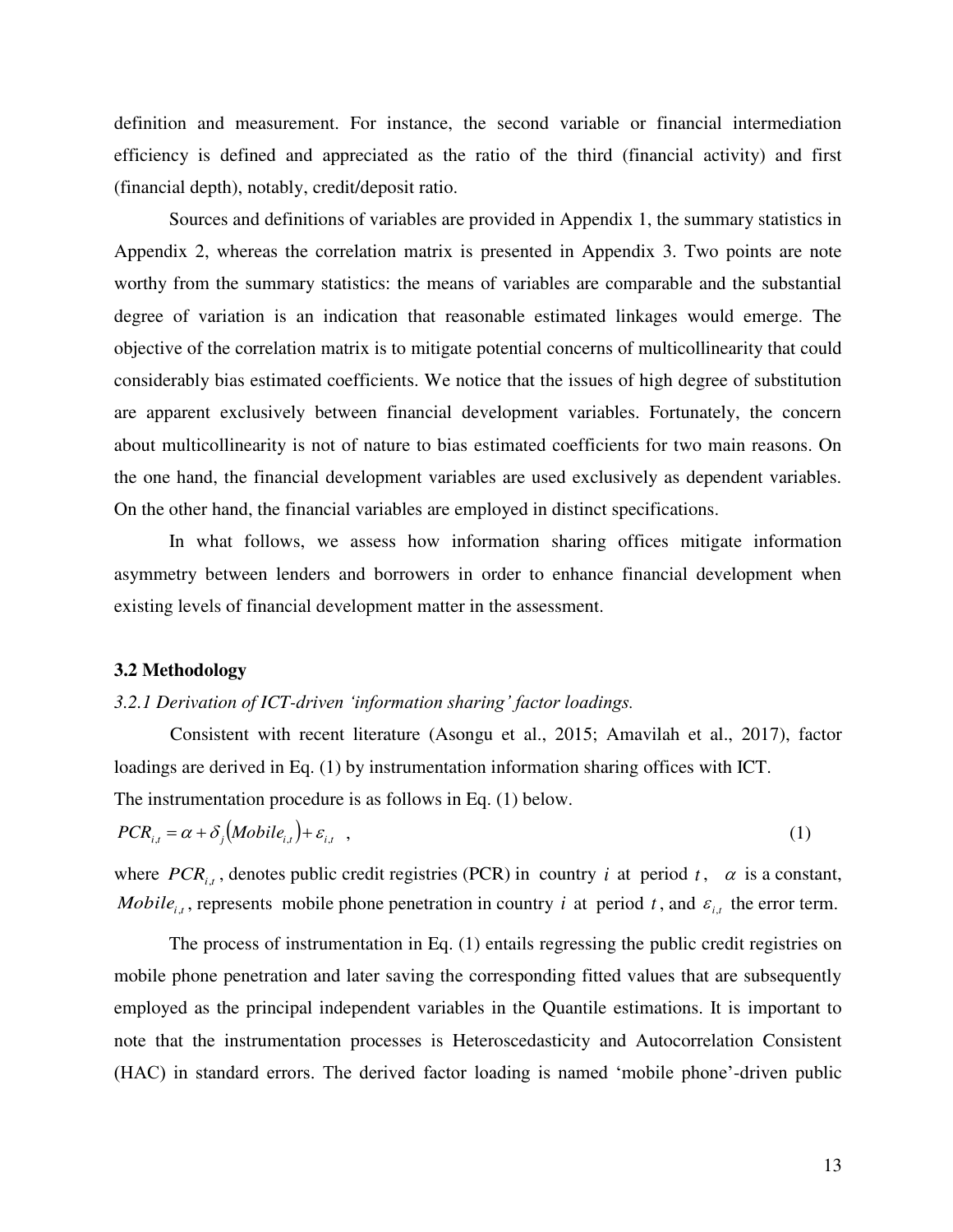definition and measurement. For instance, the second variable or financial intermediation efficiency is defined and appreciated as the ratio of the third (financial activity) and first (financial depth), notably, credit/deposit ratio.

Sources and definitions of variables are provided in Appendix 1, the summary statistics in Appendix 2, whereas the correlation matrix is presented in Appendix 3. Two points are note worthy from the summary statistics: the means of variables are comparable and the substantial degree of variation is an indication that reasonable estimated linkages would emerge. The objective of the correlation matrix is to mitigate potential concerns of multicollinearity that could considerably bias estimated coefficients. We notice that the issues of high degree of substitution are apparent exclusively between financial development variables. Fortunately, the concern about multicollinearity is not of nature to bias estimated coefficients for two main reasons. On the one hand, the financial development variables are used exclusively as dependent variables. On the other hand, the financial variables are employed in distinct specifications.

In what follows, we assess how information sharing offices mitigate information asymmetry between lenders and borrowers in order to enhance financial development when existing levels of financial development matter in the assessment.

### 3.2 Methodology

#### *3.2.1 Derivation of ICT-driven 'information sharing' factor loadings.*

Consistent with recent literature (Asongu et al., 2015; Amavilah et al., 2017), factor loadings are derived in Eq. (1) by instrumentation information sharing offices with ICT.
The instrumentation procedure is as follows in Eq. (1) below.

$$PCR_{i,t} = \alpha + \delta_j \left(Mobile_{i,t}\right) + \varepsilon_{i,t} \quad , \tag{1}$$

where $PCR_{i,t}$, denotes public credit registries (PCR) in country $i$ at period $t$, $\alpha$ is a constant, $Mobile_{i,t}$, represents mobile phone penetration in country $i$ at period $t$, and $\varepsilon_{i,t}$ the error term.

The process of instrumentation in Eq. (1) entails regressing the public credit registries on mobile phone penetration and later saving the corresponding fitted values that are subsequently employed as the principal independent variables in the Quantile estimations. It is important to note that the instrumentation processes is Heteroscedasticity and Autocorrelation Consistent (HAC) in standard errors. The derived factor loading is named 'mobile phone'-driven public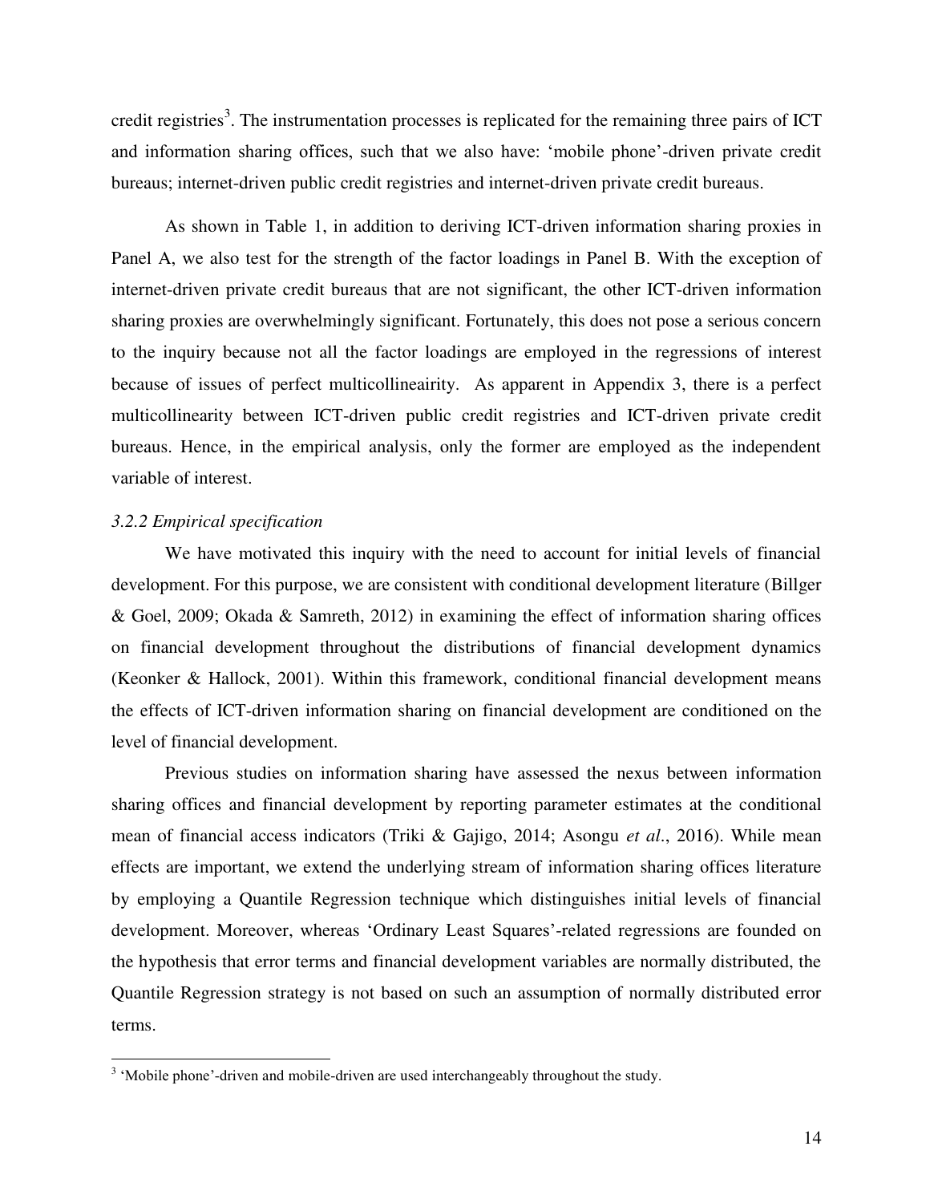credit registries[3]. The instrumentation processes is replicated for the remaining three pairs of ICT and information sharing offices, such that we also have: 'mobile phone'-driven private credit bureaus; internet-driven public credit registries and internet-driven private credit bureaus.

As shown in Table 1, in addition to deriving ICT-driven information sharing proxies in Panel A, we also test for the strength of the factor loadings in Panel B. With the exception of internet-driven private credit bureaus that are not significant, the other ICT-driven information sharing proxies are overwhelmingly significant. Fortunately, this does not pose a serious concern to the inquiry because not all the factor loadings are employed in the regressions of interest because of issues of perfect multicollineairity. As apparent in Appendix 3, there is a perfect multicollinearity between ICT-driven public credit registries and ICT-driven private credit bureaus. Hence, in the empirical analysis, only the former are employed as the independent variable of interest.

### *3.2.2 Empirical specification*

We have motivated this inquiry with the need to account for initial levels of financial development. For this purpose, we are consistent with conditional development literature (Billger & Goel, 2009; Okada & Samreth, 2012) in examining the effect of information sharing offices on financial development throughout the distributions of financial development dynamics (Keonker & Hallock, 2001). Within this framework, conditional financial development means the effects of ICT-driven information sharing on financial development are conditioned on the level of financial development.

Previous studies on information sharing have assessed the nexus between information sharing offices and financial development by reporting parameter estimates at the conditional mean of financial access indicators (Triki & Gajigo, 2014; Asongu *et al*., 2016). While mean effects are important, we extend the underlying stream of information sharing offices literature by employing a Quantile Regression technique which distinguishes initial levels of financial development. Moreover, whereas 'Ordinary Least Squares'-related regressions are founded on the hypothesis that error terms and financial development variables are normally distributed, the Quantile Regression strategy is not based on such an assumption of normally distributed error terms.

---

[3] 'Mobile phone'-driven and mobile-driven are used interchangeably throughout the study.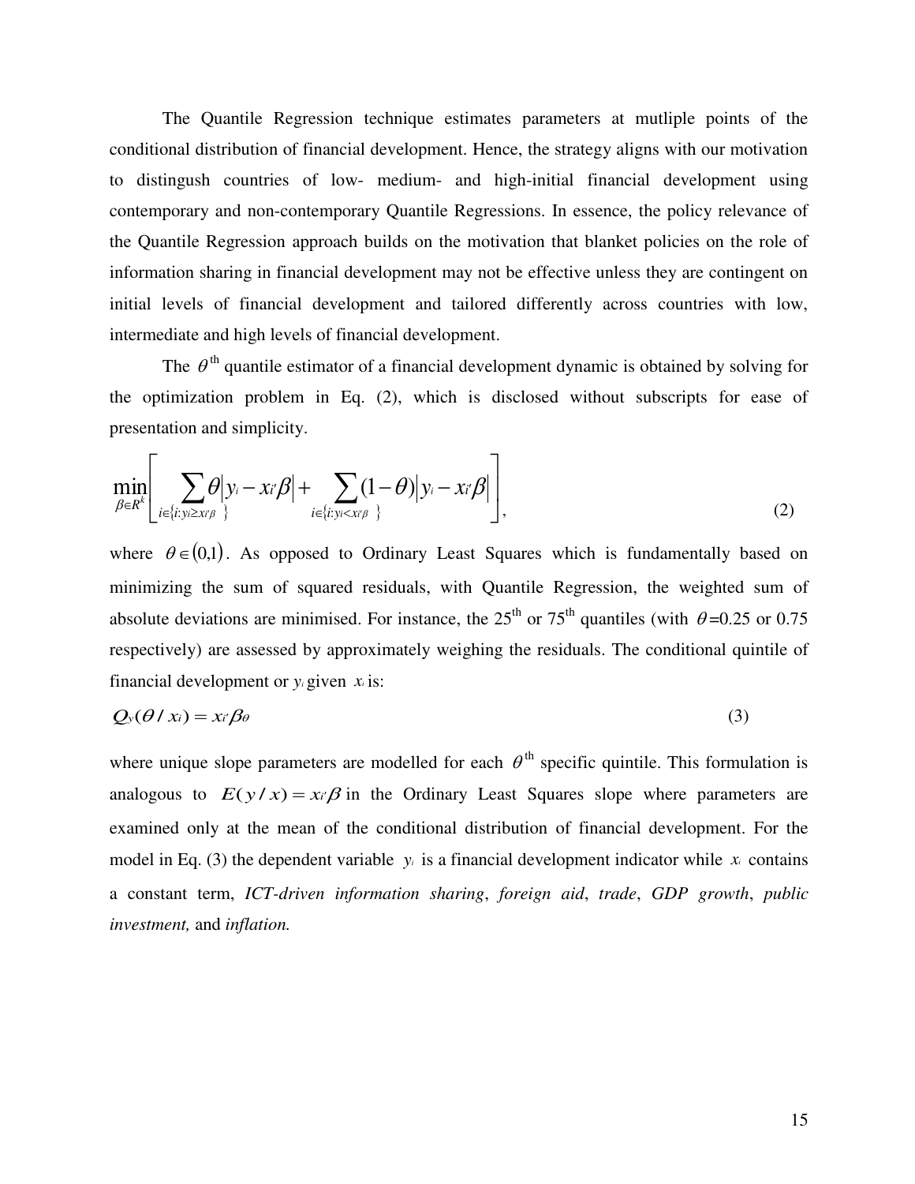The Quantile Regression technique estimates parameters at mutliple points of the conditional distribution of financial development. Hence, the strategy aligns with our motivation to distingush countries of low- medium- and high-initial financial development using contemporary and non-contemporary Quantile Regressions. In essence, the policy relevance of the Quantile Regression approach builds on the motivation that blanket policies on the role of information sharing in financial development may not be effective unless they are contingent on initial levels of financial development and tailored differently across countries with low, intermediate and high levels of financial development.

The $\theta^{\text{th}}$ quantile estimator of a financial development dynamic is obtained by solving for the optimization problem in Eq. (2), which is disclosed without subscripts for ease of presentation and simplicity.

$$\min_{\beta \in R^k} \left[ \sum_{i \in \{i: y_i \geq x_i'\beta\}} \theta \left| y_i - x_i'\beta \right| + \sum_{i \in \{i: y_i < x_i'\beta\}} (1-\theta) \left| y_i - x_i'\beta \right| \right], \tag{2}$$

where $\theta \in (0,1)$. As opposed to Ordinary Least Squares which is fundamentally based on minimizing the sum of squared residuals, with Quantile Regression, the weighted sum of absolute deviations are minimised. For instance, the 25th or 75th quantiles (with $\theta$=0.25 or 0.75 respectively) are assessed by approximately weighing the residuals. The conditional quintile of financial development or $y_i$ given $x_i$ is:

$$Q_y(\theta / x_i) = x_i'\beta_\theta \tag{3}$$

where unique slope parameters are modelled for each $\theta^{\text{th}}$ specific quintile. This formulation is analogous to $E(y/x) = x_i'\beta$ in the Ordinary Least Squares slope where parameters are examined only at the mean of the conditional distribution of financial development. For the model in Eq. (3) the dependent variable $y_i$ is a financial development indicator while $x_i$ contains a constant term, *ICT-driven information sharing*, *foreign aid*, *trade*, *GDP growth*, *public investment,* and *inflation.*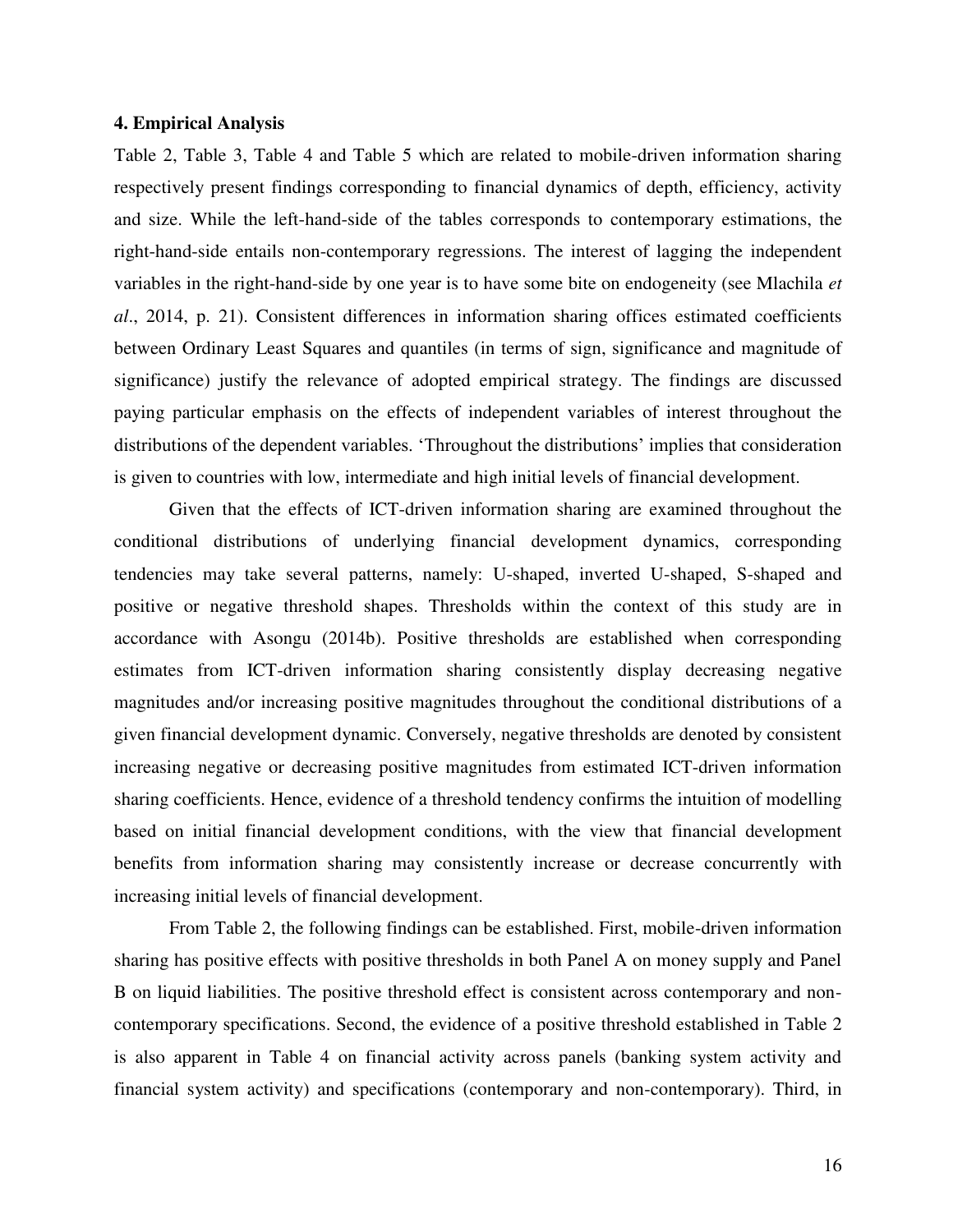### 4. Empirical Analysis

Table 2, Table 3, Table 4 and Table 5 which are related to mobile-driven information sharing respectively present findings corresponding to financial dynamics of depth, efficiency, activity and size. While the left-hand-side of the tables corresponds to contemporary estimations, the right-hand-side entails non-contemporary regressions. The interest of lagging the independent variables in the right-hand-side by one year is to have some bite on endogeneity (see Mlachila *et al*., 2014, p. 21). Consistent differences in information sharing offices estimated coefficients between Ordinary Least Squares and quantiles (in terms of sign, significance and magnitude of significance) justify the relevance of adopted empirical strategy. The findings are discussed paying particular emphasis on the effects of independent variables of interest throughout the distributions of the dependent variables. 'Throughout the distributions' implies that consideration is given to countries with low, intermediate and high initial levels of financial development.

Given that the effects of ICT-driven information sharing are examined throughout the conditional distributions of underlying financial development dynamics, corresponding tendencies may take several patterns, namely: U-shaped, inverted U-shaped, S-shaped and positive or negative threshold shapes. Thresholds within the context of this study are in accordance with Asongu (2014b). Positive thresholds are established when corresponding estimates from ICT-driven information sharing consistently display decreasing negative magnitudes and/or increasing positive magnitudes throughout the conditional distributions of a given financial development dynamic. Conversely, negative thresholds are denoted by consistent increasing negative or decreasing positive magnitudes from estimated ICT-driven information sharing coefficients. Hence, evidence of a threshold tendency confirms the intuition of modelling based on initial financial development conditions, with the view that financial development benefits from information sharing may consistently increase or decrease concurrently with increasing initial levels of financial development.

From Table 2, the following findings can be established. First, mobile-driven information sharing has positive effects with positive thresholds in both Panel A on money supply and Panel B on liquid liabilities. The positive threshold effect is consistent across contemporary and non-contemporary specifications. Second, the evidence of a positive threshold established in Table 2 is also apparent in Table 4 on financial activity across panels (banking system activity and financial system activity) and specifications (contemporary and non-contemporary). Third, in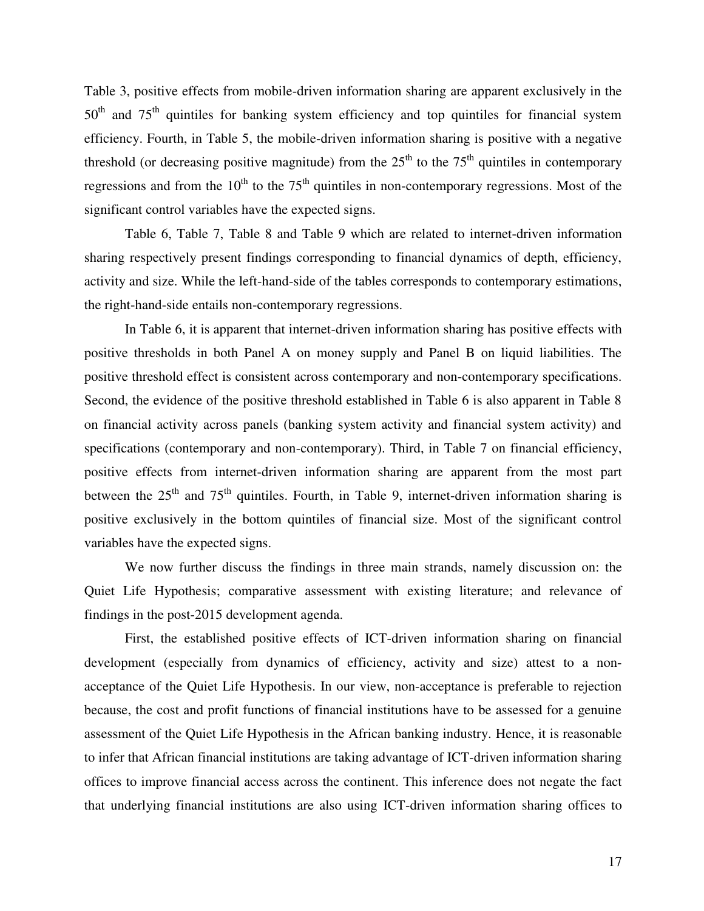Table 3, positive effects from mobile-driven information sharing are apparent exclusively in the $50^{th}$ and $75^{th}$ quintiles for banking system efficiency and top quintiles for financial system efficiency. Fourth, in Table 5, the mobile-driven information sharing is positive with a negative threshold (or decreasing positive magnitude) from the $25^{th}$ to the $75^{th}$ quintiles in contemporary regressions and from the $10^{th}$ to the $75^{th}$ quintiles in non-contemporary regressions. Most of the significant control variables have the expected signs.

Table 6, Table 7, Table 8 and Table 9 which are related to internet-driven information sharing respectively present findings corresponding to financial dynamics of depth, efficiency, activity and size. While the left-hand-side of the tables corresponds to contemporary estimations, the right-hand-side entails non-contemporary regressions.

In Table 6, it is apparent that internet-driven information sharing has positive effects with positive thresholds in both Panel A on money supply and Panel B on liquid liabilities. The positive threshold effect is consistent across contemporary and non-contemporary specifications. Second, the evidence of the positive threshold established in Table 6 is also apparent in Table 8 on financial activity across panels (banking system activity and financial system activity) and specifications (contemporary and non-contemporary). Third, in Table 7 on financial efficiency, positive effects from internet-driven information sharing are apparent from the most part between the $25^{th}$ and $75^{th}$ quintiles. Fourth, in Table 9, internet-driven information sharing is positive exclusively in the bottom quintiles of financial size. Most of the significant control variables have the expected signs.

We now further discuss the findings in three main strands, namely discussion on: the Quiet Life Hypothesis; comparative assessment with existing literature; and relevance of findings in the post-2015 development agenda.

First, the established positive effects of ICT-driven information sharing on financial development (especially from dynamics of efficiency, activity and size) attest to a non-acceptance of the Quiet Life Hypothesis. In our view, non-acceptance is preferable to rejection because, the cost and profit functions of financial institutions have to be assessed for a genuine assessment of the Quiet Life Hypothesis in the African banking industry. Hence, it is reasonable to infer that African financial institutions are taking advantage of ICT-driven information sharing offices to improve financial access across the continent. This inference does not negate the fact that underlying financial institutions are also using ICT-driven information sharing offices to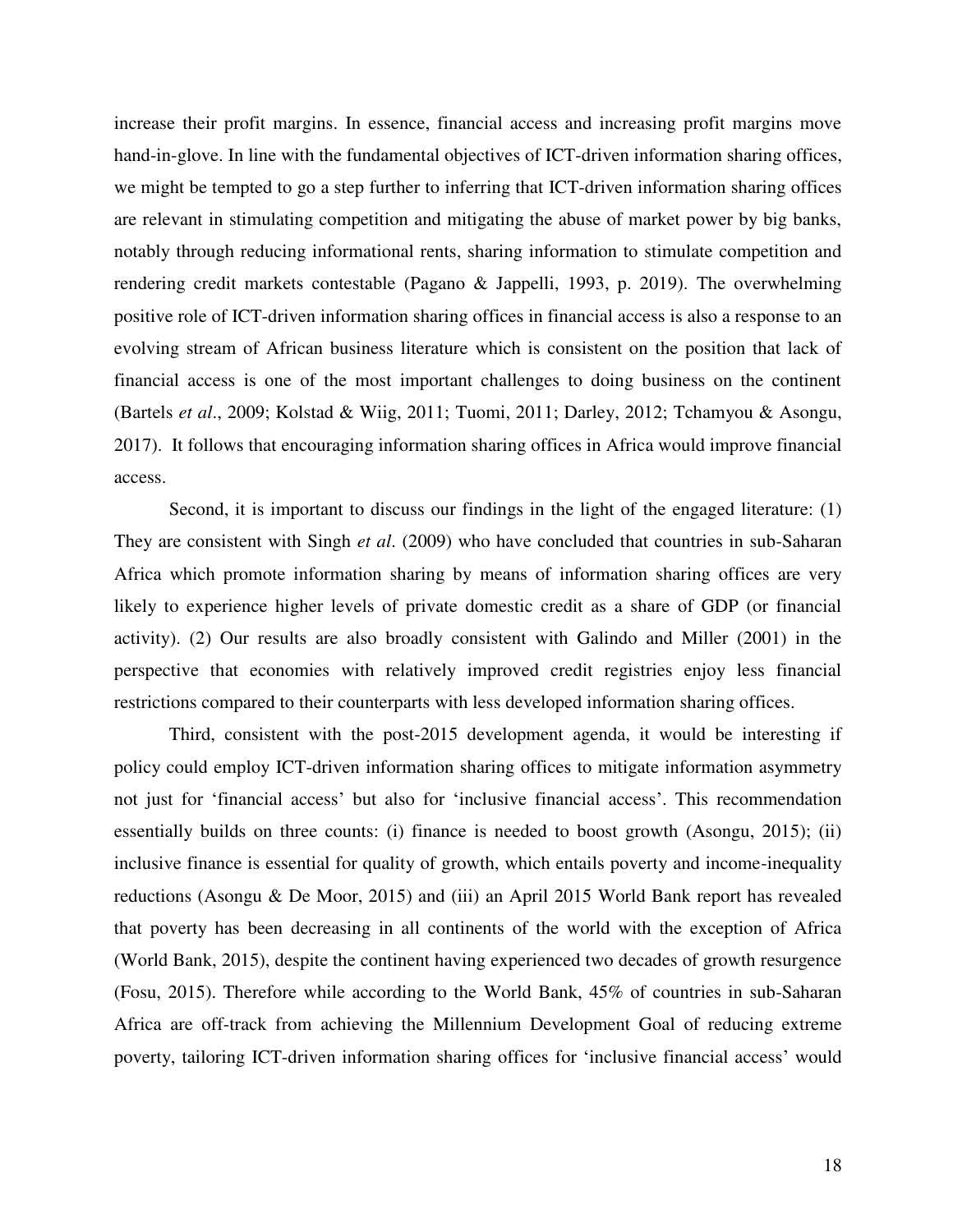increase their profit margins. In essence, financial access and increasing profit margins move hand-in-glove. In line with the fundamental objectives of ICT-driven information sharing offices, we might be tempted to go a step further to inferring that ICT-driven information sharing offices are relevant in stimulating competition and mitigating the abuse of market power by big banks, notably through reducing informational rents, sharing information to stimulate competition and rendering credit markets contestable (Pagano & Jappelli, 1993, p. 2019). The overwhelming positive role of ICT-driven information sharing offices in financial access is also a response to an evolving stream of African business literature which is consistent on the position that lack of financial access is one of the most important challenges to doing business on the continent (Bartels *et al*., 2009; Kolstad & Wiig, 2011; Tuomi, 2011; Darley, 2012; Tchamyou & Asongu, 2017). It follows that encouraging information sharing offices in Africa would improve financial access.

Second, it is important to discuss our findings in the light of the engaged literature: (1) They are consistent with Singh *et al*. (2009) who have concluded that countries in sub-Saharan Africa which promote information sharing by means of information sharing offices are very likely to experience higher levels of private domestic credit as a share of GDP (or financial activity). (2) Our results are also broadly consistent with Galindo and Miller (2001) in the perspective that economies with relatively improved credit registries enjoy less financial restrictions compared to their counterparts with less developed information sharing offices.

Third, consistent with the post-2015 development agenda, it would be interesting if policy could employ ICT-driven information sharing offices to mitigate information asymmetry not just for 'financial access' but also for 'inclusive financial access'. This recommendation essentially builds on three counts: (i) finance is needed to boost growth (Asongu, 2015); (ii) inclusive finance is essential for quality of growth, which entails poverty and income-inequality reductions (Asongu & De Moor, 2015) and (iii) an April 2015 World Bank report has revealed that poverty has been decreasing in all continents of the world with the exception of Africa (World Bank, 2015), despite the continent having experienced two decades of growth resurgence (Fosu, 2015). Therefore while according to the World Bank, 45% of countries in sub-Saharan Africa are off-track from achieving the Millennium Development Goal of reducing extreme poverty, tailoring ICT-driven information sharing offices for 'inclusive financial access' would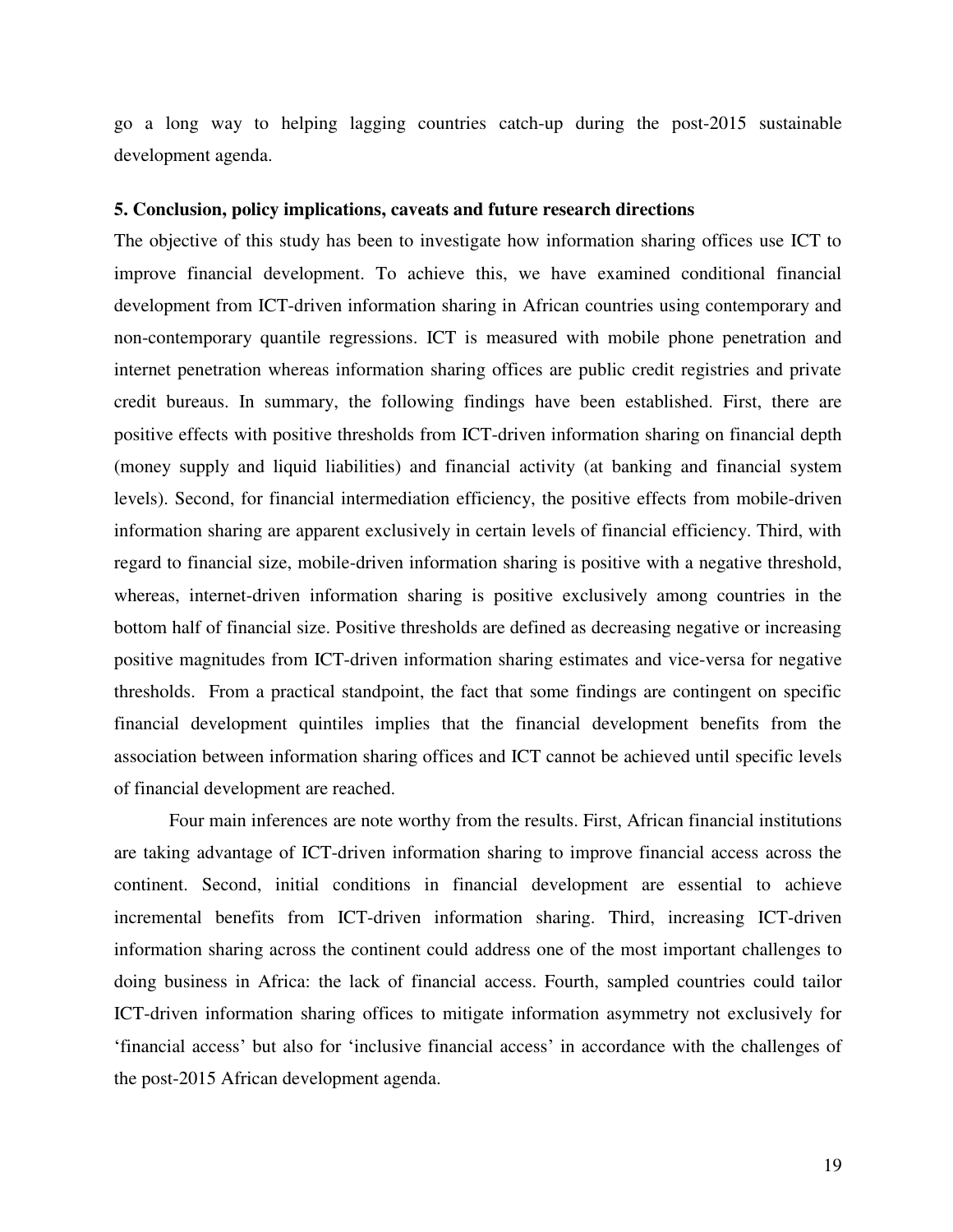go a long way to helping lagging countries catch-up during the post-2015 sustainable development agenda.

## 5. Conclusion, policy implications, caveats and future research directions

The objective of this study has been to investigate how information sharing offices use ICT to improve financial development. To achieve this, we have examined conditional financial development from ICT-driven information sharing in African countries using contemporary and non-contemporary quantile regressions. ICT is measured with mobile phone penetration and internet penetration whereas information sharing offices are public credit registries and private credit bureaus. In summary, the following findings have been established. First, there are positive effects with positive thresholds from ICT-driven information sharing on financial depth (money supply and liquid liabilities) and financial activity (at banking and financial system levels). Second, for financial intermediation efficiency, the positive effects from mobile-driven information sharing are apparent exclusively in certain levels of financial efficiency. Third, with regard to financial size, mobile-driven information sharing is positive with a negative threshold, whereas, internet-driven information sharing is positive exclusively among countries in the bottom half of financial size. Positive thresholds are defined as decreasing negative or increasing positive magnitudes from ICT-driven information sharing estimates and vice-versa for negative thresholds. From a practical standpoint, the fact that some findings are contingent on specific financial development quintiles implies that the financial development benefits from the association between information sharing offices and ICT cannot be achieved until specific levels of financial development are reached.

Four main inferences are note worthy from the results. First, African financial institutions are taking advantage of ICT-driven information sharing to improve financial access across the continent. Second, initial conditions in financial development are essential to achieve incremental benefits from ICT-driven information sharing. Third, increasing ICT-driven information sharing across the continent could address one of the most important challenges to doing business in Africa: the lack of financial access. Fourth, sampled countries could tailor ICT-driven information sharing offices to mitigate information asymmetry not exclusively for 'financial access' but also for 'inclusive financial access' in accordance with the challenges of the post-2015 African development agenda.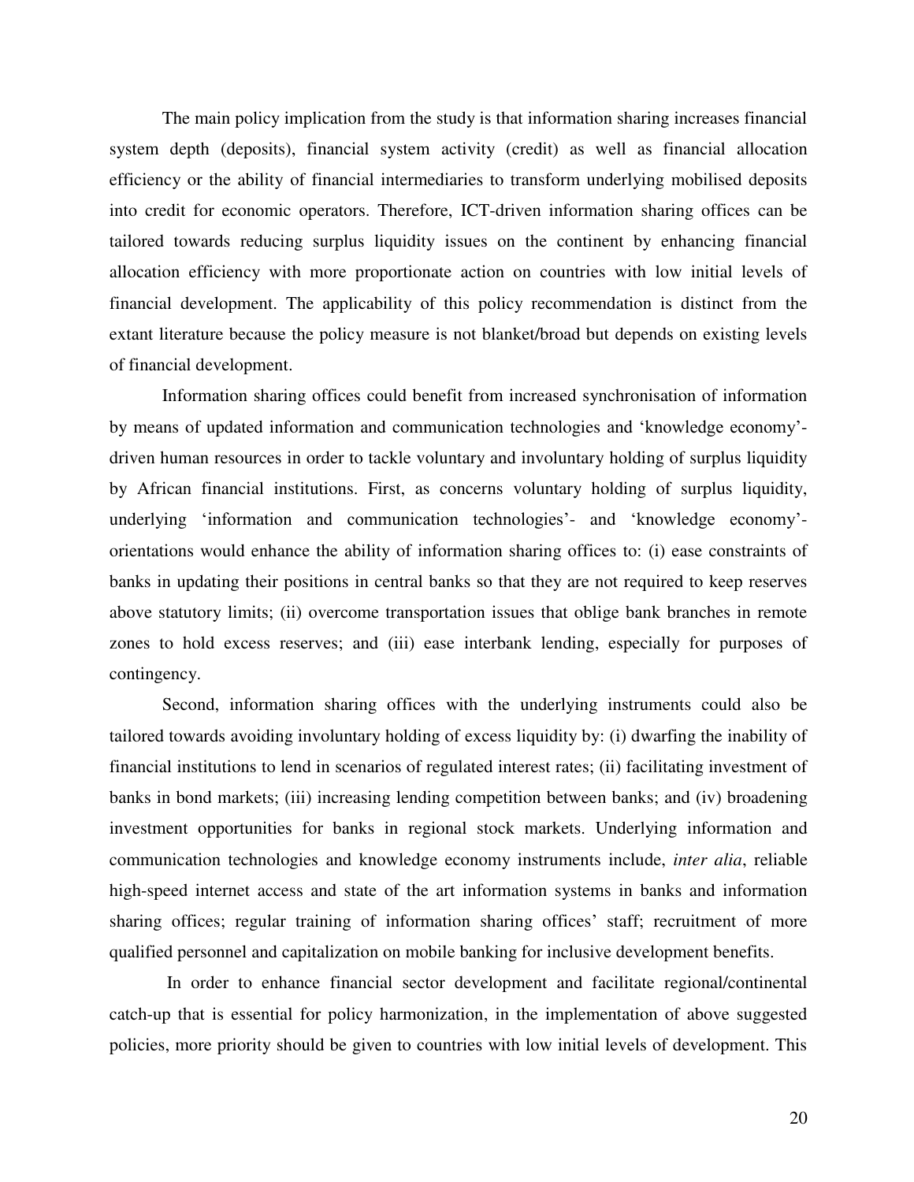The main policy implication from the study is that information sharing increases financial system depth (deposits), financial system activity (credit) as well as financial allocation efficiency or the ability of financial intermediaries to transform underlying mobilised deposits into credit for economic operators. Therefore, ICT-driven information sharing offices can be tailored towards reducing surplus liquidity issues on the continent by enhancing financial allocation efficiency with more proportionate action on countries with low initial levels of financial development. The applicability of this policy recommendation is distinct from the extant literature because the policy measure is not blanket/broad but depends on existing levels of financial development.

Information sharing offices could benefit from increased synchronisation of information by means of updated information and communication technologies and 'knowledge economy'-driven human resources in order to tackle voluntary and involuntary holding of surplus liquidity by African financial institutions. First, as concerns voluntary holding of surplus liquidity, underlying 'information and communication technologies'- and 'knowledge economy'-orientations would enhance the ability of information sharing offices to: (i) ease constraints of banks in updating their positions in central banks so that they are not required to keep reserves above statutory limits; (ii) overcome transportation issues that oblige bank branches in remote zones to hold excess reserves; and (iii) ease interbank lending, especially for purposes of contingency.

Second, information sharing offices with the underlying instruments could also be tailored towards avoiding involuntary holding of excess liquidity by: (i) dwarfing the inability of financial institutions to lend in scenarios of regulated interest rates; (ii) facilitating investment of banks in bond markets; (iii) increasing lending competition between banks; and (iv) broadening investment opportunities for banks in regional stock markets. Underlying information and communication technologies and knowledge economy instruments include, *inter alia*, reliable high-speed internet access and state of the art information systems in banks and information sharing offices; regular training of information sharing offices' staff; recruitment of more qualified personnel and capitalization on mobile banking for inclusive development benefits.

In order to enhance financial sector development and facilitate regional/continental catch-up that is essential for policy harmonization, in the implementation of above suggested policies, more priority should be given to countries with low initial levels of development. This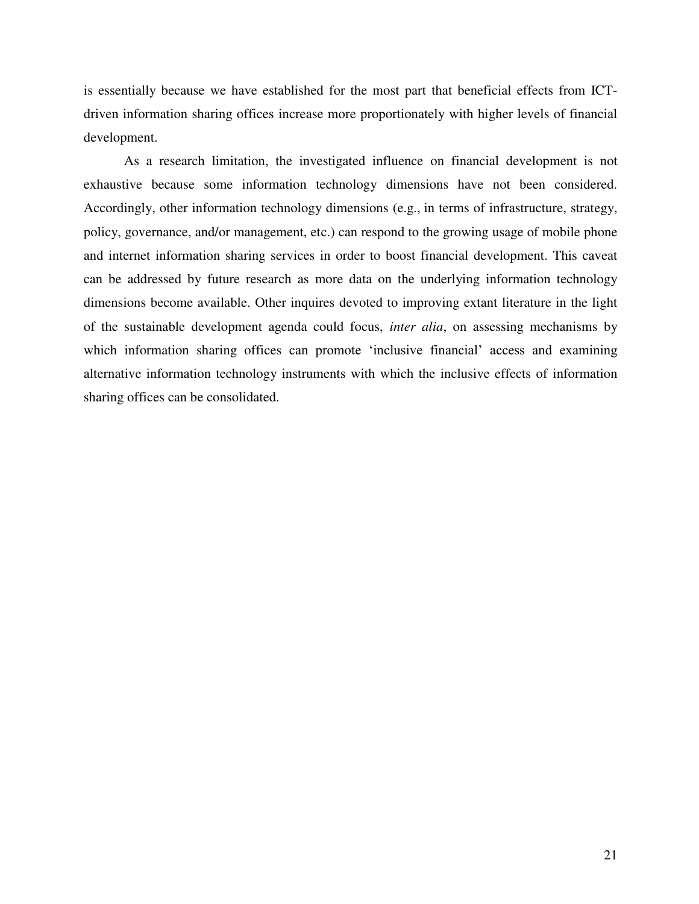is essentially because we have established for the most part that beneficial effects from ICT-driven information sharing offices increase more proportionately with higher levels of financial development.

As a research limitation, the investigated influence on financial development is not exhaustive because some information technology dimensions have not been considered. Accordingly, other information technology dimensions (e.g., in terms of infrastructure, strategy, policy, governance, and/or management, etc.) can respond to the growing usage of mobile phone and internet information sharing services in order to boost financial development. This caveat can be addressed by future research as more data on the underlying information technology dimensions become available. Other inquires devoted to improving extant literature in the light of the sustainable development agenda could focus, *inter alia*, on assessing mechanisms by which information sharing offices can promote 'inclusive financial' access and examining alternative information technology instruments with which the inclusive effects of information sharing offices can be consolidated.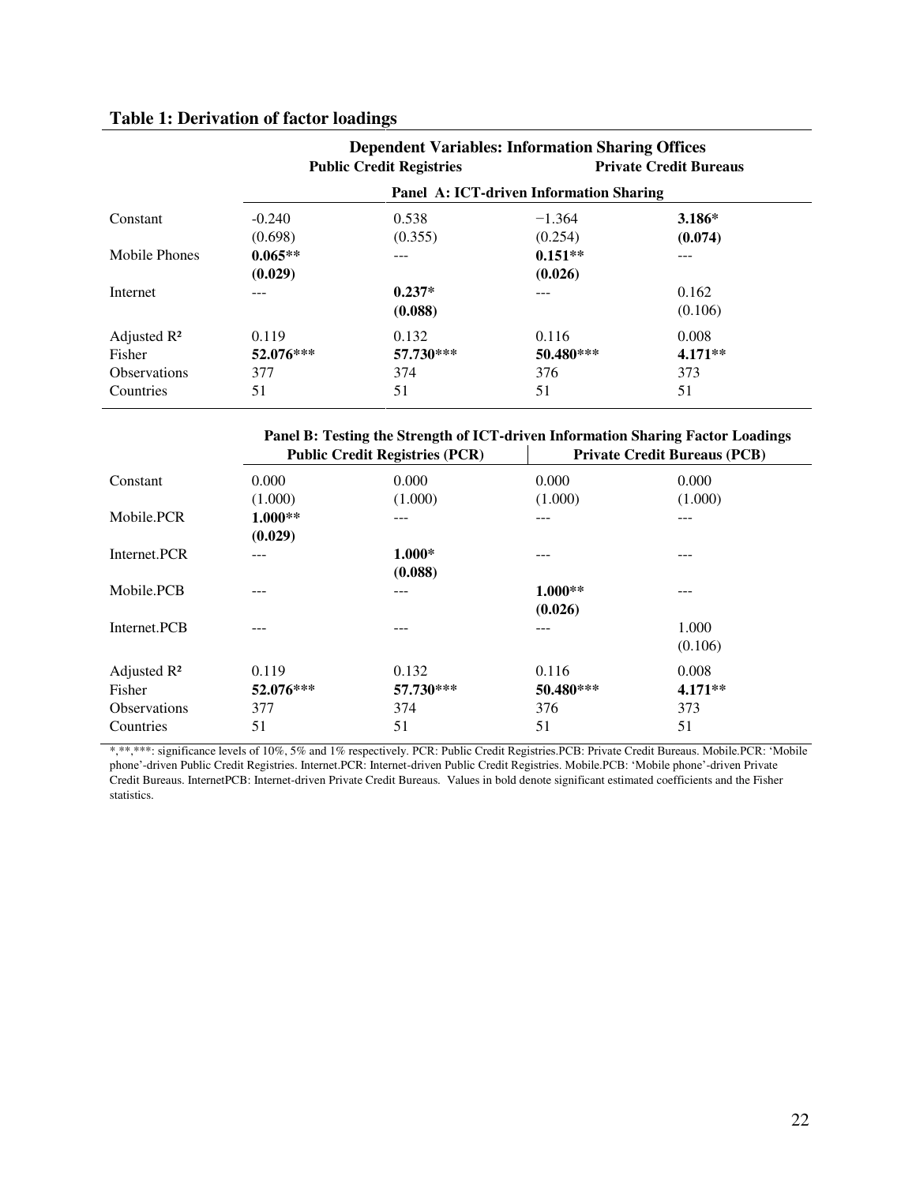**Table 1: Derivation of factor loadings**

| | Dependent Variables: Information Sharing Offices | | | |
|---|---|---|---|---|
| | Public Credit Registries | | Private Credit Bureaus | |
| | Panel A: ICT-driven Information Sharing | | | |
| Constant | -0.240 | 0.538 | −1.364 | **3.186*** |
| | (0.698) | (0.355) | (0.254) | **(0.074)** |
| Mobile Phones | **0.065**** | --- | **0.151**** | --- |
| | **(0.029)** | | **(0.026)** | |
| Internet | --- | **0.237*** | --- | 0.162 |
| | | **(0.088)** | | (0.106) |
| Adjusted $R^2$ | 0.119 | 0.132 | 0.116 | 0.008 |
| Fisher | **52.076***** | **57.730***** | **50.480***** | **4.171**** |
| Observations | 377 | 374 | 376 | 373 |
| Countries | 51 | 51 | 51 | 51 |

| | Panel B: Testing the Strength of ICT-driven Information Sharing Factor Loadings | | | |
|---|---|---|---|---|
| | Public Credit Registries (PCR) | | Private Credit Bureaus (PCB) | |
| Constant | 0.000 | 0.000 | 0.000 | 0.000 |
| | (1.000) | (1.000) | (1.000) | (1.000) |
| Mobile.PCR | **1.000**** | --- | --- | --- |
| | **(0.029)** | | | |
| Internet.PCR | --- | **1.000*** | --- | --- |
| | | **(0.088)** | | |
| Mobile.PCB | --- | --- | **1.000**** | --- |
| | | | **(0.026)** | |
| Internet.PCB | --- | --- | --- | 1.000 |
| | | | | (0.106) |
| Adjusted $R^2$ | 0.119 | 0.132 | 0.116 | 0.008 |
| Fisher | **52.076***** | **57.730***** | **50.480***** | **4.171**** |
| Observations | 377 | 374 | 376 | 373 |
| Countries | 51 | 51 | 51 | 51 |

*,**,***: significance levels of 10%, 5% and 1% respectively. PCR: Public Credit Registries.PCB: Private Credit Bureaus. Mobile.PCR: 'Mobile phone'-driven Public Credit Registries. Internet.PCR: Internet-driven Public Credit Registries. Mobile.PCB: 'Mobile phone'-driven Private Credit Bureaus. InternetPCB: Internet-driven Private Credit Bureaus. Values in bold denote significant estimated coefficients and the Fisher statistics.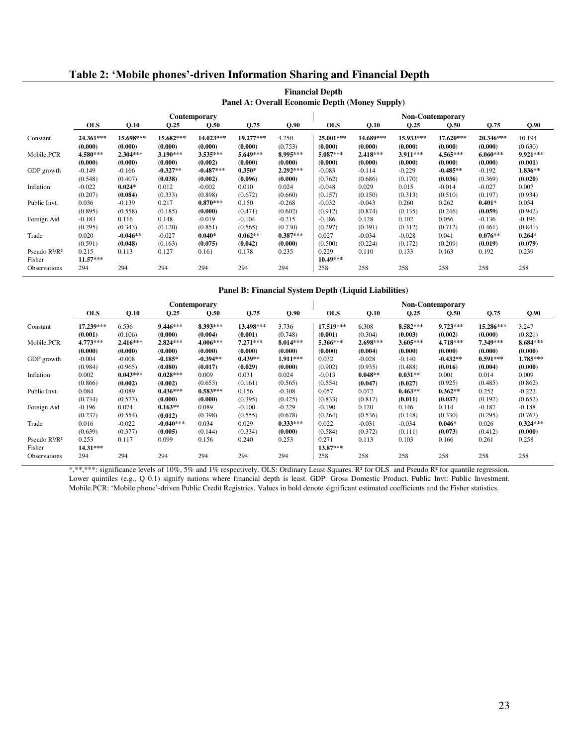# Table 2: 'Mobile phones'-driven Information Sharing and Financial Depth

**Financial Depth**

**Panel A: Overall Economic Depth (Money Supply)**

| | Contemporary | | | | | | Non-Contemporary | | | | | |
|---|---|---|---|---|---|---|---|---|---|---|---|---|
| | **OLS** | **Q.10** | **Q.25** | **Q.50** | **Q.75** | **Q.90** | **OLS** | **Q.10** | **Q.25** | **Q.50** | **Q.75** | **Q.90** |
| Constant | **24.361***** | **15.698***** | **15.682***** | **14.023***** | **19.277***** | 4.250 | **25.001***** | **14.689***** | **15.933***** | **17.620***** | **20.346***** | 10.194 |
| | **(0.000)** | **(0.000)** | **(0.000)** | **(0.000)** | **(0.000)** | (0.753) | **(0.000)** | **(0.000)** | **(0.000)** | **(0.000)** | **(0.000)** | (0.630) |
| Mobile.PCR | **4.580***** | **2.304***** | **3.190***** | **3.535***** | **5.649***** | **8.995***** | **5.087***** | **2.418***** | **3.911***** | **4.565***** | **6.060***** | **9.921***** |
| | **(0.000)** | **(0.000)** | **(0.000)** | **(0.002)** | **(0.000)** | **(0.000)** | **(0.000)** | **(0.000)** | **(0.000)** | **(0.000)** | **(0.000)** | **(0.001)** |
| GDP growth | -0.149 | -0.166 | **-0.327**** | **-0.487***** | **0.350*** | **2.292***** | -0.083 | -0.114 | -0.229 | **-0.485**** | -0.192 | **1.836**** |
| | (0.548) | (0.407) | **(0.038)** | **(0.002)** | **(0.096)** | **(0.000)** | (0.762) | (0.686) | (0.170) | **(0.036)** | (0.369) | **(0.020)** |
| Inflation | -0.022 | **0.024*** | 0.012 | -0.002 | 0.010 | 0.024 | -0.048 | 0.029 | 0.015 | -0.014 | -0.027 | 0.007 |
| | (0.207) | **(0.084)** | (0.333) | (0.898) | (0.672) | (0.660) | (0.157) | (0.150) | (0.313) | (0.510) | (0.197) | (0.934) |
| Public Invt. | 0.036 | -0.139 | 0.217 | **0.870***** | 0.150 | -0.268 | -0.032 | -0.043 | 0.260 | 0.262 | **0.401*** | 0.054 |
| | (0.895) | (0.558) | (0.185) | **(0.000)** | (0.471) | (0.602) | (0.912) | (0.874) | (0.135) | (0.246) | **(0.059)** | (0.942) |
| Foreign Aid | -0.183 | 0.116 | 0.148 | -0.019 | -0.104 | -0.215 | -0.186 | 0.128 | 0.102 | 0.056 | -0.136 | -0.196 |
| | (0.295) | (0.343) | (0.120) | (0.851) | (0.565) | (0.730) | (0.297) | (0.391) | (0.312) | (0.712) | (0.461) | (0.841) |
| Trade | 0.020 | **-0.046**** | -0.027 | **0.040*** | **0.062**** | **0.387***** | 0.027 | -0.034 | -0.028 | 0.041 | **0.076**** | **0.264*** |
| | (0.591) | **(0.048)** | (0.163) | **(0.075)** | **(0.042)** | **(0.000)** | (0.500) | (0.224) | (0.172) | (0.209) | **(0.019)** | **(0.079)** |
| Pseudo R²/R² | 0.215 | 0.113 | 0.127 | 0.161 | 0.178 | 0.235 | 0.229 | 0.110 | 0.133 | 0.163 | 0.192 | 0.239 |
| Fisher | **11.57***** | | | | | | **10.49***** | | | | | |
| Observations | 294 | 294 | 294 | 294 | 294 | 294 | 258 | 258 | 258 | 258 | 258 | 258 |

**Panel B: Financial System Depth (Liquid Liabilities)**

| | Contemporary | | | | | | Non-Contemporary | | | | | |
|---|---|---|---|---|---|---|---|---|---|---|---|---|
| | **OLS** | **Q.10** | **Q.25** | **Q.50** | **Q.75** | **Q.90** | **OLS** | **Q.10** | **Q.25** | **Q.50** | **Q.75** | **Q.90** |
| Constant | **17.239***** | 6.536 | **9.446***** | **8.393***** | **13.498***** | 3.736 | **17.519***** | 6.308 | **8.582***** | **9.723***** | **15.286***** | 3.247 |
| | **(0.001)** | (0.106) | **(0.000)** | **(0.004)** | **(0.001)** | (0.748) | **(0.001)** | (0.304) | **(0.003)** | **(0.002)** | **(0.000)** | (0.821) |
| Mobile.PCR | **4.773***** | **2.416***** | **2.824***** | **4.006***** | **7.271***** | **8.014***** | **5.366***** | **2.698***** | **3.605***** | **4.718***** | **7.349***** | **8.684***** |
| | **(0.000)** | **(0.000)** | **(0.000)** | **(0.000)** | **(0.000)** | **(0.000)** | **(0.000)** | **(0.004)** | **(0.000)** | **(0.000)** | **(0.000)** | **(0.000)** |
| GDP growth | -0.004 | -0.008 | **-0.185*** | **-0.394**** | **0.439**** | **1.911***** | 0.032 | -0.028 | -0.140 | **-0.432**** | **0.591***** | **1.785***** |
| | (0.984) | (0.965) | **(0.080)** | **(0.017)** | **(0.029)** | **(0.000)** | (0.902) | (0.935) | (0.488) | **(0.016)** | **(0.004)** | **(0.000)** |
| Inflation | 0.002 | **0.043***** | **0.028***** | 0.009 | 0.031 | 0.024 | -0.013 | **0.048**** | **0.031**** | 0.001 | 0.014 | 0.009 |
| | (0.866) | **(0.002)** | **(0.002)** | (0.653) | (0.161) | (0.565) | (0.554) | **(0.047)** | **(0.027)** | (0.925) | (0.485) | (0.862) |
| Public Invt. | 0.084 | -0.089 | **0.436***** | **0.583***** | 0.156 | -0.308 | 0.057 | 0.072 | **0.463**** | **0.362**** | 0.252 | -0.222 |
| | (0.734) | (0.573) | **(0.000)** | **(0.000)** | (0.395) | (0.425) | (0.833) | (0.817) | **(0.011)** | **(0.037)** | (0.197) | (0.652) |
| Foreign Aid | -0.196 | 0.074 | **0.163**** | 0.089 | -0.100 | -0.229 | -0.190 | 0.120 | 0.146 | 0.114 | -0.187 | -0.188 |
| | (0.237) | (0.554) | **(0.012)** | (0.398) | (0.555) | (0.678) | (0.264) | (0.536) | (0.148) | (0.330) | (0.295) | (0.767) |
| Trade | 0.016 | -0.022 | **-0.040***** | 0.034 | 0.029 | **0.333***** | 0.022 | -0.031 | -0.034 | **0.046*** | 0.026 | **0.324***** |
| | (0.639) | (0.377) | **(0.005)** | (0.144) | (0.334) | **(0.000)** | (0.584) | (0.372) | (0.111) | **(0.073)** | (0.412) | **(0.000)** |
| Pseudo R²/R² | 0.253 | 0.117 | 0.099 | 0.156 | 0.240 | 0.253 | 0.271 | 0.113 | 0.103 | 0.166 | 0.261 | 0.258 |
| Fisher | **14.31***** | | | | | | **13.87***** | | | | | |
| Observations | 294 | 294 | 294 | 294 | 294 | 294 | 258 | 258 | 258 | 258 | 258 | 258 |

*,**,***: significance levels of 10%, 5% and 1% respectively. OLS: Ordinary Least Squares. R² for OLS and Pseudo R² for quantile regression. Lower quintiles (e.g., Q 0.1) signify nations where financial depth is least. GDP: Gross Domestic Product. Public Invt: Public Investment. Mobile.PCR: 'Mobile phone'-driven Public Credit Registries. Values in bold denote significant estimated coefficients and the Fisher statistics.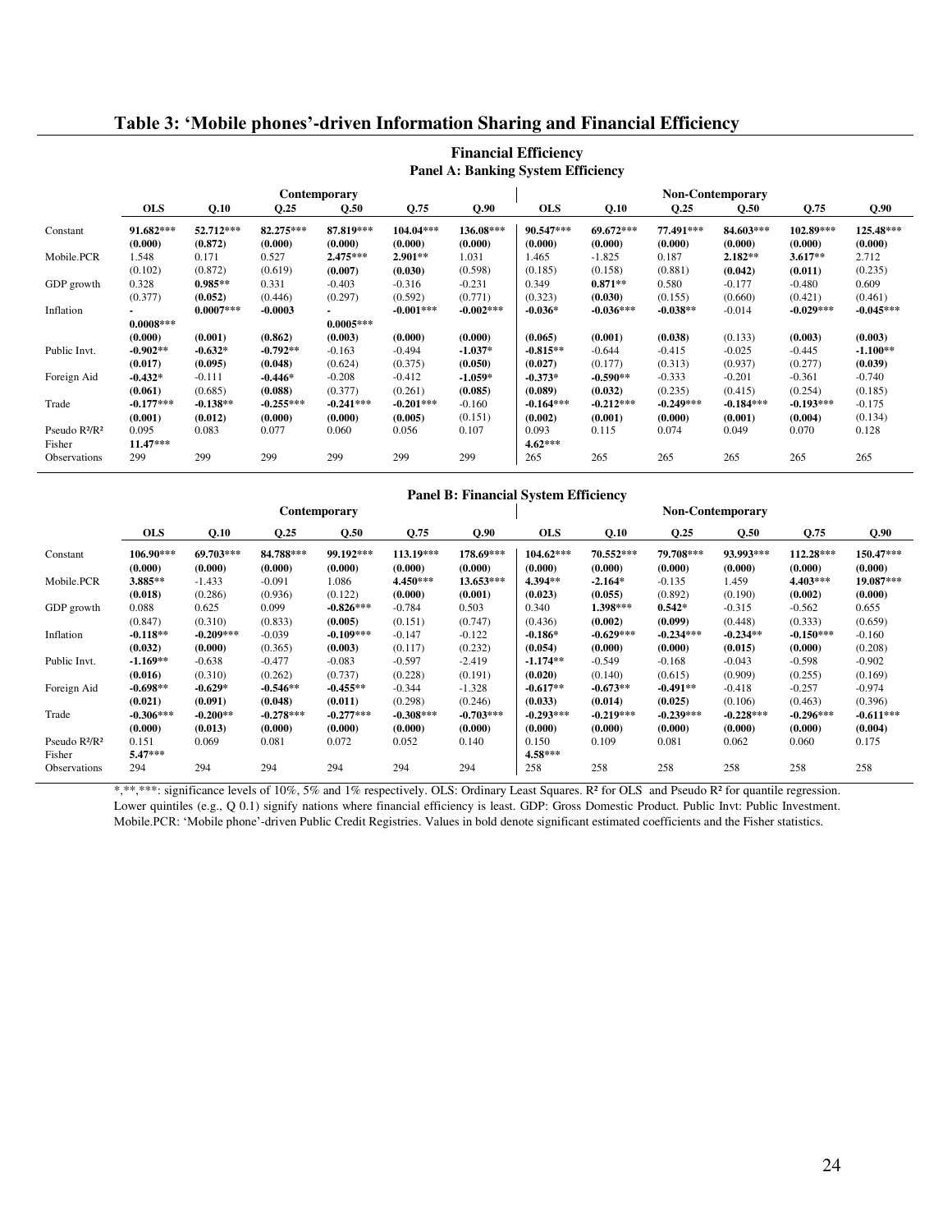## Table 3: 'Mobile phones'-driven Information Sharing and Financial Efficiency

**Financial Efficiency**

**Panel A: Banking System Efficiency**

| | Contemporary | | | | | | Non-Contemporary | | | | | |
|---|---|---|---|---|---|---|---|---|---|---|---|---|
| | **OLS** | **Q.10** | **Q.25** | **Q.50** | **Q.75** | **Q.90** | **OLS** | **Q.10** | **Q.25** | **Q.50** | **Q.75** | **Q.90** |
| Constant | **91.682\*\*\*** | **52.712\*\*\*** | **82.275\*\*\*** | **87.819\*\*\*** | **104.04\*\*\*** | **136.08\*\*\*** | **90.547\*\*\*** | **69.672\*\*\*** | **77.491\*\*\*** | **84.603\*\*\*** | **102.89\*\*\*** | **125.48\*\*\*** |
| | **(0.000)** | **(0.872)** | **(0.000)** | **(0.000)** | **(0.000)** | **(0.000)** | **(0.000)** | **(0.000)** | **(0.000)** | **(0.000)** | **(0.000)** | **(0.000)** |
| Mobile.PCR | 1.548 | 0.171 | 0.527 | **2.475\*\*\*** | **2.901\*\*** | 1.031 | 1.465 | -1.825 | 0.187 | **2.182\*\*** | **3.617\*\*** | 2.712 |
| | (0.102) | (0.872) | (0.619) | **(0.007)** | **(0.030)** | (0.598) | (0.185) | (0.158) | (0.881) | **(0.042)** | **(0.011)** | (0.235) |
| GDP growth | 0.328 | **0.985\*\*** | 0.331 | -0.403 | -0.316 | -0.231 | 0.349 | **0.871\*\*** | 0.580 | -0.177 | -0.480 | 0.609 |
| | (0.377) | **(0.052)** | (0.446) | (0.297) | (0.592) | (0.771) | (0.323) | **(0.030)** | (0.155) | (0.660) | (0.421) | (0.461) |
| Inflation | **-0.0008\*\*\*** | **0.0007\*\*\*** | -0.0003 | **-0.0005\*\*\*** | **-0.001\*\*\*** | **-0.002\*\*\*** | **-0.036\*** | **-0.036\*\*\*** | **-0.038\*\*** | -0.014 | **-0.029\*\*\*** | **-0.045\*\*\*** |
| | **(0.000)** | **(0.001)** | (0.862) | **(0.003)** | **(0.000)** | **(0.000)** | **(0.065)** | **(0.001)** | **(0.038)** | (0.133) | **(0.003)** | **(0.003)** |
| Public Invt. | **-0.902\*\*** | **-0.632\*** | **-0.792\*\*** | -0.163 | -0.494 | **-1.037\*** | **-0.815\*\*** | -0.644 | -0.415 | -0.025 | -0.445 | **-1.100\*\*** |
| | **(0.017)** | **(0.095)** | **(0.048)** | (0.624) | (0.375) | **(0.050)** | **(0.027)** | (0.177) | (0.313) | (0.937) | (0.277) | **(0.039)** |
| Foreign Aid | **-0.432\*** | -0.111 | **-0.446\*** | -0.208 | -0.412 | **-1.059\*** | **-0.373\*** | **-0.590\*\*** | -0.333 | -0.201 | -0.361 | -0.740 |
| | **(0.061)** | (0.685) | **(0.088)** | (0.377) | (0.261) | **(0.085)** | **(0.089)** | **(0.032)** | (0.235) | (0.415) | (0.254) | (0.185) |
| Trade | **-0.177\*\*\*** | **-0.138\*\*** | **-0.255\*\*\*** | **-0.241\*\*\*** | **-0.201\*\*\*** | -0.160 | **-0.164\*\*\*** | **-0.212\*\*\*** | **-0.249\*\*\*** | **-0.184\*\*\*** | **-0.193\*\*\*** | -0.175 |
| | **(0.001)** | **(0.012)** | **(0.000)** | **(0.000)** | **(0.005)** | (0.151) | **(0.002)** | **(0.001)** | **(0.000)** | **(0.001)** | **(0.004)** | (0.134) |
| Pseudo R²/R² | 0.095 | 0.083 | 0.077 | 0.060 | 0.056 | 0.107 | 0.093 | 0.115 | 0.074 | 0.049 | 0.070 | 0.128 |
| Fisher | **11.47\*\*\*** | | | | | | **4.62\*\*\*** | | | | | |
| Observations | 299 | 299 | 299 | 299 | 299 | 299 | 265 | 265 | 265 | 265 | 265 | 265 |

**Panel B: Financial System Efficiency**

| | Contemporary | | | | | | Non-Contemporary | | | | | |
|---|---|---|---|---|---|---|---|---|---|---|---|---|
| | **OLS** | **Q.10** | **Q.25** | **Q.50** | **Q.75** | **Q.90** | **OLS** | **Q.10** | **Q.25** | **Q.50** | **Q.75** | **Q.90** |
| Constant | **106.90\*\*\*** | **69.703\*\*\*** | **84.788\*\*\*** | **99.192\*\*\*** | **113.19\*\*\*** | **178.69\*\*\*** | **104.62\*\*\*** | **70.552\*\*\*** | **79.708\*\*\*** | **93.993\*\*\*** | **112.28\*\*\*** | **150.47\*\*\*** |
| | **(0.000)** | **(0.000)** | **(0.000)** | **(0.000)** | **(0.000)** | **(0.000)** | **(0.000)** | **(0.000)** | **(0.000)** | **(0.000)** | **(0.000)** | **(0.000)** |
| Mobile.PCR | **3.885\*\*** | -1.433 | -0.091 | 1.086 | **4.450\*\*\*** | **13.653\*\*\*** | **4.394\*\*** | **-2.164\*** | -0.135 | 1.459 | **4.403\*\*\*** | **19.087\*\*\*** |
| | **(0.018)** | (0.286) | (0.936) | (0.122) | **(0.000)** | **(0.001)** | **(0.023)** | **(0.055)** | (0.892) | (0.190) | **(0.002)** | **(0.000)** |
| GDP growth | 0.088 | 0.625 | 0.099 | **-0.826\*\*\*** | -0.784 | 0.503 | 0.340 | **1.398\*\*\*** | **0.542\*** | -0.315 | -0.562 | 0.655 |
| | (0.847) | (0.310) | (0.833) | **(0.005)** | (0.151) | (0.747) | (0.436) | **(0.002)** | **(0.099)** | (0.448) | (0.333) | (0.659) |
| Inflation | **-0.118\*\*** | **-0.209\*\*\*** | -0.039 | **-0.109\*\*\*** | -0.147 | -0.122 | **-0.186\*** | **-0.629\*\*\*** | **-0.234\*\*\*** | **-0.234\*\*** | **-0.150\*\*\*** | -0.160 |
| | **(0.032)** | **(0.000)** | (0.365) | **(0.003)** | (0.117) | (0.232) | **(0.054)** | **(0.000)** | **(0.000)** | **(0.015)** | **(0.000)** | (0.208) |
| Public Invt. | **-1.169\*\*** | -0.638 | -0.477 | -0.083 | -0.597 | -2.419 | **-1.174\*\*** | -0.549 | -0.168 | -0.043 | -0.598 | -0.902 |
| | **(0.016)** | (0.310) | (0.262) | (0.737) | (0.228) | (0.191) | **(0.020)** | (0.140) | (0.615) | (0.909) | (0.255) | (0.169) |
| Foreign Aid | **-0.698\*\*** | **-0.629\*** | **-0.546\*\*** | **-0.455\*\*** | -0.344 | -1.328 | **-0.617\*\*** | **-0.673\*\*** | **-0.491\*\*** | -0.418 | -0.257 | -0.974 |
| | **(0.021)** | **(0.091)** | **(0.048)** | **(0.011)** | (0.298) | (0.246) | **(0.033)** | **(0.014)** | **(0.025)** | (0.106) | (0.463) | (0.396) |
| Trade | **-0.306\*\*\*** | **-0.200\*\*** | **-0.278\*\*\*** | **-0.277\*\*\*** | **-0.308\*\*\*** | **-0.703\*\*\*** | **-0.293\*\*\*** | **-0.219\*\*\*** | **-0.239\*\*\*** | **-0.228\*\*\*** | **-0.296\*\*\*** | **-0.611\*\*\*** |
| | **(0.000)** | **(0.013)** | **(0.000)** | **(0.000)** | **(0.000)** | **(0.000)** | **(0.000)** | **(0.000)** | **(0.000)** | **(0.000)** | **(0.000)** | **(0.004)** |
| Pseudo R²/R² | 0.151 | 0.069 | 0.081 | 0.072 | 0.052 | 0.140 | 0.150 | 0.109 | 0.081 | 0.062 | 0.060 | 0.175 |
| Fisher | **5.47\*\*\*** | | | | | | **4.58\*\*\*** | | | | | |
| Observations | 294 | 294 | 294 | 294 | 294 | 294 | 258 | 258 | 258 | 258 | 258 | 258 |

\*,\*\*,\*\*\*: significance levels of 10%, 5% and 1% respectively. OLS: Ordinary Least Squares. R² for OLS and Pseudo R² for quantile regression. Lower quintiles (e.g., Q 0.1) signify nations where financial efficiency is least. GDP: Gross Domestic Product. Public Invt: Public Investment. Mobile.PCR: 'Mobile phone'-driven Public Credit Registries. Values in bold denote significant estimated coefficients and the Fisher statistics.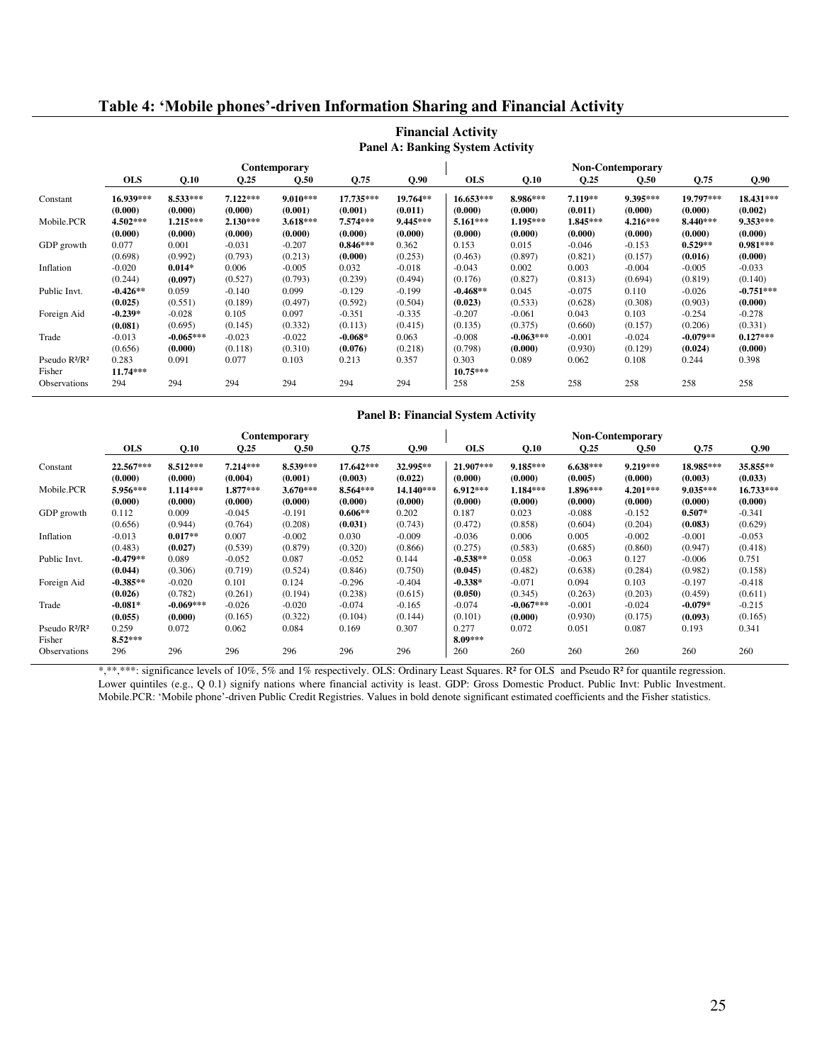## Table 4: 'Mobile phones'-driven Information Sharing and Financial Activity

**Financial Activity**

**Panel A: Banking System Activity**

| | Contemporary | | | | | | Non-Contemporary | | | | | |
|---|---|---|---|---|---|---|---|---|---|---|---|---|
| | **OLS** | **Q.10** | **Q.25** | **Q.50** | **Q.75** | **Q.90** | **OLS** | **Q.10** | **Q.25** | **Q.50** | **Q.75** | **Q.90** |
| Constant | **16.939*** | **8.533*** | **7.122*** | **9.010*** | **17.735*** | **19.764** | **16.653*** | **8.986*** | **7.119** | **9.395*** | **19.797*** | **18.431*** |
| | **(0.000)** | **(0.000)** | **(0.000)** | **(0.001)** | **(0.001)** | **(0.011)** | **(0.000)** | **(0.000)** | **(0.011)** | **(0.000)** | **(0.000)** | **(0.002)** |
| Mobile.PCR | **4.502*** | **1.215*** | **2.130*** | **3.618*** | **7.574*** | **9.445*** | **5.161*** | **1.195*** | **1.845*** | **4.216*** | **8.440*** | **9.353*** |
| | **(0.000)** | **(0.000)** | **(0.000)** | **(0.000)** | **(0.000)** | **(0.000)** | **(0.000)** | **(0.000)** | **(0.000)** | **(0.000)** | **(0.000)** | **(0.000)** |
| GDP growth | 0.077 | 0.001 | -0.031 | -0.207 | **0.846*** | 0.362 | 0.153 | 0.015 | -0.046 | -0.153 | **0.529** | **0.981*** |
| | (0.698) | (0.992) | (0.793) | (0.213) | **(0.000)** | (0.253) | (0.463) | (0.897) | (0.821) | (0.157) | **(0.016)** | **(0.000)** |
| Inflation | -0.020 | **0.014*** | 0.006 | -0.005 | 0.032 | -0.018 | -0.043 | 0.002 | 0.003 | -0.004 | -0.005 | -0.033 |
| | (0.244) | **(0.097)** | (0.527) | (0.793) | (0.239) | (0.494) | (0.176) | (0.827) | (0.813) | (0.694) | (0.819) | (0.140) |
| Public Invt. | **-0.426** | 0.059 | -0.140 | 0.099 | -0.129 | -0.199 | **-0.468** | 0.045 | -0.075 | 0.110 | -0.026 | **-0.751*** |
| | **(0.025)** | (0.551) | (0.189) | (0.497) | (0.592) | (0.504) | **(0.023)** | (0.533) | (0.628) | (0.308) | (0.903) | **(0.000)** |
| Foreign Aid | **-0.239*** | -0.028 | 0.105 | 0.097 | -0.351 | -0.335 | -0.207 | -0.061 | 0.043 | 0.103 | -0.254 | -0.278 |
| | **(0.081)** | (0.695) | (0.145) | (0.332) | (0.113) | (0.415) | (0.135) | (0.375) | (0.660) | (0.157) | (0.206) | (0.331) |
| Trade | -0.013 | **-0.065*** | -0.023 | -0.022 | **-0.068*** | 0.063 | -0.008 | **-0.063*** | -0.001 | -0.024 | **-0.079** | **0.127*** |
| | (0.656) | **(0.000)** | (0.118) | (0.310) | **(0.076)** | (0.218) | (0.798) | **(0.000)** | (0.930) | (0.129) | **(0.024)** | **(0.000)** |
| Pseudo R²/R² | 0.283 | 0.091 | 0.077 | 0.103 | 0.213 | 0.357 | 0.303 | 0.089 | 0.062 | 0.108 | 0.244 | 0.398 |
| Fisher | **11.74*** | | | | | | **10.75*** | | | | | |
| Observations | 294 | 294 | 294 | 294 | 294 | 294 | 258 | 258 | 258 | 258 | 258 | 258 |

**Panel B: Financial System Activity**

| | Contemporary | | | | | | Non-Contemporary | | | | | |
|---|---|---|---|---|---|---|---|---|---|---|---|---|
| | **OLS** | **Q.10** | **Q.25** | **Q.50** | **Q.75** | **Q.90** | **OLS** | **Q.10** | **Q.25** | **Q.50** | **Q.75** | **Q.90** |
| Constant | **22.567*** | **8.512*** | **7.214*** | **8.539*** | **17.642*** | **32.995** | **21.907*** | **9.185*** | **6.638*** | **9.219*** | **18.985*** | **35.855** |
| | **(0.000)** | **(0.000)** | **(0.004)** | **(0.001)** | **(0.003)** | **(0.022)** | **(0.000)** | **(0.000)** | **(0.005)** | **(0.000)** | **(0.003)** | **(0.033)** |
| Mobile.PCR | **5.956*** | **1.114*** | **1.877*** | **3.670*** | **8.564*** | **14.140*** | **6.912*** | **1.184*** | **1.896*** | **4.201*** | **9.035*** | **16.733*** |
| | **(0.000)** | **(0.000)** | **(0.000)** | **(0.000)** | **(0.000)** | **(0.000)** | **(0.000)** | **(0.000)** | **(0.000)** | **(0.000)** | **(0.000)** | **(0.000)** |
| GDP growth | 0.112 | 0.009 | -0.045 | -0.191 | **0.606** | 0.202 | 0.187 | 0.023 | -0.088 | -0.152 | **0.507*** | -0.341 |
| | (0.656) | (0.944) | (0.764) | (0.208) | **(0.031)** | (0.743) | (0.472) | (0.858) | (0.604) | (0.204) | **(0.083)** | (0.629) |
| Inflation | -0.013 | **0.017** | 0.007 | -0.002 | 0.030 | -0.009 | -0.036 | 0.006 | 0.005 | -0.002 | -0.001 | -0.053 |
| | (0.483) | **(0.027)** | (0.539) | (0.879) | (0.320) | (0.866) | (0.275) | (0.583) | (0.685) | (0.860) | (0.947) | (0.418) |
| Public Invt. | **-0.479** | 0.089 | -0.052 | 0.087 | -0.052 | 0.144 | **-0.538** | 0.058 | -0.063 | 0.127 | -0.006 | 0.751 |
| | **(0.044)** | (0.306) | (0.719) | (0.524) | (0.846) | (0.750) | **(0.045)** | (0.482) | (0.638) | (0.284) | (0.982) | (0.158) |
| Foreign Aid | **-0.385** | -0.020 | 0.101 | 0.124 | -0.296 | -0.404 | **-0.338*** | -0.071 | 0.094 | 0.103 | -0.197 | -0.418 |
| | **(0.026)** | (0.782) | (0.261) | (0.194) | (0.238) | (0.615) | **(0.050)** | (0.345) | (0.263) | (0.203) | (0.459) | (0.611) |
| Trade | **-0.081*** | **-0.069*** | -0.026 | -0.020 | -0.074 | -0.165 | -0.074 | **-0.067*** | -0.001 | -0.024 | **-0.079*** | -0.215 |
| | **(0.055)** | **(0.000)** | (0.165) | (0.322) | (0.104) | (0.144) | (0.101) | **(0.000)** | (0.930) | (0.175) | **(0.093)** | (0.165) |
| Pseudo R²/R² | 0.259 | 0.072 | 0.062 | 0.084 | 0.169 | 0.307 | 0.277 | 0.072 | 0.051 | 0.087 | 0.193 | 0.341 |
| Fisher | **8.52*** | | | | | | **8.09*** | | | | | |
| Observations | 296 | 296 | 296 | 296 | 296 | 296 | 260 | 260 | 260 | 260 | 260 | 260 |

*,**,***: significance levels of 10%, 5% and 1% respectively. OLS: Ordinary Least Squares. R² for OLS and Pseudo R² for quantile regression. Lower quintiles (e.g., Q 0.1) signify nations where financial activity is least. GDP: Gross Domestic Product. Public Invt: Public Investment. Mobile.PCR: 'Mobile phone'-driven Public Credit Registries. Values in bold denote significant estimated coefficients and the Fisher statistics.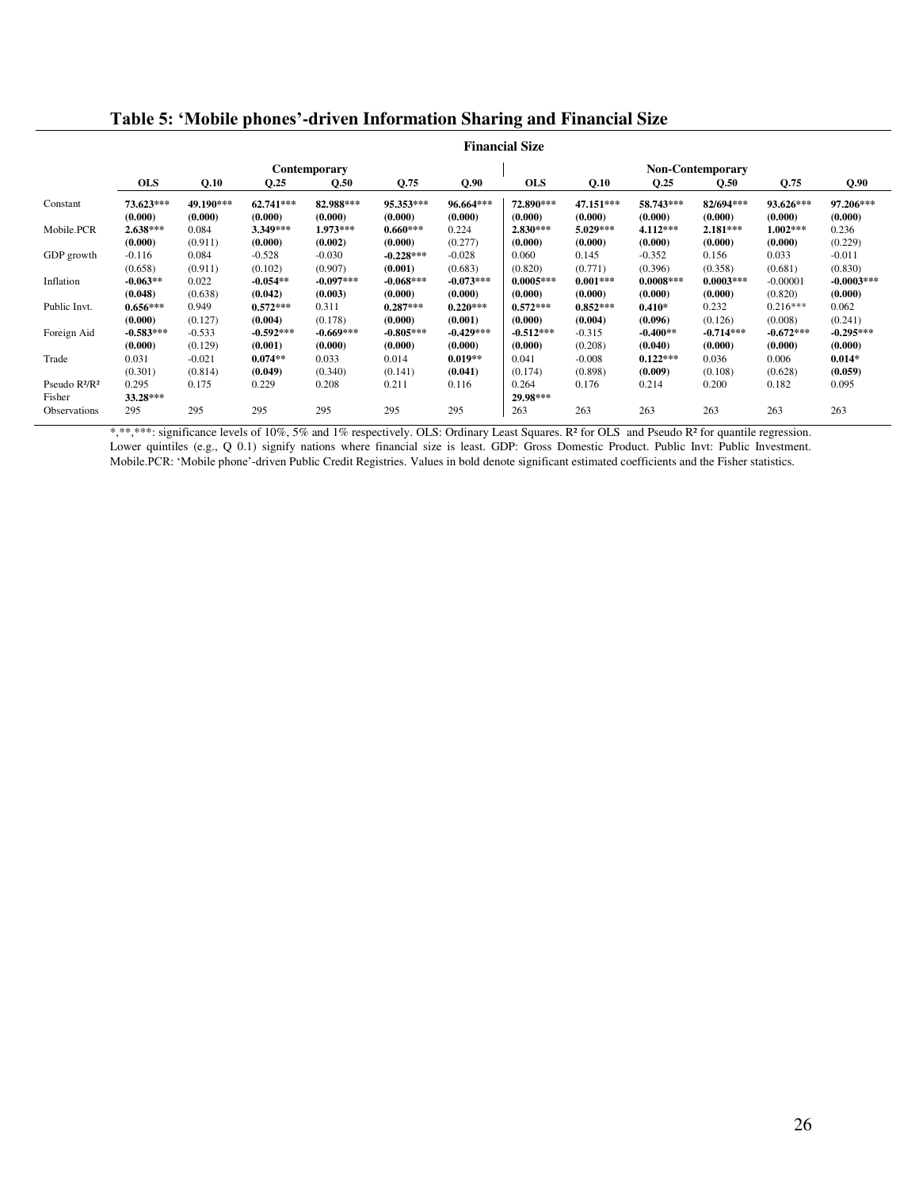## Table 5: 'Mobile phones'-driven Information Sharing and Financial Size

| | Financial Size | | | | | | | | | | | |
|---|---|---|---|---|---|---|---|---|---|---|---|---|
| | Contemporary | | | | | | Non-Contemporary | | | | | |
| | **OLS** | **Q.10** | **Q.25** | **Q.50** | **Q.75** | **Q.90** | **OLS** | **Q.10** | **Q.25** | **Q.50** | **Q.75** | **Q.90** |
| Constant | **73.623***\*** | **49.190***\*** | **62.741***\*** | **82.988***\*** | **95.353***\*** | **96.664***\*** | **72.890***\*** | **47.151***\*** | **58.743***\*** | **82/694***\*** | **93.626***\*** | **97.206***\*** |
| | **(0.000)** | **(0.000)** | **(0.000)** | **(0.000)** | **(0.000)** | **(0.000)** | **(0.000)** | **(0.000)** | **(0.000)** | **(0.000)** | **(0.000)** | **(0.000)** |
| Mobile.PCR | **2.638***\*** | 0.084 | **3.349***\*** | **1.973***\*** | **0.660***\*** | 0.224 | **2.830***\*** | **5.029***\*** | **4.112***\*** | **2.181***\*** | **1.002***\*** | 0.236 |
| | **(0.000)** | (0.911) | **(0.000)** | **(0.002)** | **(0.000)** | (0.277) | **(0.000)** | **(0.000)** | **(0.000)** | **(0.000)** | **(0.000)** | (0.229) |
| GDP growth | -0.116 | 0.084 | -0.528 | -0.030 | **-0.228***\*** | -0.028 | 0.060 | 0.145 | -0.352 | 0.156 | 0.033 | -0.011 |
| | (0.658) | (0.911) | (0.102) | (0.907) | **(0.001)** | (0.683) | (0.820) | (0.771) | (0.396) | (0.358) | (0.681) | (0.830) |
| Inflation | **-0.063***\* | 0.022 | **-0.054***\* | **-0.097***\*** | **-0.068***\*** | **-0.073***\*** | **0.0005***\*** | **0.001***\*** | **0.0008***\*** | **0.0003***\*** | -0.00001 | **-0.0003***\*** |
| | **(0.048)** | (0.638) | **(0.042)** | **(0.003)** | **(0.000)** | **(0.000)** | **(0.000)** | **(0.000)** | **(0.000)** | **(0.000)** | (0.820) | **(0.000)** |
| Public Invt. | **0.656***\*** | 0.949 | **0.572***\*** | 0.311 | **0.287***\*** | **0.220***\*** | **0.572***\*** | **0.852***\*** | **0.410*** | 0.232 | 0.216*** | 0.062 |
| | **(0.000)** | (0.127) | **(0.004)** | (0.178) | **(0.000)** | **(0.001)** | **(0.000)** | **(0.004)** | **(0.096)** | (0.126) | (0.008) | (0.241) |
| Foreign Aid | **-0.583***\*** | -0.533 | **-0.592***\*** | **-0.669***\*** | **-0.805***\*** | **-0.429***\*** | **-0.512***\*** | -0.315 | **-0.400***\* | **-0.714***\*** | **-0.672***\*** | **-0.295***\*** |
| | **(0.000)** | (0.129) | **(0.001)** | **(0.000)** | **(0.000)** | **(0.000)** | **(0.000)** | (0.208) | **(0.040)** | **(0.000)** | **(0.000)** | **(0.000)** |
| Trade | 0.031 | -0.021 | **0.074***\* | 0.033 | 0.014 | **0.019***\* | 0.041 | -0.008 | **0.122***\*** | 0.036 | 0.006 | **0.014*** |
| | (0.301) | (0.814) | **(0.049)** | (0.340) | (0.141) | **(0.041)** | (0.174) | (0.898) | **(0.009)** | (0.108) | (0.628) | **(0.059)** |
| Pseudo $R^2$/$R^2$ | 0.295 | 0.175 | 0.229 | 0.208 | 0.211 | 0.116 | 0.264 | 0.176 | 0.214 | 0.200 | 0.182 | 0.095 |
| Fisher | **33.28***\*** | | | | | | **29.98***\*** | | | | | |
| Observations | 295 | 295 | 295 | 295 | 295 | 295 | 263 | 263 | 263 | 263 | 263 | 263 |

*,**,***: significance levels of 10%, 5% and 1% respectively. OLS: Ordinary Least Squares. $R^2$ for OLS and Pseudo $R^2$ for quantile regression. Lower quintiles (e.g., Q 0.1) signify nations where financial size is least. GDP: Gross Domestic Product. Public Invt: Public Investment. Mobile.PCR: 'Mobile phone'-driven Public Credit Registries. Values in bold denote significant estimated coefficients and the Fisher statistics.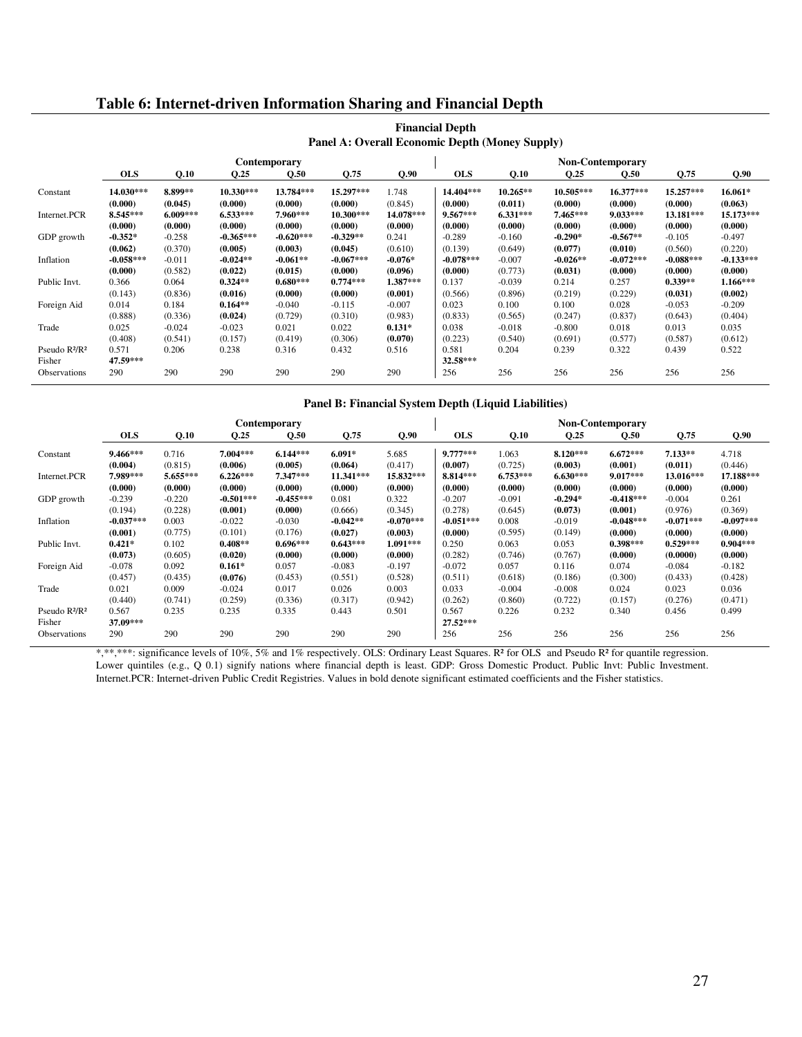## Table 6: Internet-driven Information Sharing and Financial Depth

**Financial Depth**

**Panel A: Overall Economic Depth (Money Supply)**

| | Contemporary | | | | | | Non-Contemporary | | | | | |
|---|---|---|---|---|---|---|---|---|---|---|---|---|
| | **OLS** | **Q.10** | **Q.25** | **Q.50** | **Q.75** | **Q.90** | **OLS** | **Q.10** | **Q.25** | **Q.50** | **Q.75** | **Q.90** |
| Constant | **14.030*** ** | **8.899** ** | **10.330*** ** | **13.784*** ** | **15.297*** ** | 1.748 | **14.404*** ** | **10.265** ** | **10.505*** ** | **16.377*** ** | **15.257*** ** | **16.061* ** |
| | **(0.000)** | **(0.045)** | **(0.000)** | **(0.000)** | **(0.000)** | (0.845) | **(0.000)** | **(0.011)** | **(0.000)** | **(0.000)** | **(0.000)** | **(0.063)** |
| Internet.PCR | **8.545*** ** | **6.009*** ** | **6.533*** ** | **7.960*** ** | **10.300*** ** | **14.078*** ** | **9.567*** ** | **6.331*** ** | **7.465*** ** | **9.033*** ** | **13.181*** ** | **15.173*** ** |
| | **(0.000)** | **(0.000)** | **(0.000)** | **(0.000)** | **(0.000)** | **(0.000)** | **(0.000)** | **(0.000)** | **(0.000)** | **(0.000)** | **(0.000)** | **(0.000)** |
| GDP growth | **-0.352* ** | -0.258 | **-0.365*** ** | **-0.620*** ** | **-0.329** ** | 0.241 | -0.289 | -0.160 | **-0.290* ** | **-0.567** ** | -0.105 | -0.497 |
| | **(0.062)** | (0.370) | **(0.005)** | **(0.003)** | **(0.045)** | (0.610) | (0.139) | (0.649) | **(0.077)** | **(0.010)** | (0.560) | (0.220) |
| Inflation | **-0.058*** ** | -0.011 | **-0.024** ** | **-0.061** ** | **-0.067*** ** | **-0.076* ** | **-0.078*** ** | -0.007 | **-0.026** ** | **-0.072*** ** | **-0.088*** ** | **-0.133*** ** |
| | **(0.000)** | (0.582) | **(0.022)** | **(0.015)** | **(0.000)** | **(0.096)** | **(0.000)** | (0.773) | **(0.031)** | **(0.000)** | **(0.000)** | **(0.000)** |
| Public Invt. | 0.366 | 0.064 | **0.324** ** | **0.680*** ** | **0.774*** ** | **1.387*** ** | 0.137 | -0.039 | 0.214 | 0.257 | **0.339** ** | **1.166*** ** |
| | (0.143) | (0.836) | **(0.016)** | **(0.000)** | **(0.000)** | **(0.001)** | (0.566) | (0.896) | (0.219) | (0.229) | **(0.031)** | **(0.002)** |
| Foreign Aid | 0.014 | 0.184 | **0.164** ** | -0.040 | -0.115 | -0.007 | 0.023 | 0.100 | 0.100 | 0.028 | -0.053 | -0.209 |
| | (0.888) | (0.336) | **(0.024)** | (0.729) | (0.310) | (0.983) | (0.833) | (0.565) | (0.247) | (0.837) | (0.643) | (0.404) |
| Trade | 0.025 | -0.024 | -0.023 | 0.021 | 0.022 | **0.131* ** | 0.038 | -0.018 | -0.800 | 0.018 | 0.013 | 0.035 |
| | (0.408) | (0.541) | (0.157) | (0.419) | (0.306) | **(0.070)** | (0.223) | (0.540) | (0.691) | (0.577) | (0.587) | (0.612) |
| Pseudo $R^2$/$R^2$ | 0.571 | 0.206 | 0.238 | 0.316 | 0.432 | 0.516 | 0.581 | 0.204 | 0.239 | 0.322 | 0.439 | 0.522 |
| Fisher | **47.59*** ** | | | | | | **32.58*** ** | | | | | |
| Observations | 290 | 290 | 290 | 290 | 290 | 290 | 256 | 256 | 256 | 256 | 256 | 256 |

**Panel B: Financial System Depth (Liquid Liabilities)**

| | Contemporary | | | | | | Non-Contemporary | | | | | |
|---|---|---|---|---|---|---|---|---|---|---|---|---|
| | **OLS** | **Q.10** | **Q.25** | **Q.50** | **Q.75** | **Q.90** | **OLS** | **Q.10** | **Q.25** | **Q.50** | **Q.75** | **Q.90** |
| Constant | **9.466*** ** | 0.716 | **7.004*** ** | **6.144*** ** | **6.091* ** | 5.685 | **9.777*** ** | 1.063 | **8.120*** ** | **6.672*** ** | **7.133** ** | 4.718 |
| | **(0.004)** | (0.815) | **(0.006)** | **(0.005)** | **(0.064)** | (0.417) | **(0.007)** | (0.725) | **(0.003)** | **(0.001)** | **(0.011)** | (0.446) |
| Internet.PCR | **7.989*** ** | **5.655*** ** | **6.226*** ** | **7.347*** ** | **11.341*** ** | **15.832*** ** | **8.814*** ** | **6.753*** ** | **6.630*** ** | **9.017*** ** | **13.016*** ** | **17.188*** ** |
| | **(0.000)** | **(0.000)** | **(0.000)** | **(0.000)** | **(0.000)** | **(0.000)** | **(0.000)** | **(0.000)** | **(0.000)** | **(0.000)** | **(0.000)** | **(0.000)** |
| GDP growth | -0.239 | -0.220 | **-0.501*** ** | **-0.455*** ** | 0.081 | 0.322 | -0.207 | -0.091 | **-0.294* ** | **-0.418*** ** | -0.004 | 0.261 |
| | (0.194) | (0.228) | **(0.001)** | **(0.000)** | (0.666) | (0.345) | (0.278) | (0.645) | **(0.073)** | **(0.001)** | (0.976) | (0.369) |
| Inflation | **-0.037*** ** | 0.003 | -0.022 | -0.030 | **-0.042** ** | **-0.070*** ** | **-0.051*** ** | 0.008 | -0.019 | **-0.048*** ** | **-0.071*** ** | **-0.097*** ** |
| | **(0.001)** | (0.775) | (0.101) | (0.176) | **(0.027)** | **(0.003)** | **(0.000)** | (0.595) | (0.149) | **(0.000)** | **(0.000)** | **(0.000)** |
| Public Invt. | **0.421* ** | 0.102 | **0.408** ** | **0.696*** ** | **0.643*** ** | **1.091*** ** | 0.250 | 0.063 | 0.053 | **0.398*** ** | **0.529*** ** | **0.904*** ** |
| | **(0.073)** | (0.605) | **(0.020)** | **(0.000)** | **(0.000)** | **(0.000)** | (0.282) | (0.746) | (0.767) | **(0.000)** | **(0.0000)** | **(0.000)** |
| Foreign Aid | -0.078 | 0.092 | **0.161* ** | 0.057 | -0.083 | -0.197 | -0.072 | 0.057 | 0.116 | 0.074 | -0.084 | -0.182 |
| | (0.457) | (0.435) | **(0.076)** | (0.453) | (0.551) | (0.528) | (0.511) | (0.618) | (0.186) | (0.300) | (0.433) | (0.428) |
| Trade | 0.021 | 0.009 | -0.024 | 0.017 | 0.026 | 0.003 | 0.033 | -0.004 | -0.008 | 0.024 | 0.023 | 0.036 |
| | (0.440) | (0.741) | (0.259) | (0.336) | (0.317) | (0.942) | (0.262) | (0.860) | (0.722) | (0.157) | (0.276) | (0.471) |
| Pseudo $R^2$/$R^2$ | 0.567 | 0.235 | 0.235 | 0.335 | 0.443 | 0.501 | 0.567 | 0.226 | 0.232 | 0.340 | 0.456 | 0.499 |
| Fisher | **37.09*** ** | | | | | | **27.52*** ** | | | | | |
| Observations | 290 | 290 | 290 | 290 | 290 | 290 | 256 | 256 | 256 | 256 | 256 | 256 |

*,**,***: significance levels of 10%, 5% and 1% respectively. OLS: Ordinary Least Squares. $R^2$ for OLS and Pseudo $R^2$ for quantile regression. Lower quintiles (e.g., Q 0.1) signify nations where financial depth is least. GDP: Gross Domestic Product. Public Invt: Public Investment. Internet.PCR: Internet-driven Public Credit Registries. Values in bold denote significant estimated coefficients and the Fisher statistics.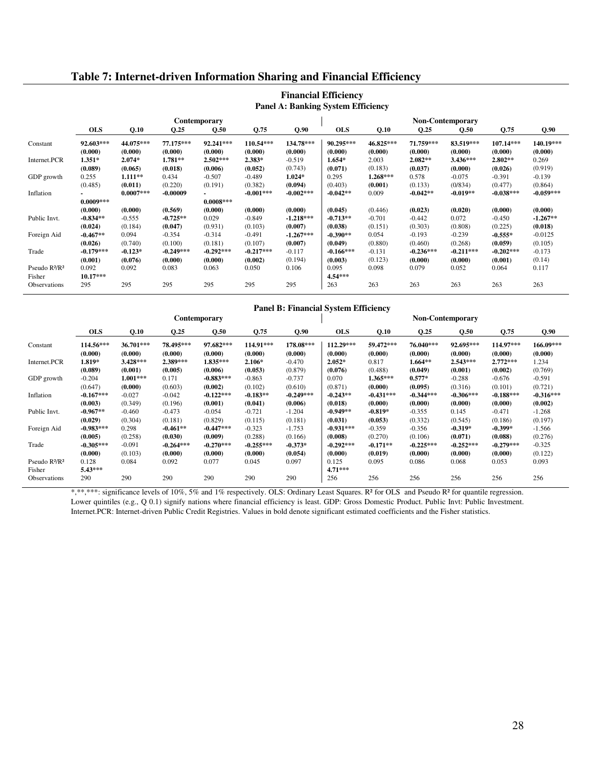## Table 7: Internet-driven Information Sharing and Financial Efficiency

**Financial Efficiency**

**Panel A: Banking System Efficiency**

| | Contemporary | | | | | | Non-Contemporary | | | | | |
|---|---|---|---|---|---|---|---|---|---|---|---|---|
| | **OLS** | **Q.10** | **Q.25** | **Q.50** | **Q.75** | **Q.90** | **OLS** | **Q.10** | **Q.25** | **Q.50** | **Q.75** | **Q.90** |
| Constant | **92.603*** ** | **44.075*** ** | **77.175*** ** | **92.241*** ** | **110.54*** ** | **134.78*** ** | **90.295*** ** | **46.825*** ** | **71.759*** ** | **83.519*** ** | **107.14*** ** | **140.19*** ** |
| | **(0.000)** | **(0.000)** | **(0.000)** | **(0.000)** | **(0.000)** | **(0.000)** | **(0.000)** | **(0.000)** | **(0.000)** | **(0.000)** | **(0.000)** | **(0.000)** |
| Internet.PCR | **1.351*** | **2.074*** | **1.781**** | **2.502*** ** | **2.383*** | -0.519 | **1.654*** | 2.003 | **2.082**** | **3.436*** ** | **2.802**** | 0.269 |
| | **(0.089)** | **(0.065)** | **(0.018)** | **(0.006)** | **(0.052)** | (0.743) | **(0.071)** | (0.183) | **(0.037)** | **(0.000)** | **(0.026)** | (0.919) |
| GDP growth | 0.255 | **1.111**** | 0.434 | -0.507 | -0.489 | **1.024*** | 0.295 | **1.268*** ** | 0.578 | -0.075 | -0.391 | -0.139 |
| | (0.485) | **(0.011)** | (0.220) | (0.191) | (0.382) | **(0.094)** | (0.403) | **(0.001)** | (0.133) | (0/834) | (0.477) | (0.864) |
| Inflation | **-0.0009*** ** | **0.0007*** ** | -0.00009 | **-0.0008*** ** | **-0.001*** ** | **-0.002*** ** | **-0.042**** | 0.009 | **-0.042**** | **-0.019**** | **-0.038*** ** | **-0.059*** ** |
| | **(0.000)** | **(0.000)** | (0.569) | **(0.000)** | **(0.000)** | **(0.000)** | **(0.045)** | (0.446) | **(0.023)** | **(0.020)** | **(0.000)** | **(0.000)** |
| Public Invt. | **-0.834**** | -0.555 | **-0.725**** | 0.029 | -0.849 | **-1.218*** ** | **-0.713**** | -0.701 | -0.442 | 0.072 | -0.450 | **-1.267**** |
| | **(0.024)** | (0.184) | **(0.047)** | (0.931) | (0.103) | **(0.007)** | **(0.038)** | (0.151) | (0.303) | (0.808) | (0.225) | **(0.018)** |
| Foreign Aid | **-0.467**** | 0.094 | -0.354 | -0.314 | -0.491 | **-1.267*** ** | **-0.390**** | 0.054 | -0.193 | -0.239 | **-0.555*** | -0.0125 |
| | **(0.026)** | (0.740) | (0.100) | (0.181) | (0.107) | **(0.007)** | **(0.049)** | (0.880) | (0.460) | (0.268) | **(0.059)** | (0.105) |
| Trade | **-0.179*** ** | **-0.123*** | **-0.249*** ** | **-0.292*** ** | **-0.217*** ** | -0.117 | **-0.166*** ** | -0.131 | **-0.236*** ** | **-0.211*** ** | **-0.202*** ** | -0.173 |
| | **(0.001)** | **(0.076)** | **(0.000)** | **(0.000)** | **(0.002)** | (0.194) | **(0.003)** | (0.123) | **(0.000)** | **(0.000)** | **(0.001)** | (0.14) |
| Pseudo $R^2$/$R^2$ | 0.092 | 0.092 | 0.083 | 0.063 | 0.050 | 0.106 | 0.095 | 0.098 | 0.079 | 0.052 | 0.064 | 0.117 |
| Fisher | **10.17*** ** | | | | | | **4.54*** ** | | | | | |
| Observations | 295 | 295 | 295 | 295 | 295 | 295 | 263 | 263 | 263 | 263 | 263 | 263 |

**Panel B: Financial System Efficiency**

| | Contemporary | | | | | | Non-Contemporary | | | | | |
|---|---|---|---|---|---|---|---|---|---|---|---|---|
| | **OLS** | **Q.10** | **Q.25** | **Q.50** | **Q.75** | **Q.90** | **OLS** | **Q.10** | **Q.25** | **Q.50** | **Q.75** | **Q.90** |
| Constant | **114.56*** ** | **36.701*** ** | **78.495*** ** | **97.682*** ** | **114.91*** ** | **178.08*** ** | **112.29*** ** | **59.472*** ** | **76.040*** ** | **92.695*** ** | **114.97*** ** | **166.09*** ** |
| | **(0.000)** | **(0.000)** | **(0.000)** | **(0.000)** | **(0.000)** | **(0.000)** | **(0.000)** | **(0.000)** | **(0.000)** | **(0.000)** | **(0.000)** | **(0.000)** |
| Internet.PCR | **1.819*** | **3.428*** ** | **2.389*** ** | **1.835*** ** | **2.106*** | -0.470 | **2.052*** | 0.817 | **1.664**** | **2.543*** ** | **2.772*** ** | 1.234 |
| | **(0.089)** | **(0.001)** | **(0.005)** | **(0.006)** | **(0.053)** | (0.879) | **(0.076)** | (0.488) | **(0.049)** | **(0.001)** | **(0.002)** | (0.769) |
| GDP growth | -0.204 | **1.001*** ** | 0.171 | **-0.883*** ** | -0.863 | -0.737 | 0.070 | **1.365*** ** | **0.577*** | -0.288 | -0.676 | -0.591 |
| | (0.647) | **(0.000)** | (0.603) | **(0.002)** | (0.102) | (0.610) | (0.871) | **(0.000)** | **(0.095)** | (0.316) | (0.101) | (0.721) |
| Inflation | **-0.167*** ** | -0.027 | -0.042 | **-0.122*** ** | **-0.183**** | **-0.249*** ** | **-0.243**** | **-0.431*** ** | **-0.344*** ** | **-0.306*** ** | **-0.188*** ** | **-0.316*** ** |
| | **(0.003)** | (0.349) | (0.196) | **(0.001)** | **(0.041)** | **(0.006)** | **(0.018)** | **(0.000)** | **(0.000)** | **(0.000)** | **(0.000)** | **(0.002)** |
| Public Invt. | **-0.967**** | -0.460 | -0.473 | -0.054 | -0.721 | -1.204 | **-0.949**** | **-0.819*** | -0.355 | 0.145 | -0.471 | -1.268 |
| | **(0.029)** | (0.304) | (0.181) | (0.829) | (0.115) | (0.181) | **(0.031)** | **(0.053)** | (0.332) | (0.545) | (0.186) | (0.197) |
| Foreign Aid | **-0.983*** ** | 0.298 | **-0.461**** | **-0.447*** ** | -0.323 | -1.753 | **-0.931*** ** | -0.359 | -0.356 | **-0.319*** | **-0.399*** | -1.566 |
| | **(0.005)** | (0.258) | **(0.030)** | **(0.009)** | (0.288) | (0.166) | **(0.008)** | (0.270) | (0.106) | **(0.071)** | **(0.088)** | (0.276) |
| Trade | **-0.305*** ** | -0.091 | **-0.264*** ** | **-0.270*** ** | **-0.255*** ** | **-0.373*** | **-0.292*** ** | **-0.171**** | **-0.225*** ** | **-0.252*** ** | **-0.279*** ** | -0.325 |
| | **(0.000)** | (0.103) | **(0.000)** | **(0.000)** | **(0.000)** | **(0.054)** | **(0.000)** | **(0.019)** | **(0.000)** | **(0.000)** | **(0.000)** | (0.122) |
| Pseudo $R^2$/$R^2$ | 0.128 | 0.084 | 0.092 | 0.077 | 0.045 | 0.097 | 0.125 | 0.095 | 0.086 | 0.068 | 0.053 | 0.093 |
| Fisher | **5.43*** ** | | | | | | **4.71*** ** | | | | | |
| Observations | 290 | 290 | 290 | 290 | 290 | 290 | 256 | 256 | 256 | 256 | 256 | 256 |

*,**,***: significance levels of 10%, 5% and 1% respectively. OLS: Ordinary Least Squares. $R^2$ for OLS and Pseudo $R^2$ for quantile regression. Lower quintiles (e.g., Q 0.1) signify nations where financial efficiency is least. GDP: Gross Domestic Product. Public Invt: Public Investment. Internet.PCR: Internet-driven Public Credit Registries. Values in bold denote significant estimated coefficients and the Fisher statistics.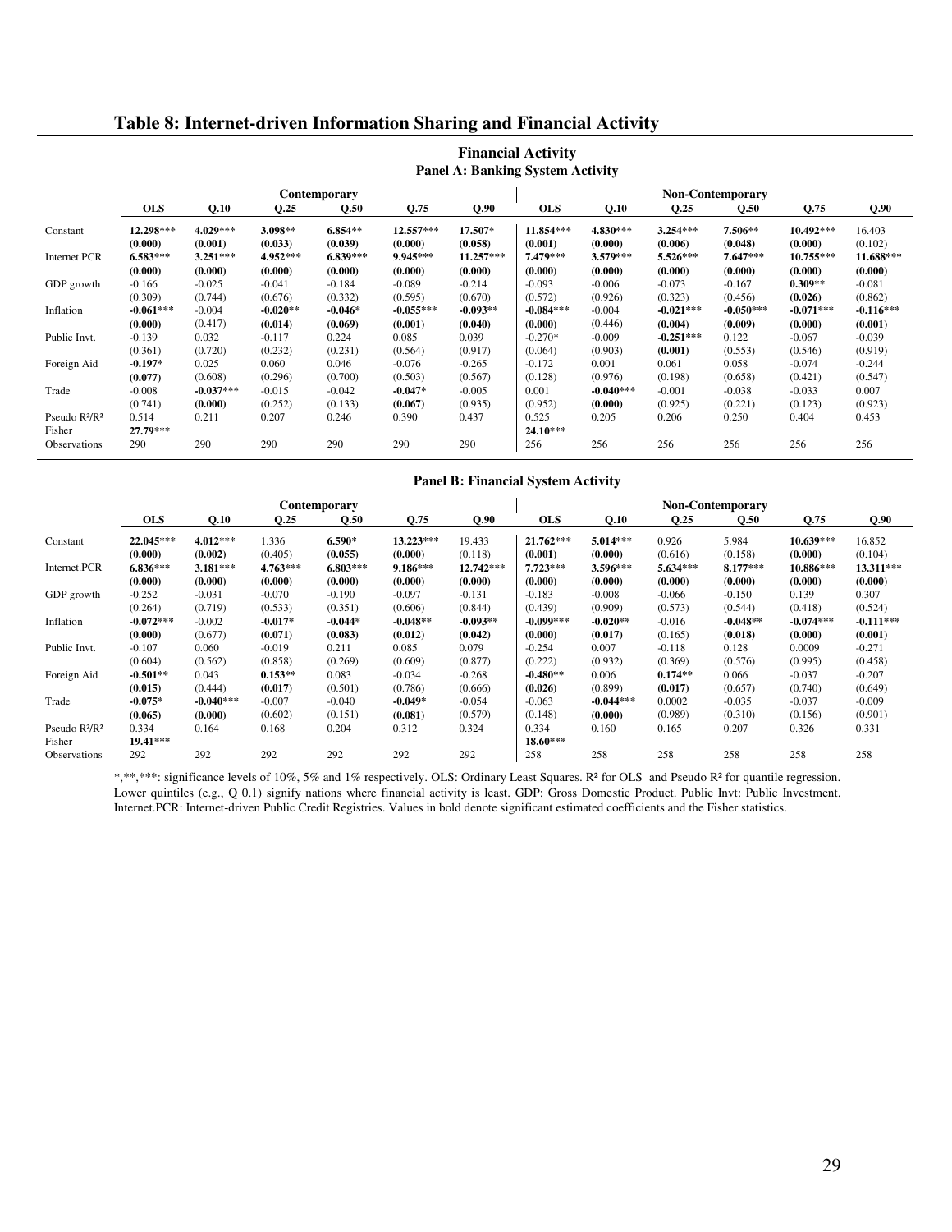## Table 8: Internet-driven Information Sharing and Financial Activity

**Financial Activity**

**Panel A: Banking System Activity**

| | Contemporary | | | | | | Non-Contemporary | | | | | |
|---|---|---|---|---|---|---|---|---|---|---|---|---|
| | **OLS** | **Q.10** | **Q.25** | **Q.50** | **Q.75** | **Q.90** | **OLS** | **Q.10** | **Q.25** | **Q.50** | **Q.75** | **Q.90** |
| Constant | **12.298*** ** | **4.029*** ** | **3.098** ** | **6.854** ** | **12.557*** ** | **17.507*** | **11.854*** ** | **4.830*** ** | **3.254*** ** | **7.506** ** | **10.492*** ** | 16.403 |
| | **(0.000)** | **(0.001)** | **(0.033)** | **(0.039)** | **(0.000)** | **(0.058)** | **(0.001)** | **(0.000)** | **(0.006)** | **(0.048)** | **(0.000)** | (0.102) |
| Internet.PCR | **6.583*** ** | **3.251*** ** | **4.952*** ** | **6.839*** ** | **9.945*** ** | **11.257*** ** | **7.479*** ** | **3.579*** ** | **5.526*** ** | **7.647*** ** | **10.755*** ** | **11.688*** ** |
| | **(0.000)** | **(0.000)** | **(0.000)** | **(0.000)** | **(0.000)** | **(0.000)** | **(0.000)** | **(0.000)** | **(0.000)** | **(0.000)** | **(0.000)** | **(0.000)** |
| GDP growth | -0.166 | -0.025 | -0.041 | -0.184 | -0.089 | -0.214 | -0.093 | -0.006 | -0.073 | -0.167 | **0.309** ** | -0.081 |
| | (0.309) | (0.744) | (0.676) | (0.332) | (0.595) | (0.670) | (0.572) | (0.926) | (0.323) | (0.456) | **(0.026)** | (0.862) |
| Inflation | **-0.061*** ** | -0.004 | **-0.020** ** | **-0.046*** | **-0.055*** ** | **-0.093** ** | **-0.084*** ** | -0.004 | **-0.021*** ** | **-0.050*** ** | **-0.071*** ** | **-0.116*** ** |
| | **(0.000)** | (0.417) | **(0.014)** | **(0.069)** | **(0.001)** | **(0.040)** | **(0.000)** | (0.446) | **(0.004)** | **(0.009)** | **(0.000)** | **(0.001)** |
| Public Invt. | -0.139 | 0.032 | -0.117 | 0.224 | 0.085 | 0.039 | **-0.270*** | -0.009 | **-0.251*** ** | 0.122 | -0.067 | -0.039 |
| | (0.361) | (0.720) | (0.232) | (0.231) | (0.564) | (0.917) | **(0.064)** | (0.903) | **(0.001)** | (0.553) | (0.546) | (0.919) |
| Foreign Aid | **-0.197*** | 0.025 | 0.060 | 0.046 | -0.076 | -0.265 | -0.172 | 0.001 | 0.061 | 0.058 | -0.074 | -0.244 |
| | **(0.077)** | (0.608) | (0.296) | (0.700) | (0.503) | (0.567) | (0.128) | (0.976) | (0.198) | (0.658) | (0.421) | (0.547) |
| Trade | -0.008 | **-0.037*** ** | -0.015 | -0.042 | **-0.047*** | -0.005 | 0.001 | **-0.040*** ** | -0.001 | -0.038 | -0.033 | 0.007 |
| | (0.741) | **(0.000)** | (0.252) | (0.133) | **(0.067)** | (0.935) | (0.952) | **(0.000)** | (0.925) | (0.221) | (0.123) | (0.923) |
| Pseudo R²/R² | 0.514 | 0.211 | 0.207 | 0.246 | 0.390 | 0.437 | 0.525 | 0.205 | 0.206 | 0.250 | 0.404 | 0.453 |
| Fisher | **27.79*** ** | | | | | | **24.10*** ** | | | | | |
| Observations | 290 | 290 | 290 | 290 | 290 | 290 | 256 | 256 | 256 | 256 | 256 | 256 |

**Panel B: Financial System Activity**

| | Contemporary | | | | | | Non-Contemporary | | | | | |
|---|---|---|---|---|---|---|---|---|---|---|---|---|
| | **OLS** | **Q.10** | **Q.25** | **Q.50** | **Q.75** | **Q.90** | **OLS** | **Q.10** | **Q.25** | **Q.50** | **Q.75** | **Q.90** |
| Constant | **22.045*** ** | **4.012*** ** | 1.336 | **6.590*** | **13.223*** ** | 19.433 | **21.762*** ** | **5.014*** ** | 0.926 | 5.984 | **10.639*** ** | 16.852 |
| | **(0.000)** | **(0.002)** | (0.405) | **(0.055)** | **(0.000)** | (0.118) | **(0.001)** | **(0.000)** | (0.616) | (0.158) | **(0.000)** | (0.104) |
| Internet.PCR | **6.836*** ** | **3.181*** ** | **4.763*** ** | **6.803*** ** | **9.186*** ** | **12.742*** ** | **7.723*** ** | **3.596*** ** | **5.634*** ** | **8.177*** ** | **10.886*** ** | **13.311*** ** |
| | **(0.000)** | **(0.000)** | **(0.000)** | **(0.000)** | **(0.000)** | **(0.000)** | **(0.000)** | **(0.000)** | **(0.000)** | **(0.000)** | **(0.000)** | **(0.000)** |
| GDP growth | -0.252 | -0.031 | -0.070 | -0.190 | -0.097 | -0.131 | -0.183 | -0.008 | -0.066 | -0.150 | 0.139 | 0.307 |
| | (0.264) | (0.719) | (0.533) | (0.351) | (0.606) | (0.844) | (0.439) | (0.909) | (0.573) | (0.544) | (0.418) | (0.524) |
| Inflation | **-0.072*** ** | -0.002 | **-0.017*** | **-0.044*** | **-0.048** ** | **-0.093** ** | **-0.099*** ** | **-0.020** ** | -0.016 | **-0.048** ** | **-0.074*** ** | **-0.111*** ** |
| | **(0.000)** | (0.677) | **(0.071)** | **(0.083)** | **(0.012)** | **(0.042)** | **(0.000)** | **(0.017)** | (0.165) | **(0.018)** | **(0.000)** | **(0.001)** |
| Public Invt. | -0.107 | 0.060 | -0.019 | 0.211 | 0.085 | 0.079 | -0.254 | 0.007 | -0.118 | 0.128 | 0.0009 | -0.271 |
| | (0.604) | (0.562) | (0.858) | (0.269) | (0.609) | (0.877) | (0.222) | (0.932) | (0.369) | (0.576) | (0.995) | (0.458) |
| Foreign Aid | **-0.501** ** | 0.043 | **0.153** ** | 0.083 | -0.034 | -0.268 | **-0.480** ** | 0.006 | **0.174** ** | 0.066 | -0.037 | -0.207 |
| | **(0.015)** | (0.444) | **(0.017)** | (0.501) | (0.786) | (0.666) | **(0.026)** | (0.899) | **(0.017)** | (0.657) | (0.740) | (0.649) |
| Trade | **-0.075*** | **-0.040*** ** | -0.007 | -0.040 | **-0.049*** | -0.054 | -0.063 | **-0.044*** ** | 0.0002 | -0.035 | -0.037 | -0.009 |
| | **(0.065)** | **(0.000)** | (0.602) | (0.151) | **(0.081)** | (0.579) | (0.148) | **(0.000)** | (0.989) | (0.310) | (0.156) | (0.901) |
| Pseudo R²/R² | 0.334 | 0.164 | 0.168 | 0.204 | 0.312 | 0.324 | 0.334 | 0.160 | 0.165 | 0.207 | 0.326 | 0.331 |
| Fisher | **19.41*** ** | | | | | | **18.60*** ** | | | | | |
| Observations | 292 | 292 | 292 | 292 | 292 | 292 | 258 | 258 | 258 | 258 | 258 | 258 |

*,**,***: significance levels of 10%, 5% and 1% respectively. OLS: Ordinary Least Squares. R² for OLS and Pseudo R² for quantile regression. Lower quintiles (e.g., Q 0.1) signify nations where financial activity is least. GDP: Gross Domestic Product. Public Invt: Public Investment. Internet.PCR: Internet-driven Public Credit Registries. Values in bold denote significant estimated coefficients and the Fisher statistics.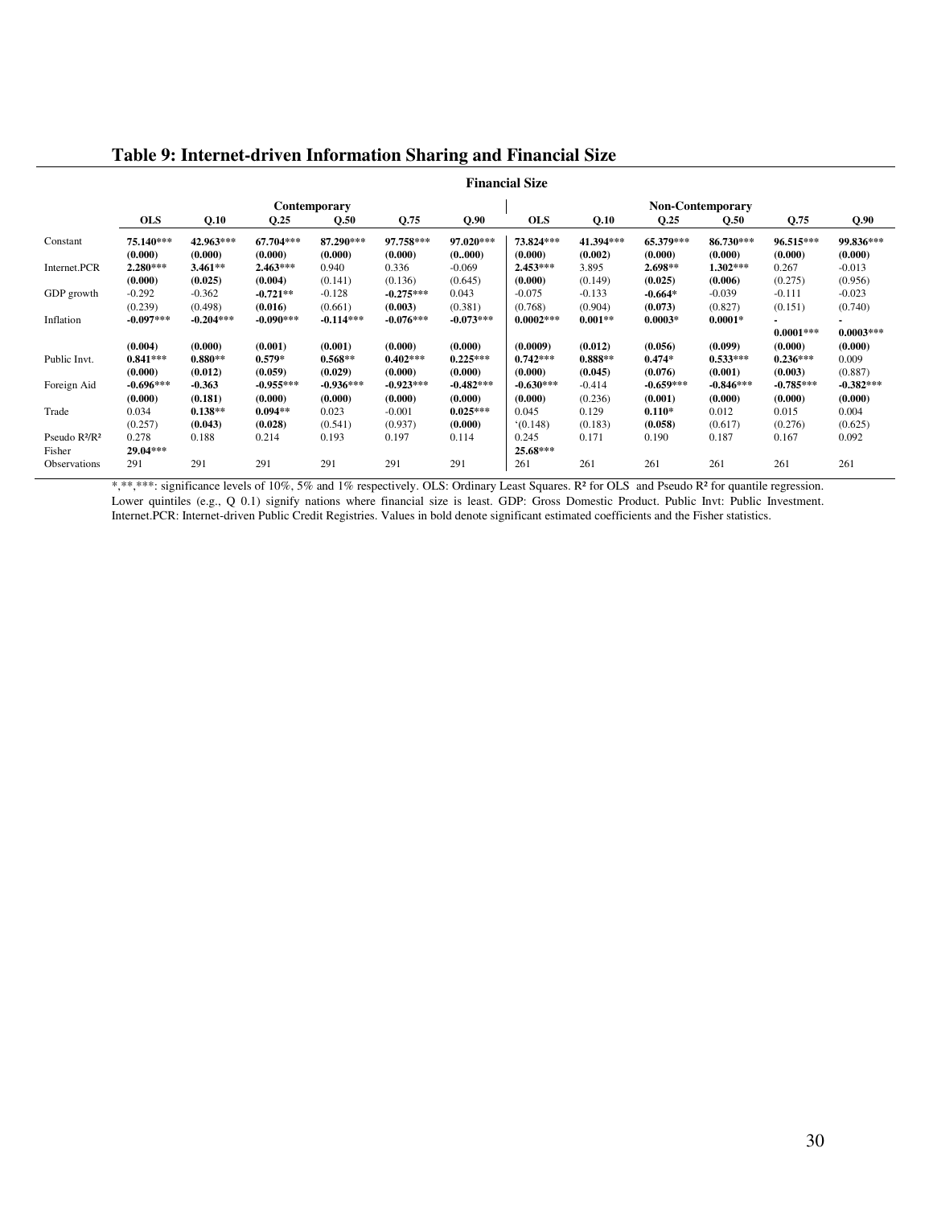## Table 9: Internet-driven Information Sharing and Financial Size

| | Financial Size | | | | | | | | | | | |
|---|---|---|---|---|---|---|---|---|---|---|---|---|
| | Contemporary | | | | | | Non-Contemporary | | | | | |
| | **OLS** | **Q.10** | **Q.25** | **Q.50** | **Q.75** | **Q.90** | **OLS** | **Q.10** | **Q.25** | **Q.50** | **Q.75** | **Q.90** |
| Constant | **75.140\*\*\*** | **42.963\*\*\*** | **67.704\*\*\*** | **87.290\*\*\*** | **97.758\*\*\*** | **97.020\*\*\*** | **73.824\*\*\*** | **41.394\*\*\*** | **65.379\*\*\*** | **86.730\*\*\*** | **96.515\*\*\*** | **99.836\*\*\*** |
| | **(0.000)** | **(0.000)** | **(0.000)** | **(0.000)** | **(0.000)** | **(0..000)** | **(0.000)** | **(0.002)** | **(0.000)** | **(0.000)** | **(0.000)** | **(0.000)** |
| Internet.PCR | **2.280\*\*\*** | **3.461\*\*** | **2.463\*\*\*** | 0.940 | 0.336 | -0.069 | **2.453\*\*\*** | 3.895 | **2.698\*\*** | **1.302\*\*\*** | 0.267 | -0.013 |
| | **(0.000)** | **(0.025)** | **(0.004)** | (0.141) | (0.136) | (0.645) | **(0.000)** | (0.149) | **(0.025)** | **(0.006)** | (0.275) | (0.956) |
| GDP growth | -0.292 | -0.362 | **-0.721\*\*** | -0.128 | **-0.275\*\*\*** | 0.043 | -0.075 | -0.133 | **-0.664\*** | -0.039 | -0.111 | -0.023 |
| | (0.239) | (0.498) | **(0.016)** | (0.661) | **(0.003)** | (0.381) | (0.768) | (0.904) | **(0.073)** | (0.827) | (0.151) | (0.740) |
| Inflation | **-0.097\*\*\*** | **-0.204\*\*\*** | **-0.090\*\*\*** | **-0.114\*\*\*** | **-0.076\*\*\*** | **-0.073\*\*\*** | **0.0002\*\*\*** | **0.001\*\*** | **0.0003\*** | **0.0001\*** | **-0.0001\*\*\*** | **-0.0003\*\*\*** |
| | **(0.004)** | **(0.000)** | **(0.001)** | **(0.001)** | **(0.000)** | **(0.000)** | **(0.0009)** | **(0.012)** | **(0.056)** | **(0.099)** | **(0.000)** | **(0.000)** |
| Public Invt. | **0.841\*\*\*** | **0.880\*\*** | **0.579\*** | **0.568\*\*** | **0.402\*\*\*** | **0.225\*\*\*** | **0.742\*\*\*** | **0.888\*\*** | **0.474\*** | **0.533\*\*\*** | **0.236\*\*\*** | 0.009 |
| | **(0.000)** | **(0.012)** | **(0.059)** | **(0.029)** | **(0.000)** | **(0.000)** | **(0.000)** | **(0.045)** | **(0.076)** | **(0.001)** | **(0.003)** | (0.887) |
| Foreign Aid | **-0.696\*\*\*** | **-0.363** | **-0.955\*\*\*** | **-0.936\*\*\*** | **-0.923\*\*\*** | **-0.482\*\*\*** | **-0.630\*\*\*** | -0.414 | **-0.659\*\*\*** | **-0.846\*\*\*** | **-0.785\*\*\*** | **-0.382\*\*\*** |
| | **(0.000)** | **(0.181)** | **(0.000)** | **(0.000)** | **(0.000)** | **(0.000)** | **(0.000)** | (0.236) | **(0.001)** | **(0.000)** | **(0.000)** | **(0.000)** |
| Trade | 0.034 | **0.138\*\*** | **0.094\*\*** | 0.023 | -0.001 | **0.025\*\*\*** | 0.045 | 0.129 | **0.110\*** | 0.012 | 0.015 | 0.004 |
| | (0.257) | **(0.043)** | **(0.028)** | (0.541) | (0.937) | **(0.000)** | '(0.148) | (0.183) | **(0.058)** | (0.617) | (0.276) | (0.625) |
| Pseudo $R^2$/$R^2$ | 0.278 | 0.188 | 0.214 | 0.193 | 0.197 | 0.114 | 0.245 | 0.171 | 0.190 | 0.187 | 0.167 | 0.092 |
| Fisher | **29.04\*\*\*** | | | | | | **25.68\*\*\*** | | | | | |
| Observations | 291 | 291 | 291 | 291 | 291 | 291 | 261 | 261 | 261 | 261 | 261 | 261 |

\*,\*\*,\*\*\*: significance levels of 10%, 5% and 1% respectively. OLS: Ordinary Least Squares. $R^2$ for OLS and Pseudo $R^2$ for quantile regression. Lower quintiles (e.g., Q 0.1) signify nations where financial size is least. GDP: Gross Domestic Product. Public Invt: Public Investment. Internet.PCR: Internet-driven Public Credit Registries. Values in bold denote significant estimated coefficients and the Fisher statistics.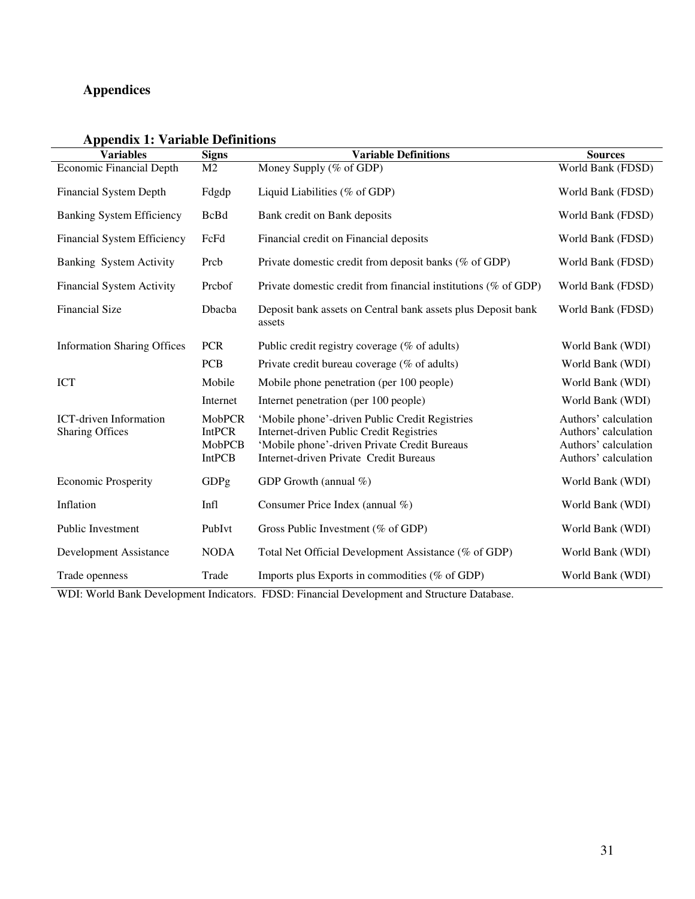# Appendices

## Appendix 1: Variable Definitions

| Variables | Signs | Variable Definitions | Sources |
|---|---|---|---|
| Economic Financial Depth | M2 | Money Supply (% of GDP) | World Bank (FDSD) |
| Financial System Depth | Fdgdp | Liquid Liabilities (% of GDP) | World Bank (FDSD) |
| Banking System Efficiency | BcBd | Bank credit on Bank deposits | World Bank (FDSD) |
| Financial System Efficiency | FcFd | Financial credit on Financial deposits | World Bank (FDSD) |
| Banking System Activity | Prcb | Private domestic credit from deposit banks (% of GDP) | World Bank (FDSD) |
| Financial System Activity | Prcbof | Private domestic credit from financial institutions (% of GDP) | World Bank (FDSD) |
| Financial Size | Dbacba | Deposit bank assets on Central bank assets plus Deposit bank assets | World Bank (FDSD) |
| Information Sharing Offices | PCR | Public credit registry coverage (% of adults) | World Bank (WDI) |
| | PCB | Private credit bureau coverage (% of adults) | World Bank (WDI) |
| ICT | Mobile | Mobile phone penetration (per 100 people) | World Bank (WDI) |
| | Internet | Internet penetration (per 100 people) | World Bank (WDI) |
| ICT-driven Information Sharing Offices | MobPCR | 'Mobile phone'-driven Public Credit Registries | Authors' calculation |
| | IntPCR | Internet-driven Public Credit Registries | Authors' calculation |
| | MobPCB | 'Mobile phone'-driven Private Credit Bureaus | Authors' calculation |
| | IntPCB | Internet-driven Private Credit Bureaus | Authors' calculation |
| Economic Prosperity | GDPg | GDP Growth (annual %) | World Bank (WDI) |
| Inflation | Infl | Consumer Price Index (annual %) | World Bank (WDI) |
| Public Investment | PubIvt | Gross Public Investment (% of GDP) | World Bank (WDI) |
| Development Assistance | NODA | Total Net Official Development Assistance (% of GDP) | World Bank (WDI) |
| Trade openness | Trade | Imports plus Exports in commodities (% of GDP) | World Bank (WDI) |

WDI: World Bank Development Indicators. FDSD: Financial Development and Structure Database.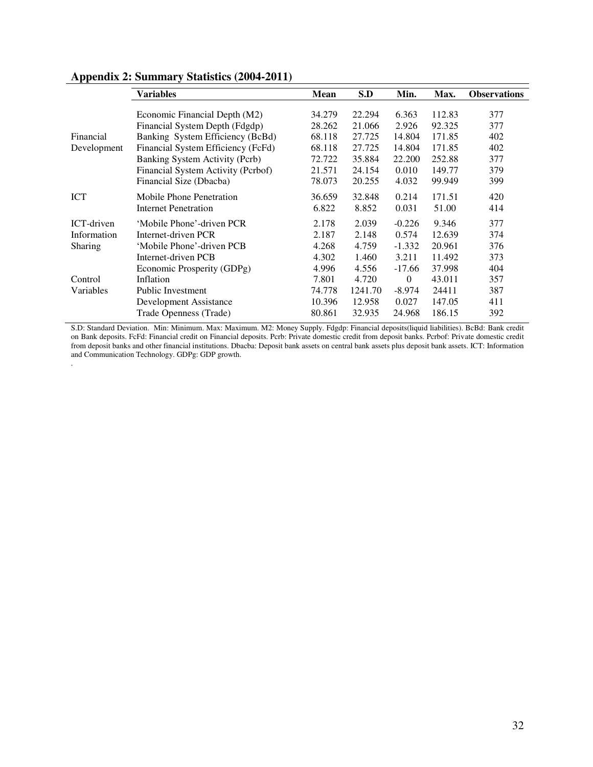## Appendix 2: Summary Statistics (2004-2011)

| | Variables | Mean | S.D | Min. | Max. | Observations |
|---|---|---|---|---|---|---|
| Financial Development | Economic Financial Depth (M2) | 34.279 | 22.294 | 6.363 | 112.83 | 377 |
| | Financial System Depth (Fdgdp) | 28.262 | 21.066 | 2.926 | 92.325 | 377 |
| | Banking System Efficiency (BcBd) | 68.118 | 27.725 | 14.804 | 171.85 | 402 |
| | Financial System Efficiency (FcFd) | 68.118 | 27.725 | 14.804 | 171.85 | 402 |
| | Banking System Activity (Pcrb) | 72.722 | 35.884 | 22.200 | 252.88 | 377 |
| | Financial System Activity (Pcrbof) | 21.571 | 24.154 | 0.010 | 149.77 | 379 |
| | Financial Size (Dbacba) | 78.073 | 20.255 | 4.032 | 99.949 | 399 |
| ICT | Mobile Phone Penetration | 36.659 | 32.848 | 0.214 | 171.51 | 420 |
| | Internet Penetration | 6.822 | 8.852 | 0.031 | 51.00 | 414 |
| ICT-driven Information Sharing | 'Mobile Phone'-driven PCR | 2.178 | 2.039 | -0.226 | 9.346 | 377 |
| | Internet-driven PCR | 2.187 | 2.148 | 0.574 | 12.639 | 374 |
| | 'Mobile Phone'-driven PCB | 4.268 | 4.759 | -1.332 | 20.961 | 376 |
| | Internet-driven PCB | 4.302 | 1.460 | 3.211 | 11.492 | 373 |
| Control Variables | Economic Prosperity (GDPg) | 4.996 | 4.556 | -17.66 | 37.998 | 404 |
| | Inflation | 7.801 | 4.720 | 0 | 43.011 | 357 |
| | Public Investment | 74.778 | 1241.70 | -8.974 | 24411 | 387 |
| | Development Assistance | 10.396 | 12.958 | 0.027 | 147.05 | 411 |
| | Trade Openness (Trade) | 80.861 | 32.935 | 24.968 | 186.15 | 392 |

S.D: Standard Deviation. Min: Minimum. Max: Maximum. M2: Money Supply. Fdgdp: Financial deposits(liquid liabilities). BcBd: Bank credit on Bank deposits. FcFd: Financial credit on Financial deposits. Pcrb: Private domestic credit from deposit banks. Pcrbof: Private domestic credit from deposit banks and other financial institutions. Dbacba: Deposit bank assets on central bank assets plus deposit bank assets. ICT: Information and Communication Technology. GDPg: GDP growth.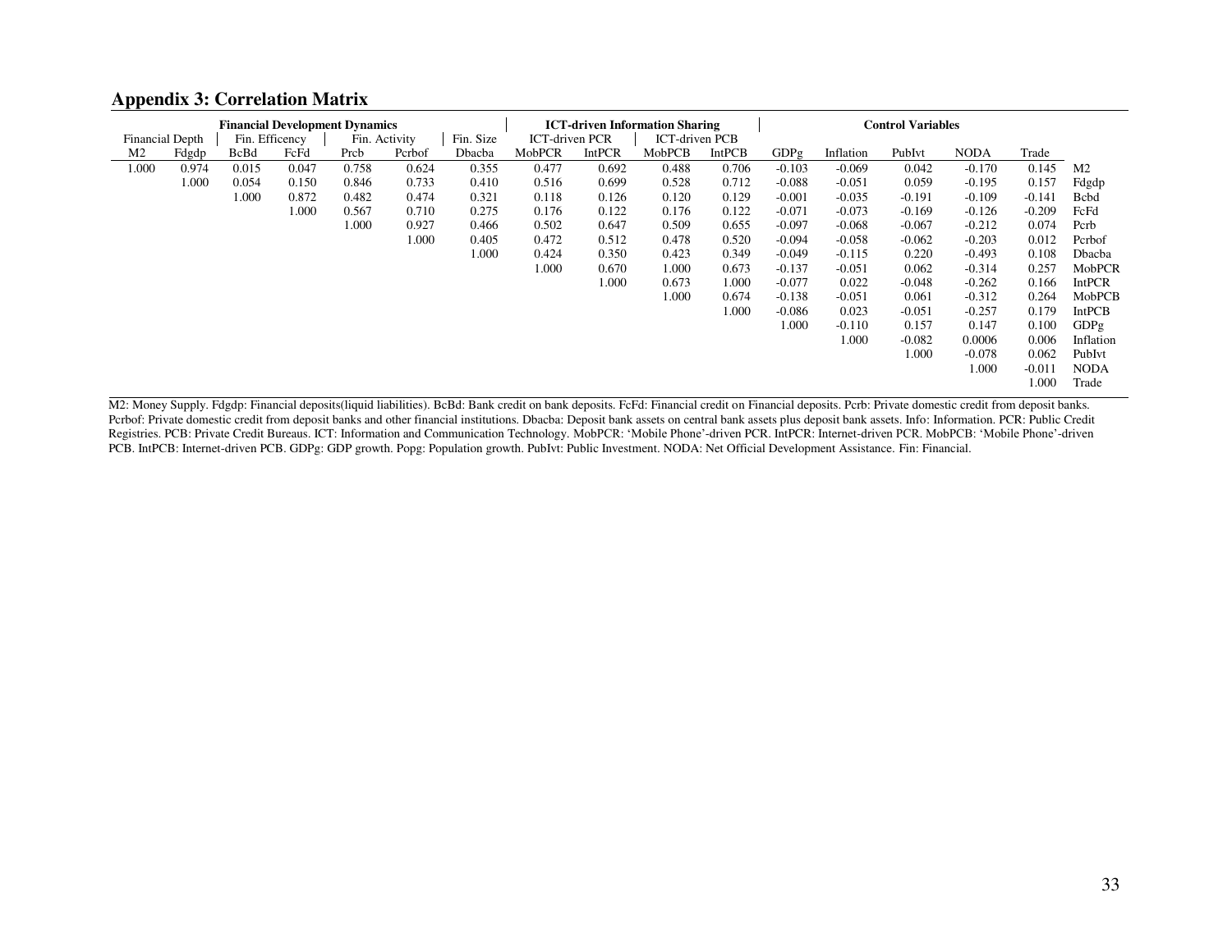## Appendix 3: Correlation Matrix

| Financial Development Dynamics | | | | | | | ICT-driven Information Sharing | | | | Control Variables | | | | | | |
|---|---|---|---|---|---|---|---|---|---|---|---|---|---|---|---|---|---|
| Financial Depth | | Fin. Efficency | | Fin. Activity | | Fin. Size | ICT-driven PCR | | ICT-driven PCB | | | | | | | | |
| M2 | Fdgdp | BcBd | FcFd | Prcb | Pcrbof | Dbacba | MobPCR | IntPCR | MobPCB | IntPCB | GDPg | Inflation | PubIvt | NODA | Trade | |
| 1.000 | 0.974 | 0.015 | 0.047 | 0.758 | 0.624 | 0.355 | 0.477 | 0.692 | 0.488 | 0.706 | -0.103 | -0.069 | 0.042 | -0.170 | 0.145 | M2 |
| | 1.000 | 0.054 | 0.150 | 0.846 | 0.733 | 0.410 | 0.516 | 0.699 | 0.528 | 0.712 | -0.088 | -0.051 | 0.059 | -0.195 | 0.157 | Fdgdp |
| | | 1.000 | 0.872 | 0.482 | 0.474 | 0.321 | 0.118 | 0.126 | 0.120 | 0.129 | -0.001 | -0.035 | -0.191 | -0.109 | -0.141 | Bcbd |
| | | | 1.000 | 0.567 | 0.710 | 0.275 | 0.176 | 0.122 | 0.176 | 0.122 | -0.071 | -0.073 | -0.169 | -0.126 | -0.209 | FcFd |
| | | | | 1.000 | 0.927 | 0.466 | 0.502 | 0.647 | 0.509 | 0.655 | -0.097 | -0.068 | -0.067 | -0.212 | 0.074 | Pcrb |
| | | | | | 1.000 | 0.405 | 0.472 | 0.512 | 0.478 | 0.520 | -0.094 | -0.058 | -0.062 | -0.203 | 0.012 | Pcrbof |
| | | | | | | 1.000 | 0.424 | 0.350 | 0.423 | 0.349 | -0.049 | -0.115 | 0.220 | -0.493 | 0.108 | Dbacba |
| | | | | | | | 1.000 | 0.670 | 1.000 | 0.673 | -0.137 | -0.051 | 0.062 | -0.314 | 0.257 | MobPCR |
| | | | | | | | | 1.000 | 0.673 | 1.000 | -0.077 | 0.022 | -0.048 | -0.262 | 0.166 | IntPCR |
| | | | | | | | | | 1.000 | 0.674 | -0.138 | -0.051 | 0.061 | -0.312 | 0.264 | MobPCB |
| | | | | | | | | | | 1.000 | -0.086 | 0.023 | -0.051 | -0.257 | 0.179 | IntPCB |
| | | | | | | | | | | | 1.000 | -0.110 | 0.157 | 0.147 | 0.100 | GDPg |
| | | | | | | | | | | | | 1.000 | -0.082 | 0.0006 | 0.006 | Inflation |
| | | | | | | | | | | | | | 1.000 | -0.078 | 0.062 | PubIvt |
| | | | | | | | | | | | | | | 1.000 | -0.011 | NODA |
| | | | | | | | | | | | | | | | 1.000 | Trade |

M2: Money Supply. Fdgdp: Financial deposits(liquid liabilities). BcBd: Bank credit on bank deposits. FcFd: Financial credit on Financial deposits. Pcrb: Private domestic credit from deposit banks. Pcrbof: Private domestic credit from deposit banks and other financial institutions. Dbacba: Deposit bank assets on central bank assets plus deposit bank assets. Info: Information. PCR: Public Credit Registries. PCB: Private Credit Bureaus. ICT: Information and Communication Technology. MobPCR: 'Mobile Phone'-driven PCR. IntPCR: Internet-driven PCR. MobPCB: 'Mobile Phone'-driven PCB. IntPCB: Internet-driven PCB. GDPg: GDP growth. Popg: Population growth. PubIvt: Public Investment. NODA: Net Official Development Assistance. Fin: Financial.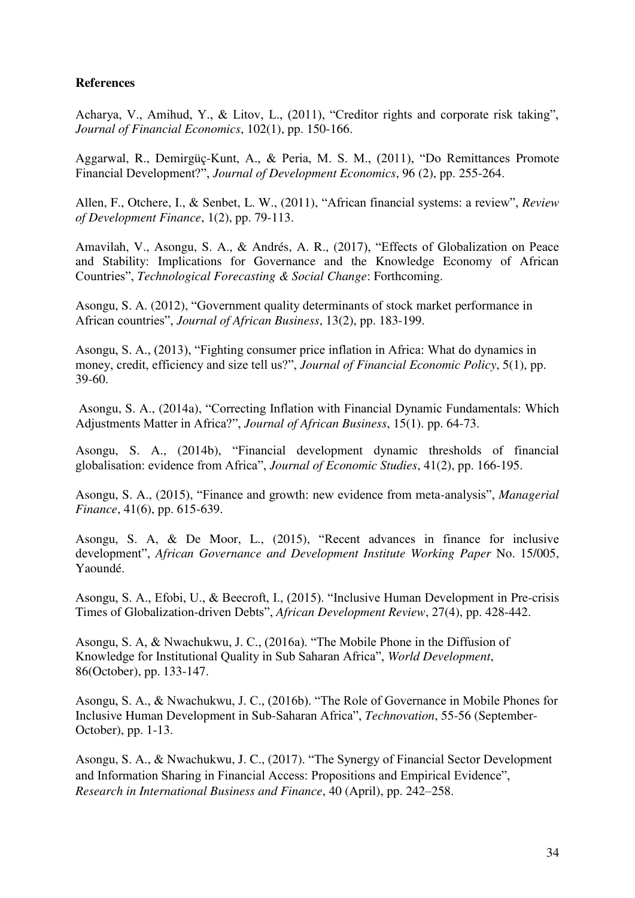**References**

Acharya, V., Amihud, Y., & Litov, L., (2011), "Creditor rights and corporate risk taking", *Journal of Financial Economics*, 102(1), pp. 150-166.

Aggarwal, R., Demirgüç-Kunt, A., & Peria, M. S. M., (2011), "Do Remittances Promote Financial Development?", *Journal of Development Economics*, 96 (2), pp. 255-264.

Allen, F., Otchere, I., & Senbet, L. W., (2011), "African financial systems: a review", *Review of Development Finance*, 1(2), pp. 79-113.

Amavilah, V., Asongu, S. A., & Andrés, A. R., (2017), "Effects of Globalization on Peace and Stability: Implications for Governance and the Knowledge Economy of African Countries", *Technological Forecasting & Social Change*: Forthcoming.

Asongu, S. A. (2012), "Government quality determinants of stock market performance in African countries", *Journal of African Business*, 13(2), pp. 183-199.

Asongu, S. A., (2013), "Fighting consumer price inflation in Africa: What do dynamics in money, credit, efficiency and size tell us?", *Journal of Financial Economic Policy*, 5(1), pp. 39-60.

Asongu, S. A., (2014a), "Correcting Inflation with Financial Dynamic Fundamentals: Which Adjustments Matter in Africa?", *Journal of African Business*, 15(1). pp. 64-73.

Asongu, S. A., (2014b), "Financial development dynamic thresholds of financial globalisation: evidence from Africa", *Journal of Economic Studies*, 41(2), pp. 166-195.

Asongu, S. A., (2015), "Finance and growth: new evidence from meta-analysis", *Managerial Finance*, 41(6), pp. 615-639.

Asongu, S. A, & De Moor, L., (2015), "Recent advances in finance for inclusive development", *African Governance and Development Institute Working Paper* No. 15/005, Yaoundé.

Asongu, S. A., Efobi, U., & Beecroft, I., (2015). "Inclusive Human Development in Pre-crisis Times of Globalization-driven Debts", *African Development Review*, 27(4), pp. 428-442.

Asongu, S. A, & Nwachukwu, J. C., (2016a). "The Mobile Phone in the Diffusion of Knowledge for Institutional Quality in Sub Saharan Africa", *World Development*, 86(October), pp. 133-147.

Asongu, S. A., & Nwachukwu, J. C., (2016b). "The Role of Governance in Mobile Phones for Inclusive Human Development in Sub-Saharan Africa", *Technovation*, 55-56 (September-October), pp. 1-13.

Asongu, S. A., & Nwachukwu, J. C., (2017). "The Synergy of Financial Sector Development and Information Sharing in Financial Access: Propositions and Empirical Evidence", *Research in International Business and Finance*, 40 (April), pp. 242–258.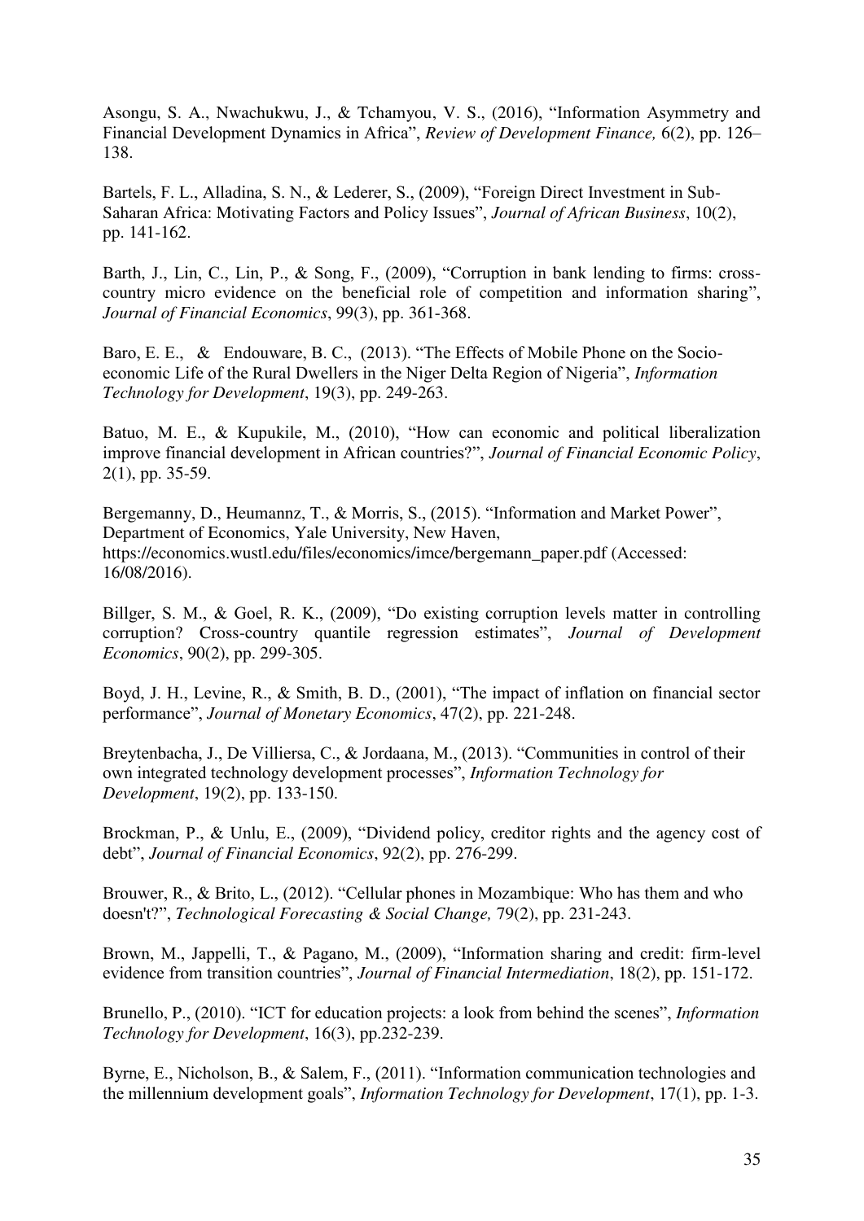Asongu, S. A., Nwachukwu, J., & Tchamyou, V. S., (2016), "Information Asymmetry and Financial Development Dynamics in Africa", *Review of Development Finance,* 6(2), pp. 126–138.

Bartels, F. L., Alladina, S. N., & Lederer, S., (2009), "Foreign Direct Investment in Sub-Saharan Africa: Motivating Factors and Policy Issues", *Journal of African Business*, 10(2), pp. 141-162.

Barth, J., Lin, C., Lin, P., & Song, F., (2009), "Corruption in bank lending to firms: cross-country micro evidence on the beneficial role of competition and information sharing", *Journal of Financial Economics*, 99(3), pp. 361-368.

Baro, E. E., & Endouware, B. C., (2013). "The Effects of Mobile Phone on the Socio-economic Life of the Rural Dwellers in the Niger Delta Region of Nigeria", *Information Technology for Development*, 19(3), pp. 249-263.

Batuo, M. E., & Kupukile, M., (2010), "How can economic and political liberalization improve financial development in African countries?", *Journal of Financial Economic Policy*, 2(1), pp. 35-59.

Bergemanny, D., Heumannz, T., & Morris, S., (2015). "Information and Market Power", Department of Economics, Yale University, New Haven, https://economics.wustl.edu/files/economics/imce/bergemann_paper.pdf (Accessed: 16/08/2016).

Billger, S. M., & Goel, R. K., (2009), "Do existing corruption levels matter in controlling corruption? Cross-country quantile regression estimates", *Journal of Development Economics*, 90(2), pp. 299-305.

Boyd, J. H., Levine, R., & Smith, B. D., (2001), "The impact of inflation on financial sector performance", *Journal of Monetary Economics*, 47(2), pp. 221-248.

Breytenbacha, J., De Villiersa, C., & Jordaana, M., (2013). "Communities in control of their own integrated technology development processes", *Information Technology for Development*, 19(2), pp. 133-150.

Brockman, P., & Unlu, E., (2009), "Dividend policy, creditor rights and the agency cost of debt", *Journal of Financial Economics*, 92(2), pp. 276-299.

Brouwer, R., & Brito, L., (2012). "Cellular phones in Mozambique: Who has them and who doesn't?", *Technological Forecasting & Social Change,* 79(2), pp. 231-243.

Brown, M., Jappelli, T., & Pagano, M., (2009), "Information sharing and credit: firm-level evidence from transition countries", *Journal of Financial Intermediation*, 18(2), pp. 151-172.

Brunello, P., (2010). "ICT for education projects: a look from behind the scenes", *Information Technology for Development*, 16(3), pp.232-239.

Byrne, E., Nicholson, B., & Salem, F., (2011). "Information communication technologies and the millennium development goals", *Information Technology for Development*, 17(1), pp. 1-3.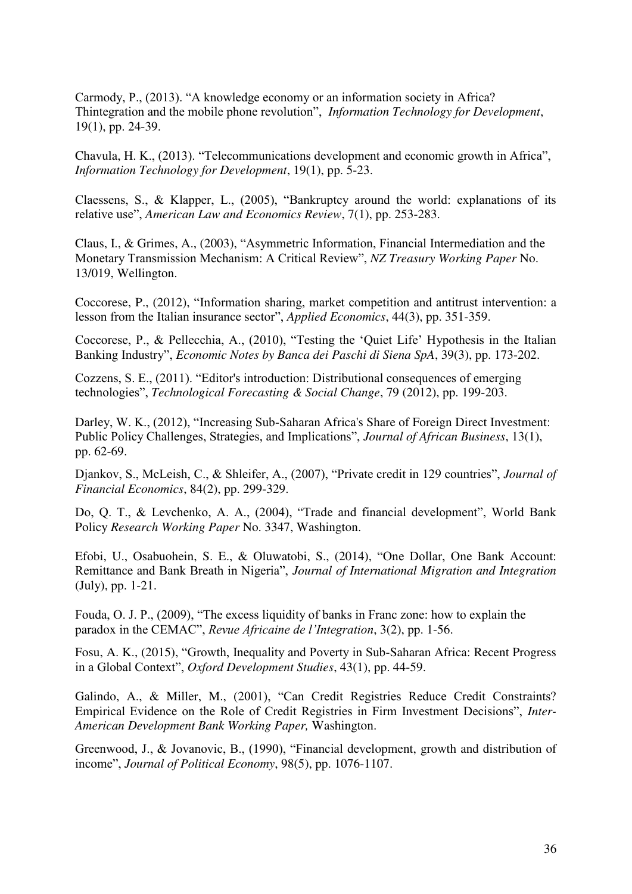Carmody, P., (2013). “A knowledge economy or an information society in Africa? Thintegration and the mobile phone revolution”, *Information Technology for Development*, 19(1), pp. 24-39.

Chavula, H. K., (2013). “Telecommunications development and economic growth in Africa”, *Information Technology for Development*, 19(1), pp. 5-23.

Claessens, S., & Klapper, L., (2005), “Bankruptcy around the world: explanations of its relative use”, *American Law and Economics Review*, 7(1), pp. 253-283.

Claus, I., & Grimes, A., (2003), “Asymmetric Information, Financial Intermediation and the Monetary Transmission Mechanism: A Critical Review”, *NZ Treasury Working Paper* No. 13/019, Wellington.

Coccorese, P., (2012), “Information sharing, market competition and antitrust intervention: a lesson from the Italian insurance sector”, *Applied Economics*, 44(3), pp. 351-359.

Coccorese, P., & Pellecchia, A., (2010), “Testing the ‘Quiet Life’ Hypothesis in the Italian Banking Industry”, *Economic Notes by Banca dei Paschi di Siena SpA*, 39(3), pp. 173-202.

Cozzens, S. E., (2011). “Editor's introduction: Distributional consequences of emerging technologies”, *Technological Forecasting & Social Change*, 79 (2012), pp. 199-203.

Darley, W. K., (2012), “Increasing Sub-Saharan Africa's Share of Foreign Direct Investment: Public Policy Challenges, Strategies, and Implications”, *Journal of African Business*, 13(1), pp. 62-69.

Djankov, S., McLeish, C., & Shleifer, A., (2007), “Private credit in 129 countries”, *Journal of Financial Economics*, 84(2), pp. 299-329.

Do, Q. T., & Levchenko, A. A., (2004), “Trade and financial development”, World Bank Policy *Research Working Paper* No. 3347, Washington.

Efobi, U., Osabuohein, S. E., & Oluwatobi, S., (2014), “One Dollar, One Bank Account: Remittance and Bank Breath in Nigeria”, *Journal of International Migration and Integration* (July), pp. 1-21.

Fouda, O. J. P., (2009), “The excess liquidity of banks in Franc zone: how to explain the paradox in the CEMAC”, *Revue Africaine de l'Integration*, 3(2), pp. 1-56.

Fosu, A. K., (2015), “Growth, Inequality and Poverty in Sub-Saharan Africa: Recent Progress in a Global Context”, *Oxford Development Studies*, 43(1), pp. 44-59.

Galindo, A., & Miller, M., (2001), “Can Credit Registries Reduce Credit Constraints? Empirical Evidence on the Role of Credit Registries in Firm Investment Decisions”, *Inter-American Development Bank Working Paper,* Washington.

Greenwood, J., & Jovanovic, B., (1990), “Financial development, growth and distribution of income”, *Journal of Political Economy*, 98(5), pp. 1076-1107.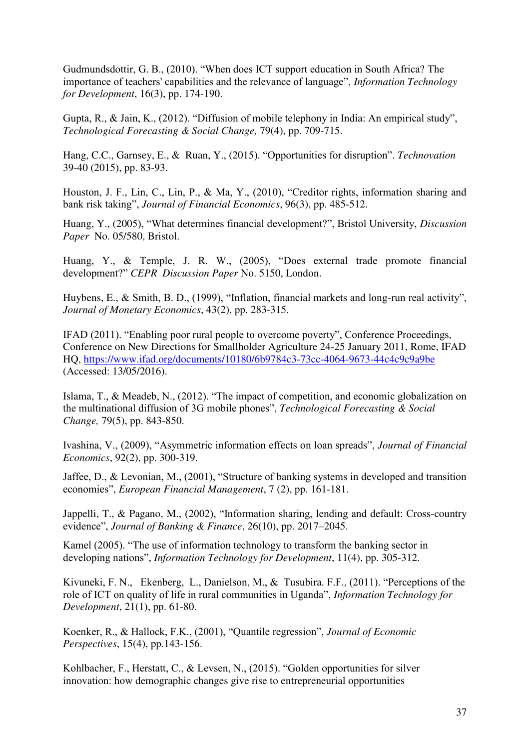Gudmundsdottir, G. B., (2010). "When does ICT support education in South Africa? The importance of teachers' capabilities and the relevance of language", *Information Technology for Development*, 16(3), pp. 174-190.

Gupta, R., & Jain, K., (2012). "Diffusion of mobile telephony in India: An empirical study", *Technological Forecasting & Social Change,* 79(4), pp. 709-715.

Hang, C.C., Garnsey, E., & Ruan, Y., (2015). "Opportunities for disruption". *Technovation* 39-40 (2015), pp. 83-93.

Houston, J. F., Lin, C., Lin, P., & Ma, Y., (2010), "Creditor rights, information sharing and bank risk taking", *Journal of Financial Economics*, 96(3), pp. 485-512.

Huang, Y., (2005), "What determines financial development?", Bristol University, *Discussion Paper* No. 05/580, Bristol.

Huang, Y., & Temple, J. R. W., (2005), "Does external trade promote financial development?" *CEPR Discussion Paper* No. 5150, London.

Huybens, E., & Smith, B. D., (1999), "Inflation, financial markets and long-run real activity", *Journal of Monetary Economics*, 43(2), pp. 283-315.

IFAD (2011). "Enabling poor rural people to overcome poverty", Conference Proceedings, Conference on New Directions for Smallholder Agriculture 24-25 January 2011, Rome, IFAD HQ, https://www.ifad.org/documents/10180/6b9784c3-73cc-4064-9673-44c4c9c9a9be (Accessed: 13/05/2016).

Islama, T., & Meadeb, N., (2012). "The impact of competition, and economic globalization on the multinational diffusion of 3G mobile phones", *Technological Forecasting & Social Change,* 79(5), pp. 843-850.

Ivashina, V., (2009), "Asymmetric information effects on loan spreads", *Journal of Financial Economics*, 92(2), pp. 300-319.

Jaffee, D., & Levonian, M., (2001), "Structure of banking systems in developed and transition economies", *European Financial Management*, 7 (2), pp. 161-181.

Jappelli, T., & Pagano, M., (2002), "Information sharing, lending and default: Cross-country evidence", *Journal of Banking & Finance*, 26(10), pp. 2017–2045.

Kamel (2005). "The use of information technology to transform the banking sector in developing nations", *Information Technology for Development*, 11(4), pp. 305-312.

Kivuneki, F. N., Ekenberg, L., Danielson, M., & Tusubira. F.F., (2011). "Perceptions of the role of ICT on quality of life in rural communities in Uganda", *Information Technology for Development*, 21(1), pp. 61-80.

Koenker, R., & Hallock, F.K., (2001), "Quantile regression", *Journal of Economic Perspectives*, 15(4), pp.143-156.

Kohlbacher, F., Herstatt, C., & Levsen, N., (2015). "Golden opportunities for silver innovation: how demographic changes give rise to entrepreneurial opportunities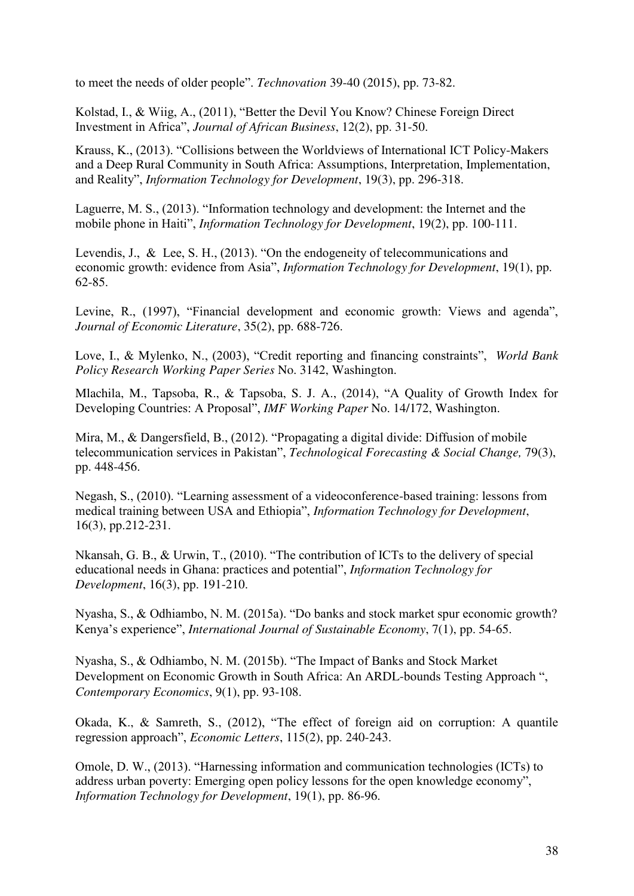to meet the needs of older people". *Technovation* 39-40 (2015), pp. 73-82.

Kolstad, I., & Wiig, A., (2011), "Better the Devil You Know? Chinese Foreign Direct Investment in Africa", *Journal of African Business*, 12(2), pp. 31-50.

Krauss, K., (2013). "Collisions between the Worldviews of International ICT Policy-Makers and a Deep Rural Community in South Africa: Assumptions, Interpretation, Implementation, and Reality", *Information Technology for Development*, 19(3), pp. 296-318.

Laguerre, M. S., (2013). "Information technology and development: the Internet and the mobile phone in Haiti", *Information Technology for Development*, 19(2), pp. 100-111.

Levendis, J., & Lee, S. H., (2013). "On the endogeneity of telecommunications and economic growth: evidence from Asia", *Information Technology for Development*, 19(1), pp. 62-85.

Levine, R., (1997), "Financial development and economic growth: Views and agenda", *Journal of Economic Literature*, 35(2), pp. 688-726.

Love, I., & Mylenko, N., (2003), "Credit reporting and financing constraints", *World Bank Policy Research Working Paper Series* No. 3142, Washington.

Mlachila, M., Tapsoba, R., & Tapsoba, S. J. A., (2014), "A Quality of Growth Index for Developing Countries: A Proposal", *IMF Working Paper* No. 14/172, Washington.

Mira, M., & Dangersfield, B., (2012). "Propagating a digital divide: Diffusion of mobile telecommunication services in Pakistan", *Technological Forecasting & Social Change,* 79(3), pp. 448-456.

Negash, S., (2010). "Learning assessment of a videoconference-based training: lessons from medical training between USA and Ethiopia", *Information Technology for Development*, 16(3), pp.212-231.

Nkansah, G. B., & Urwin, T., (2010). "The contribution of ICTs to the delivery of special educational needs in Ghana: practices and potential", *Information Technology for Development*, 16(3), pp. 191-210.

Nyasha, S., & Odhiambo, N. M. (2015a). "Do banks and stock market spur economic growth? Kenya's experience", *International Journal of Sustainable Economy*, 7(1), pp. 54-65.

Nyasha, S., & Odhiambo, N. M. (2015b). "The Impact of Banks and Stock Market Development on Economic Growth in South Africa: An ARDL-bounds Testing Approach ", *Contemporary Economics*, 9(1), pp. 93-108.

Okada, K., & Samreth, S., (2012), "The effect of foreign aid on corruption: A quantile regression approach", *Economic Letters*, 115(2), pp. 240-243.

Omole, D. W., (2013). "Harnessing information and communication technologies (ICTs) to address urban poverty: Emerging open policy lessons for the open knowledge economy", *Information Technology for Development*, 19(1), pp. 86-96.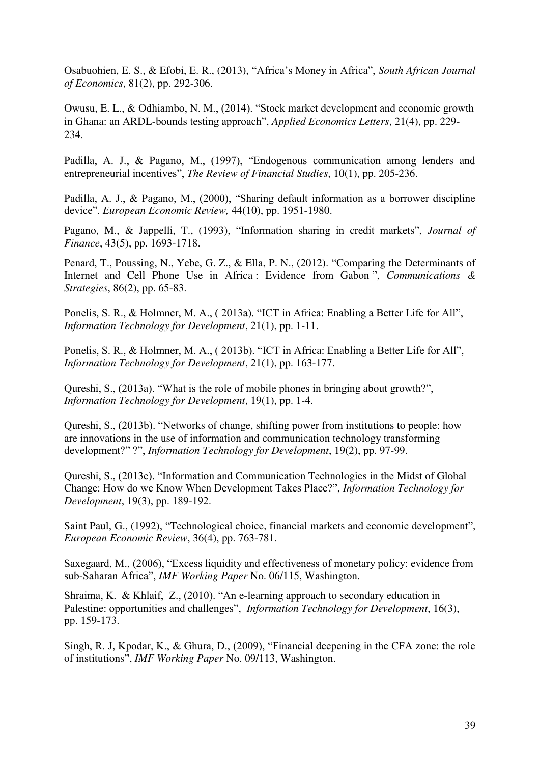Osabuohien, E. S., & Efobi, E. R., (2013), "Africa's Money in Africa", *South African Journal of Economics*, 81(2), pp. 292-306.

Owusu, E. L., & Odhiambo, N. M., (2014). "Stock market development and economic growth in Ghana: an ARDL-bounds testing approach", *Applied Economics Letters*, 21(4), pp. 229-234.

Padilla, A. J., & Pagano, M., (1997), "Endogenous communication among lenders and entrepreneurial incentives", *The Review of Financial Studies*, 10(1), pp. 205-236.

Padilla, A. J., & Pagano, M., (2000), "Sharing default information as a borrower discipline device". *European Economic Review,* 44(10), pp. 1951-1980.

Pagano, M., & Jappelli, T., (1993), "Information sharing in credit markets", *Journal of Finance*, 43(5), pp. 1693-1718.

Penard, T., Poussing, N., Yebe, G. Z., & Ella, P. N., (2012). "Comparing the Determinants of Internet and Cell Phone Use in Africa : Evidence from Gabon ", *Communications & Strategies*, 86(2), pp. 65-83.

Ponelis, S. R., & Holmner, M. A., ( 2013a). "ICT in Africa: Enabling a Better Life for All", *Information Technology for Development*, 21(1), pp. 1-11.

Ponelis, S. R., & Holmner, M. A., ( 2013b). "ICT in Africa: Enabling a Better Life for All", *Information Technology for Development*, 21(1), pp. 163-177.

Qureshi, S., (2013a). "What is the role of mobile phones in bringing about growth?", *Information Technology for Development*, 19(1), pp. 1-4.

Qureshi, S., (2013b). "Networks of change, shifting power from institutions to people: how are innovations in the use of information and communication technology transforming development?" ?", *Information Technology for Development*, 19(2), pp. 97-99.

Qureshi, S., (2013c). "Information and Communication Technologies in the Midst of Global Change: How do we Know When Development Takes Place?", *Information Technology for Development*, 19(3), pp. 189-192.

Saint Paul, G., (1992), "Technological choice, financial markets and economic development", *European Economic Review*, 36(4), pp. 763-781.

Saxegaard, M., (2006), "Excess liquidity and effectiveness of monetary policy: evidence from sub-Saharan Africa", *IMF Working Paper* No. 06/115, Washington.

Shraima, K. & Khlaif, Z., (2010). "An e-learning approach to secondary education in Palestine: opportunities and challenges", *Information Technology for Development*, 16(3), pp. 159-173.

Singh, R. J, Kpodar, K., & Ghura, D., (2009), "Financial deepening in the CFA zone: the role of institutions", *IMF Working Paper* No. 09/113, Washington.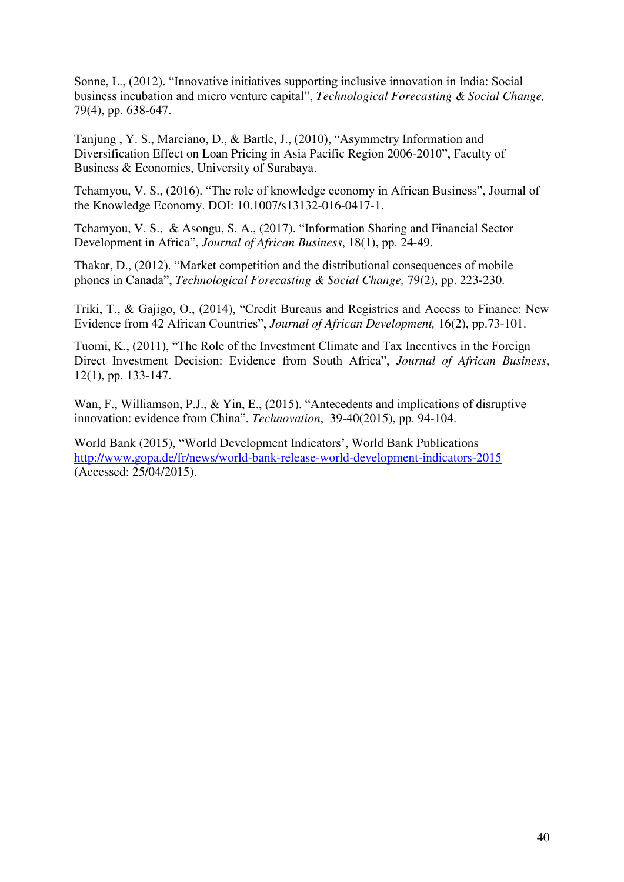Sonne, L., (2012). "Innovative initiatives supporting inclusive innovation in India: Social business incubation and micro venture capital", *Technological Forecasting & Social Change,* 79(4), pp. 638-647.

Tanjung , Y. S., Marciano, D., & Bartle, J., (2010), "Asymmetry Information and Diversification Effect on Loan Pricing in Asia Pacific Region 2006-2010", Faculty of Business & Economics, University of Surabaya.

Tchamyou, V. S., (2016). "The role of knowledge economy in African Business", Journal of the Knowledge Economy. DOI: 10.1007/s13132-016-0417-1.

Tchamyou, V. S., & Asongu, S. A., (2017). "Information Sharing and Financial Sector Development in Africa", *Journal of African Business*, 18(1), pp. 24-49.

Thakar, D., (2012). "Market competition and the distributional consequences of mobile phones in Canada", *Technological Forecasting & Social Change,* 79(2), pp. 223-230.

Triki, T., & Gajigo, O., (2014), "Credit Bureaus and Registries and Access to Finance: New Evidence from 42 African Countries", *Journal of African Development,* 16(2), pp.73-101.

Tuomi, K., (2011), "The Role of the Investment Climate and Tax Incentives in the Foreign Direct Investment Decision: Evidence from South Africa", *Journal of African Business*, 12(1), pp. 133-147.

Wan, F., Williamson, P.J., & Yin, E., (2015). "Antecedents and implications of disruptive innovation: evidence from China". *Technovation*, 39-40(2015), pp. 94-104.

World Bank (2015), "World Development Indicators', World Bank Publications
http://www.gopa.de/fr/news/world-bank-release-world-development-indicators-2015
(Accessed: 25/04/2015).